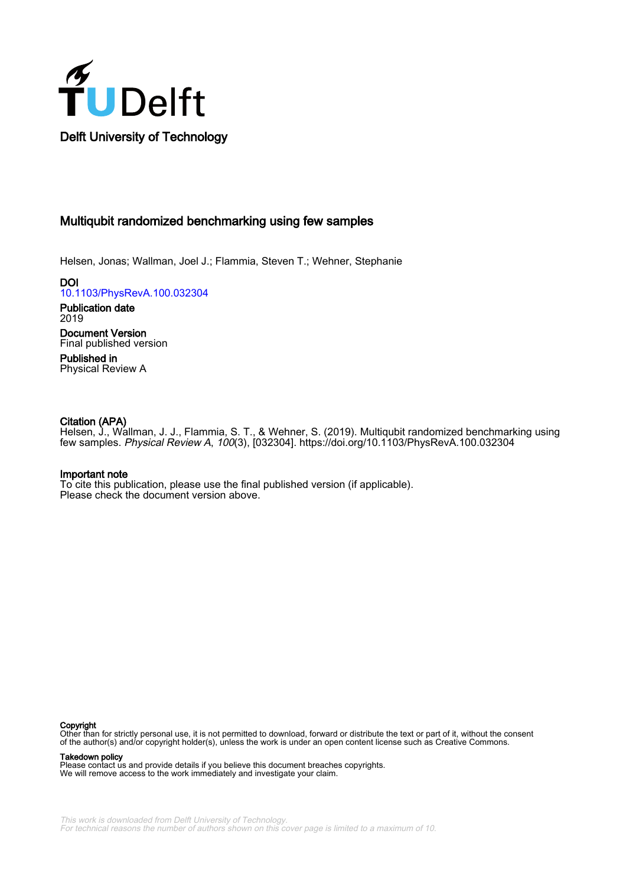Delft University of Technology

# Multiqubit randomized benchmarking using few samples

Helsen, Jonas; Wallman, Joel J.; Flammia, Steven T.; Wehner, Stephanie

**DOI**
10.1103/PhysRevA.100.032304

**Publication date**
2019

**Document Version**
Final published version

**Published in**
Physical Review A

**Citation (APA)**
Helsen, J., Wallman, J. J., Flammia, S. T., & Wehner, S. (2019). Multiqubit randomized benchmarking using few samples. *Physical Review A*, *100*(3), [032304]. https://doi.org/10.1103/PhysRevA.100.032304

**Important note**
To cite this publication, please use the final published version (if applicable).
Please check the document version above.

**Copyright**
Other than for strictly personal use, it is not permitted to download, forward or distribute the text or part of it, without the consent of the author(s) and/or copyright holder(s), unless the work is under an open content license such as Creative Commons.

**Takedown policy**
Please contact us and provide details if you believe this document breaches copyrights.
We will remove access to the work immediately and investigate your claim.

*This work is downloaded from Delft University of Technology.*
*For technical reasons the number of authors shown on this cover page is limited to a maximum of 10.*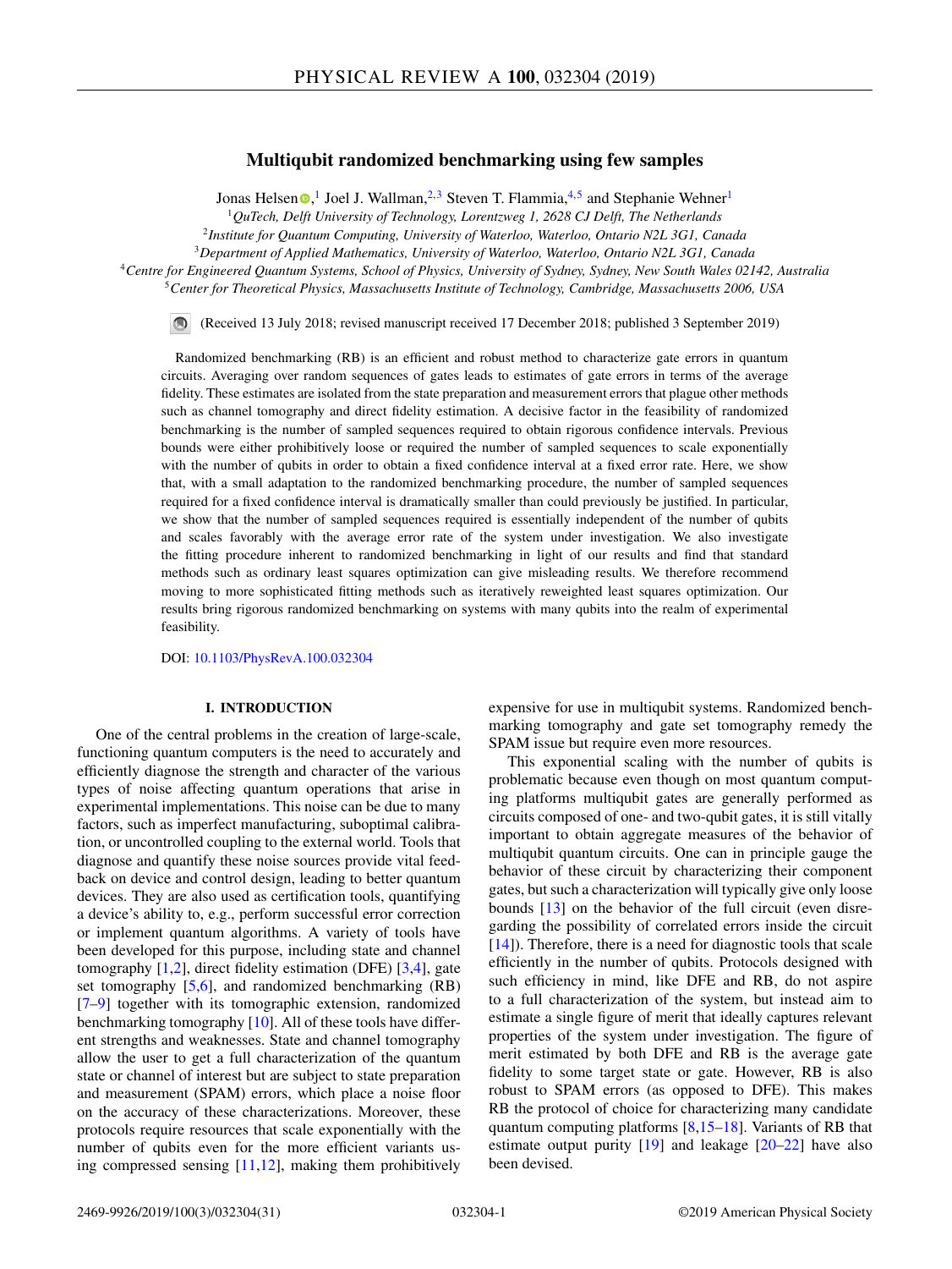# Multiqubit randomized benchmarking using few samples

Jonas Helsen,[1] Joel J. Wallman,[2,3] Steven T. Flammia,[4,5] and Stephanie Wehner[1]

[1]QuTech, Delft University of Technology, Lorentzweg 1, 2628 CJ Delft, The Netherlands

[2]Institute for Quantum Computing, University of Waterloo, Waterloo, Ontario N2L 3G1, Canada

[3]Department of Applied Mathematics, University of Waterloo, Waterloo, Ontario N2L 3G1, Canada

[4]Centre for Engineered Quantum Systems, School of Physics, University of Sydney, Sydney, New South Wales 02142, Australia

[5]Center for Theoretical Physics, Massachusetts Institute of Technology, Cambridge, Massachusetts 2006, USA

(Received 13 July 2018; revised manuscript received 17 December 2018; published 3 September 2019)

Randomized benchmarking (RB) is an efficient and robust method to characterize gate errors in quantum circuits. Averaging over random sequences of gates leads to estimates of gate errors in terms of the average fidelity. These estimates are isolated from the state preparation and measurement errors that plague other methods such as channel tomography and direct fidelity estimation. A decisive factor in the feasibility of randomized benchmarking is the number of sampled sequences required to obtain rigorous confidence intervals. Previous bounds were either prohibitively loose or required the number of sampled sequences to scale exponentially with the number of qubits in order to obtain a fixed confidence interval at a fixed error rate. Here, we show that, with a small adaptation to the randomized benchmarking procedure, the number of sampled sequences required for a fixed confidence interval is dramatically smaller than could previously be justified. In particular, we show that the number of sampled sequences required is essentially independent of the number of qubits and scales favorably with the average error rate of the system under investigation. We also investigate the fitting procedure inherent to randomized benchmarking in light of our results and find that standard methods such as ordinary least squares optimization can give misleading results. We therefore recommend moving to more sophisticated fitting methods such as iteratively reweighted least squares optimization. Our results bring rigorous randomized benchmarking on systems with many qubits into the realm of experimental feasibility.

DOI: 10.1103/PhysRevA.100.032304

## I. INTRODUCTION

One of the central problems in the creation of large-scale, functioning quantum computers is the need to accurately and efficiently diagnose the strength and character of the various types of noise affecting quantum operations that arise in experimental implementations. This noise can be due to many factors, such as imperfect manufacturing, suboptimal calibration, or uncontrolled coupling to the external world. Tools that diagnose and quantify these noise sources provide vital feedback on device and control design, leading to better quantum devices. They are also used as certification tools, quantifying a device's ability to, e.g., perform successful error correction or implement quantum algorithms. A variety of tools have been developed for this purpose, including state and channel tomography [1,2], direct fidelity estimation (DFE) [3,4], gate set tomography [5,6], and randomized benchmarking (RB) [7–9] together with its tomographic extension, randomized benchmarking tomography [10]. All of these tools have different strengths and weaknesses. State and channel tomography allow the user to get a full characterization of the quantum state or channel of interest but are subject to state preparation and measurement (SPAM) errors, which place a noise floor on the accuracy of these characterizations. Moreover, these protocols require resources that scale exponentially with the number of qubits even for the more efficient variants using compressed sensing [11,12], making them prohibitively expensive for use in multiqubit systems. Randomized benchmarking tomography and gate set tomography remedy the SPAM issue but require even more resources.

This exponential scaling with the number of qubits is problematic because even though on most quantum computing platforms multiqubit gates are generally performed as circuits composed of one- and two-qubit gates, it is still vitally important to obtain aggregate measures of the behavior of multiqubit quantum circuits. One can in principle gauge the behavior of these circuit by characterizing their component gates, but such a characterization will typically give only loose bounds [13] on the behavior of the full circuit (even disregarding the possibility of correlated errors inside the circuit [14]). Therefore, there is a need for diagnostic tools that scale efficiently in the number of qubits. Protocols designed with such efficiency in mind, like DFE and RB, do not aspire to a full characterization of the system, but instead aim to estimate a single figure of merit that ideally captures relevant properties of the system under investigation. The figure of merit estimated by both DFE and RB is the average gate fidelity to some target state or gate. However, RB is also robust to SPAM errors (as opposed to DFE). This makes RB the protocol of choice for characterizing many candidate quantum computing platforms [8,15–18]. Variants of RB that estimate output purity [19] and leakage [20–22] have also been devised.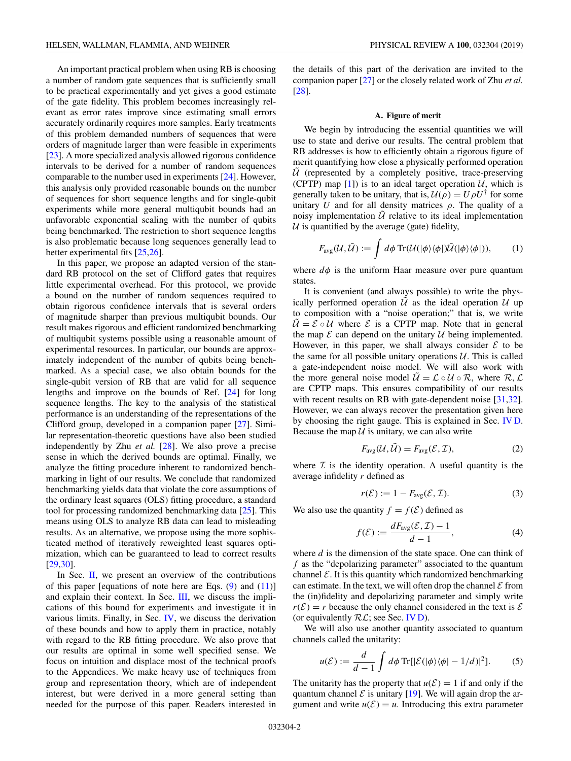An important practical problem when using RB is choosing a number of random gate sequences that is sufficiently small to be practical experimentally and yet gives a good estimate of the gate fidelity. This problem becomes increasingly relevant as error rates improve since estimating small errors accurately ordinarily requires more samples. Early treatments of this problem demanded numbers of sequences that were orders of magnitude larger than were feasible in experiments [23]. A more specialized analysis allowed rigorous confidence intervals to be derived for a number of random sequences comparable to the number used in experiments [24]. However, this analysis only provided reasonable bounds on the number of sequences for short sequence lengths and for single-qubit experiments while more general multiqubit bounds had an unfavorable exponential scaling with the number of qubits being benchmarked. The restriction to short sequence lengths is also problematic because long sequences generally lead to better experimental fits [25,26].

In this paper, we propose an adapted version of the standard RB protocol on the set of Clifford gates that requires little experimental overhead. For this protocol, we provide a bound on the number of random sequences required to obtain rigorous confidence intervals that is several orders of magnitude sharper than previous multiqubit bounds. Our result makes rigorous and efficient randomized benchmarking of multiqubit systems possible using a reasonable amount of experimental resources. In particular, our bounds are approximately independent of the number of qubits being benchmarked. As a special case, we also obtain bounds for the single-qubit version of RB that are valid for all sequence lengths and improve on the bounds of Ref. [24] for long sequence lengths. The key to the analysis of the statistical performance is an understanding of the representations of the Clifford group, developed in a companion paper [27]. Similar representation-theoretic questions have also been studied independently by Zhu *et al.* [28]. We also prove a precise sense in which the derived bounds are optimal. Finally, we analyze the fitting procedure inherent to randomized benchmarking in light of our results. We conclude that randomized benchmarking yields data that violate the core assumptions of the ordinary least squares (OLS) fitting procedure, a standard tool for processing randomized benchmarking data [25]. This means using OLS to analyze RB data can lead to misleading results. As an alternative, we propose using the more sophisticated method of iteratively reweighted least squares optimization, which can be guaranteed to lead to correct results [29,30].

In Sec. II, we present an overview of the contributions of this paper [equations of note here are Eqs. (9) and (11)] and explain their context. In Sec. III, we discuss the implications of this bound for experiments and investigate it in various limits. Finally, in Sec. IV, we discuss the derivation of these bounds and how to apply them in practice, notably with regard to the RB fitting procedure. We also prove that our results are optimal in some well specified sense. We focus on intuition and displace most of the technical proofs to the Appendices. We make heavy use of techniques from group and representation theory, which are of independent interest, but were derived in a more general setting than needed for the purpose of this paper. Readers interested in the details of this part of the derivation are invited to the companion paper [27] or the closely related work of Zhu *et al.* [28].

### A. Figure of merit

We begin by introducing the essential quantities we will use to state and derive our results. The central problem that RB addresses is how to efficiently obtain a rigorous figure of merit quantifying how close a physically performed operation $\tilde{\mathcal{U}}$ (represented by a completely positive, trace-preserving (CPTP) map [1]) is to an ideal target operation $\mathcal{U}$, which is generally taken to be unitary, that is, $\mathcal{U}(\rho) = U\rho U^\dagger$ for some unitary $U$ and for all density matrices $\rho$. The quality of a noisy implementation $\tilde{\mathcal{U}}$ relative to its ideal implementation $\mathcal{U}$ is quantified by the average (gate) fidelity,

$$F_{\text{avg}}(\mathcal{U}, \tilde{\mathcal{U}}) := \int d\phi\, \text{Tr}(\mathcal{U}(|\phi\rangle\langle\phi|)\tilde{\mathcal{U}}(|\phi\rangle\langle\phi|)), \tag{1}$$

where $d\phi$ is the uniform Haar measure over pure quantum states.

It is convenient (and always possible) to write the physically performed operation $\tilde{\mathcal{U}}$ as the ideal operation $\mathcal{U}$ up to composition with a "noise operation;" that is, we write $\tilde{\mathcal{U}} = \mathcal{E} \circ \mathcal{U}$ where $\mathcal{E}$ is a CPTP map. Note that in general the map $\mathcal{E}$ can depend on the unitary $\mathcal{U}$ being implemented. However, in this paper, we shall always consider $\mathcal{E}$ to be the same for all possible unitary operations $\mathcal{U}$. This is called a gate-independent noise model. We will also work with the more general noise model $\tilde{\mathcal{U}} = \mathcal{L} \circ \mathcal{U} \circ \mathcal{R}$, where $\mathcal{R}, \mathcal{L}$ are CPTP maps. This ensures compatibility of our results with recent results on RB with gate-dependent noise [31,32]. However, we can always recover the presentation given here by choosing the right gauge. This is explained in Sec. IV D. Because the map $\mathcal{U}$ is unitary, we can also write

$$F_{\text{avg}}(\mathcal{U}, \tilde{\mathcal{U}}) = F_{\text{avg}}(\mathcal{E}, \mathcal{I}), \tag{2}$$

where $\mathcal{I}$ is the identity operation. A useful quantity is the average infidelity $r$ defined as

$$r(\mathcal{E}) := 1 - F_{\text{avg}}(\mathcal{E}, \mathcal{I}). \tag{3}$$

We also use the quantity $f = f(\mathcal{E})$ defined as

$$f(\mathcal{E}) := \frac{dF_{\text{avg}}(\mathcal{E}, \mathcal{I}) - 1}{d - 1}, \tag{4}$$

where $d$ is the dimension of the state space. One can think of $f$ as the "depolarizing parameter" associated to the quantum channel $\mathcal{E}$. It is this quantity which randomized benchmarking can estimate. In the text, we will often drop the channel $\mathcal{E}$ from the (in)fidelity and depolarizing parameter and simply write $r(\mathcal{E}) = r$ because the only channel considered in the text is $\mathcal{E}$ (or equivalently $\mathcal{R}\mathcal{L}$; see Sec. IV D).

We will also use another quantity associated to quantum channels called the unitarity:

$$u(\mathcal{E}) := \frac{d}{d-1} \int d\phi\, \text{Tr}[|\mathcal{E}(|\phi\rangle\langle\phi| - \mathbb{1}/d)|^2]. \tag{5}$$

The unitarity has the property that $u(\mathcal{E}) = 1$ if and only if the quantum channel $\mathcal{E}$ is unitary [19]. We will again drop the argument and write $u(\mathcal{E}) = u$. Introducing this extra parameter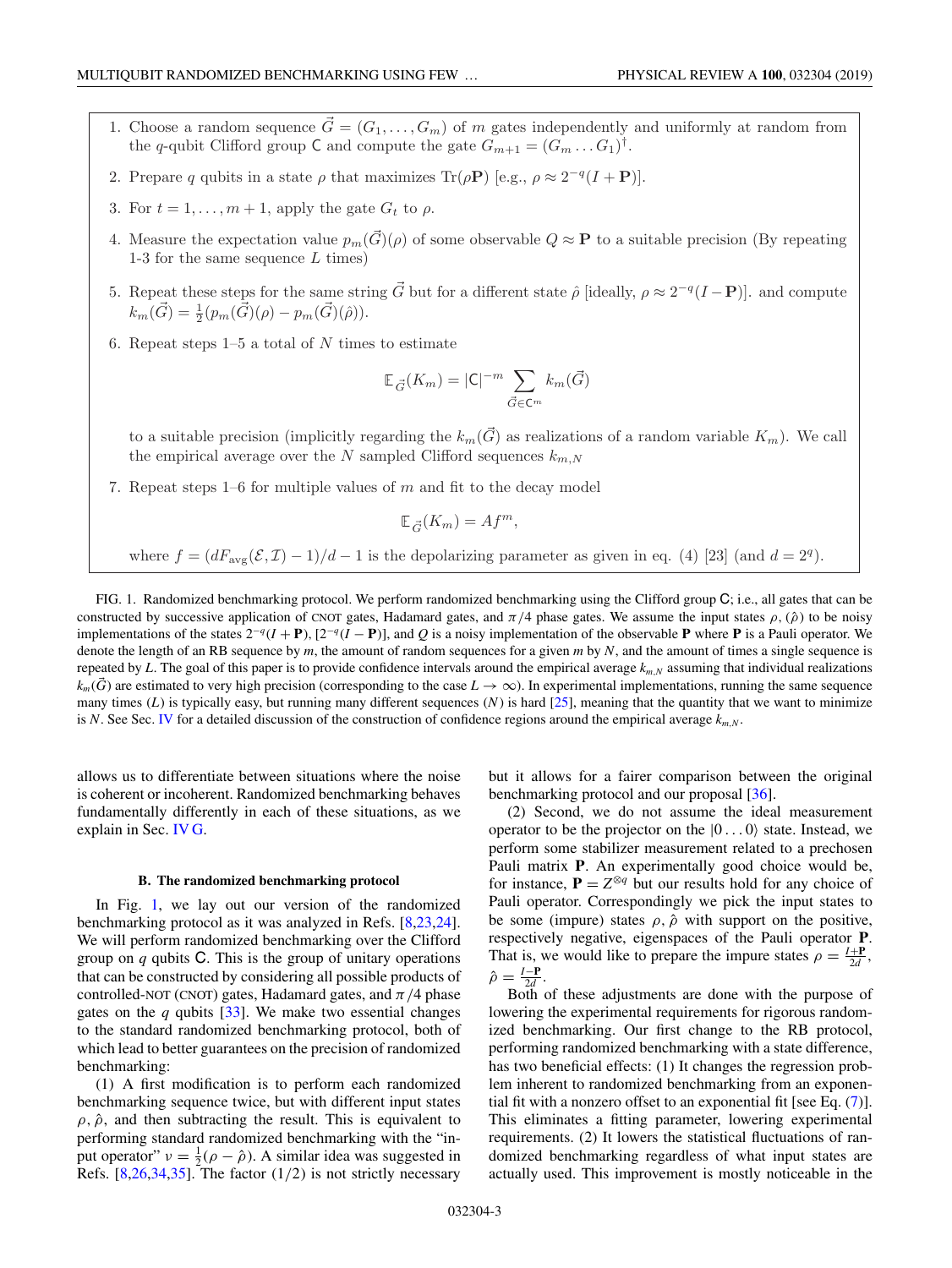1. Choose a random sequence $\vec{G} = (G_1, \dots, G_m)$ of $m$ gates independently and uniformly at random from the $q$-qubit Clifford group $\mathsf{C}$ and compute the gate $G_{m+1} = (G_m \dots G_1)^\dagger$.

2. Prepare $q$ qubits in a state $\rho$ that maximizes $\mathrm{Tr}(\rho \mathbf{P})$ [e.g., $\rho \approx 2^{-q}(I + \mathbf{P})$].

3. For $t = 1, \dots, m+1$, apply the gate $G_t$ to $\rho$.

4. Measure the expectation value $p_m(\vec{G})(\rho)$ of some observable $Q \approx \mathbf{P}$ to a suitable precision (By repeating 1-3 for the same sequence $L$ times)

5. Repeat these steps for the same string $\vec{G}$ but for a different state $\hat{\rho}$ [ideally, $\rho \approx 2^{-q}(I - \mathbf{P})$]. and compute $k_m(\vec{G}) = \frac{1}{2}(p_m(\vec{G})(\rho) - p_m(\vec{G})(\hat{\rho}))$.

6. Repeat steps 1–5 a total of $N$ times to estimate

$$\mathbb{E}_{\vec{G}}(K_m) = |\mathsf{C}|^{-m} \sum_{\vec{G} \in \mathsf{C}^m} k_m(\vec{G})$$

to a suitable precision (implicitly regarding the $k_m(\vec{G})$ as realizations of a random variable $K_m$). We call the empirical average over the $N$ sampled Clifford sequences $k_{m,N}$

7. Repeat steps 1–6 for multiple values of $m$ and fit to the decay model

$$\mathbb{E}_{\vec{G}}(K_m) = A f^m,$$

where $f = (dF_{\mathrm{avg}}(\mathcal{E}, \mathcal{I}) - 1)/d - 1$ is the depolarizing parameter as given in eq. (4) [23] (and $d = 2^q$).

FIG. 1. Randomized benchmarking protocol. We perform randomized benchmarking using the Clifford group $\mathsf{C}$; i.e., all gates that can be constructed by successive application of CNOT gates, Hadamard gates, and $\pi/4$ phase gates. We assume the input states $\rho$, $(\hat{\rho})$ to be noisy implementations of the states $2^{-q}(I + \mathbf{P})$, $[2^{-q}(I - \mathbf{P})]$, and $Q$ is a noisy implementation of the observable $\mathbf{P}$ where $\mathbf{P}$ is a Pauli operator. We denote the length of an RB sequence by $m$, the amount of random sequences for a given $m$ by $N$, and the amount of times a single sequence is repeated by $L$. The goal of this paper is to provide confidence intervals around the empirical average $k_{m,N}$ assuming that individual realizations $k_m(\vec{G})$ are estimated to very high precision (corresponding to the case $L \to \infty$). In experimental implementations, running the same sequence many times ($L$) is typically easy, but running many different sequences ($N$) is hard [25], meaning that the quantity that we want to minimize is $N$. See Sec. IV for a detailed discussion of the construction of confidence regions around the empirical average $k_{m,N}$.

allows us to differentiate between situations where the noise is coherent or incoherent. Randomized benchmarking behaves fundamentally differently in each of these situations, as we explain in Sec. IV G.

### B. The randomized benchmarking protocol

In Fig. 1, we lay out our version of the randomized benchmarking protocol as it was analyzed in Refs. [8,23,24]. We will perform randomized benchmarking over the Clifford group on $q$ qubits $\mathsf{C}$. This is the group of unitary operations that can be constructed by considering all possible products of controlled-NOT (CNOT) gates, Hadamard gates, and $\pi/4$ phase gates on the $q$ qubits [33]. We make two essential changes to the standard randomized benchmarking protocol, both of which lead to better guarantees on the precision of randomized benchmarking:

(1) A first modification is to perform each randomized benchmarking sequence twice, but with different input states $\rho, \hat{\rho}$, and then subtracting the result. This is equivalent to performing standard randomized benchmarking with the "input operator" $\nu = \frac{1}{2}(\rho - \hat{\rho})$. A similar idea was suggested in Refs. [8,26,34,35]. The factor $(1/2)$ is not strictly necessary but it allows for a fairer comparison between the original benchmarking protocol and our proposal [36].

(2) Second, we do not assume the ideal measurement operator to be the projector on the $|0\dots0\rangle$ state. Instead, we perform some stabilizer measurement related to a prechosen Pauli matrix $\mathbf{P}$. An experimentally good choice would be, for instance, $\mathbf{P} = Z^{\otimes q}$ but our results hold for any choice of Pauli operator. Correspondingly we pick the input states to be some (impure) states $\rho, \hat{\rho}$ with support on the positive, respectively negative, eigenspaces of the Pauli operator $\mathbf{P}$. That is, we would like to prepare the impure states $\rho = \frac{I+\mathbf{P}}{2d}$, $\hat{\rho} = \frac{I-\mathbf{P}}{2d}$.

Both of these adjustments are done with the purpose of lowering the experimental requirements for rigorous randomized benchmarking. Our first change to the RB protocol, performing randomized benchmarking with a state difference, has two beneficial effects: (1) It changes the regression problem inherent to randomized benchmarking from an exponential fit with a nonzero offset to an exponential fit [see Eq. (7)]. This eliminates a fitting parameter, lowering experimental requirements. (2) It lowers the statistical fluctuations of randomized benchmarking regardless of what input states are actually used. This improvement is mostly noticeable in the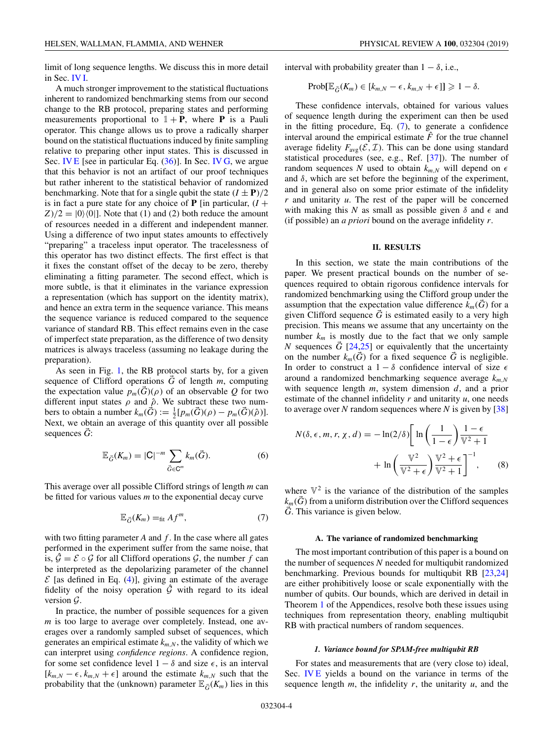limit of long sequence lengths. We discuss this in more detail in Sec. IV I.

A much stronger improvement to the statistical fluctuations inherent to randomized benchmarking stems from our second change to the RB protocol, preparing states and performing measurements proportional to $\mathbb{1} + \mathbf{P}$, where $\mathbf{P}$ is a Pauli operator. This change allows us to prove a radically sharper bound on the statistical fluctuations induced by finite sampling relative to preparing other input states. This is discussed in Sec. IV E [see in particular Eq. (36)]. In Sec. IV G, we argue that this behavior is not an artifact of our proof techniques but rather inherent to the statistical behavior of randomized benchmarking. Note that for a single qubit the state $(I \pm \mathbf{P})/2$ is in fact a pure state for any choice of $\mathbf{P}$ [in particular, $(I + Z)/2 = |0\rangle\langle 0|$]. Note that (1) and (2) both reduce the amount of resources needed in a different and independent manner. Using a difference of two input states amounts to effectively "preparing" a traceless input operator. The tracelessness of this operator has two distinct effects. The first effect is that it fixes the constant offset of the decay to be zero, thereby eliminating a fitting parameter. The second effect, which is more subtle, is that it eliminates in the variance expression a representation (which has support on the identity matrix), and hence an extra term in the sequence variance. This means the sequence variance is reduced compared to the sequence variance of standard RB. This effect remains even in the case of imperfect state preparation, as the difference of two density matrices is always traceless (assuming no leakage during the preparation).

As seen in Fig. 1, the RB protocol starts by, for a given sequence of Clifford operations $\vec{G}$ of length $m$, computing the expectation value $p_m(\vec{G})(\rho)$ of an observable $Q$ for two different input states $\rho$ and $\hat{\rho}$. We subtract these two numbers to obtain a number $k_m(\vec{G}) := \frac{1}{2}[p_m(\vec{G})(\rho) - p_m(\vec{G})(\hat{\rho})]$. Next, we obtain an average of this quantity over all possible sequences $\vec{G}$:

$$\mathbb{E}_{\vec{G}}(K_m) = |\mathsf{C}|^{-m} \sum_{\vec{G}\in\mathsf{C}^m} k_m(\vec{G}). \tag{6}$$

This average over all possible Clifford strings of length $m$ can be fitted for various values $m$ to the exponential decay curve

$$\mathbb{E}_{\vec{G}}(K_m) =_{\text{fit}} Af^m, \tag{7}$$

with two fitting parameter $A$ and $f$. In the case where all gates performed in the experiment suffer from the same noise, that is, $\hat{\mathcal{G}} = \mathcal{E} \circ \mathcal{G}$ for all Clifford operations $\mathcal{G}$, the number $f$ can be interpreted as the depolarizing parameter of the channel $\mathcal{E}$ [as defined in Eq. (4)], giving an estimate of the average fidelity of the noisy operation $\hat{\mathcal{G}}$ with regard to its ideal version $\mathcal{G}$.

In practice, the number of possible sequences for a given $m$ is too large to average over completely. Instead, one averages over a randomly sampled subset of sequences, which generates an empirical estimate $k_{m,N}$, the validity of which we can interpret using *confidence regions*. A confidence region, for some set confidence level $1-\delta$ and size $\epsilon$, is an interval $[k_{m,N} - \epsilon, k_{m,N} + \epsilon]$ around the estimate $k_{m,N}$ such that the probability that the (unknown) parameter $\mathbb{E}_{\vec{G}}(K_m)$ lies in this interval with probability greater than $1-\delta$, i.e.,

$$\text{Prob}[\mathbb{E}_{\vec{G}}(K_m) \in [k_{m,N} - \epsilon, k_{m,N} + \epsilon]] \geqslant 1 - \delta.$$

These confidence intervals, obtained for various values of sequence length during the experiment can then be used in the fitting procedure, Eq. (7), to generate a confidence interval around the empirical estimate $\hat{F}$ for the true channel average fidelity $F_{\text{avg}}(\mathcal{E}, \mathcal{I})$. This can be done using standard statistical procedures (see, e.g., Ref. [37]). The number of random sequences $N$ used to obtain $k_{m,N}$ will depend on $\epsilon$ and $\delta$, which are set before the beginning of the experiment, and in general also on some prior estimate of the infidelity $r$ and unitarity $u$. The rest of the paper will be concerned with making this $N$ as small as possible given $\delta$ and $\epsilon$ and (if possible) an *a priori* bound on the average infidelity $r$.

## II. RESULTS

In this section, we state the main contributions of the paper. We present practical bounds on the number of sequences required to obtain rigorous confidence intervals for randomized benchmarking using the Clifford group under the assumption that the expectation value difference $k_m(\vec{G})$ for a given Clifford sequence $\vec{G}$ is estimated easily to a very high precision. This means we assume that any uncertainty on the number $k_m$ is mostly due to the fact that we only sample $N$ sequences $\vec{G}$ [24,25] or equivalently that the uncertainty on the number $k_m(\vec{G})$ for a fixed sequence $\vec{G}$ is negligible. In order to construct a $1-\delta$ confidence interval of size $\epsilon$ around a randomized benchmarking sequence average $k_{m,N}$ with sequence length $m$, system dimension $d$, and a prior estimate of the channel infidelity $r$ and unitarity $u$, one needs to average over $N$ random sequences where $N$ is given by [38]

$$N(\delta, \epsilon, m, r, \chi, d) = -\ln(2/\delta)\left[\ln\left(\frac{1}{1-\epsilon}\right)\frac{1-\epsilon}{\mathbb{V}^2+1} + \ln\left(\frac{\mathbb{V}^2}{\mathbb{V}^2+\epsilon}\right)\frac{\mathbb{V}^2+\epsilon}{\mathbb{V}^2+1}\right]^{-1}, \tag{8}$$

where $\mathbb{V}^2$ is the variance of the distribution of the samples $k_m(\vec{G})$ from a uniform distribution over the Clifford sequences $\vec{G}$. This variance is given below.

### A. The variance of randomized benchmarking

The most important contribution of this paper is a bound on the number of sequences $N$ needed for multiqubit randomized benchmarking. Previous bounds for multiqubit RB [23,24] are either prohibitively loose or scale exponentially with the number of qubits. Our bounds, which are derived in detail in Theorem 1 of the Appendices, resolve both these issues using techniques from representation theory, enabling multiqubit RB with practical numbers of random sequences.

#### 1. Variance bound for SPAM-free multiqubit RB

For states and measurements that are (very close to) ideal, Sec. IV E yields a bound on the variance in terms of the sequence length $m$, the infidelity $r$, the unitarity $u$, and the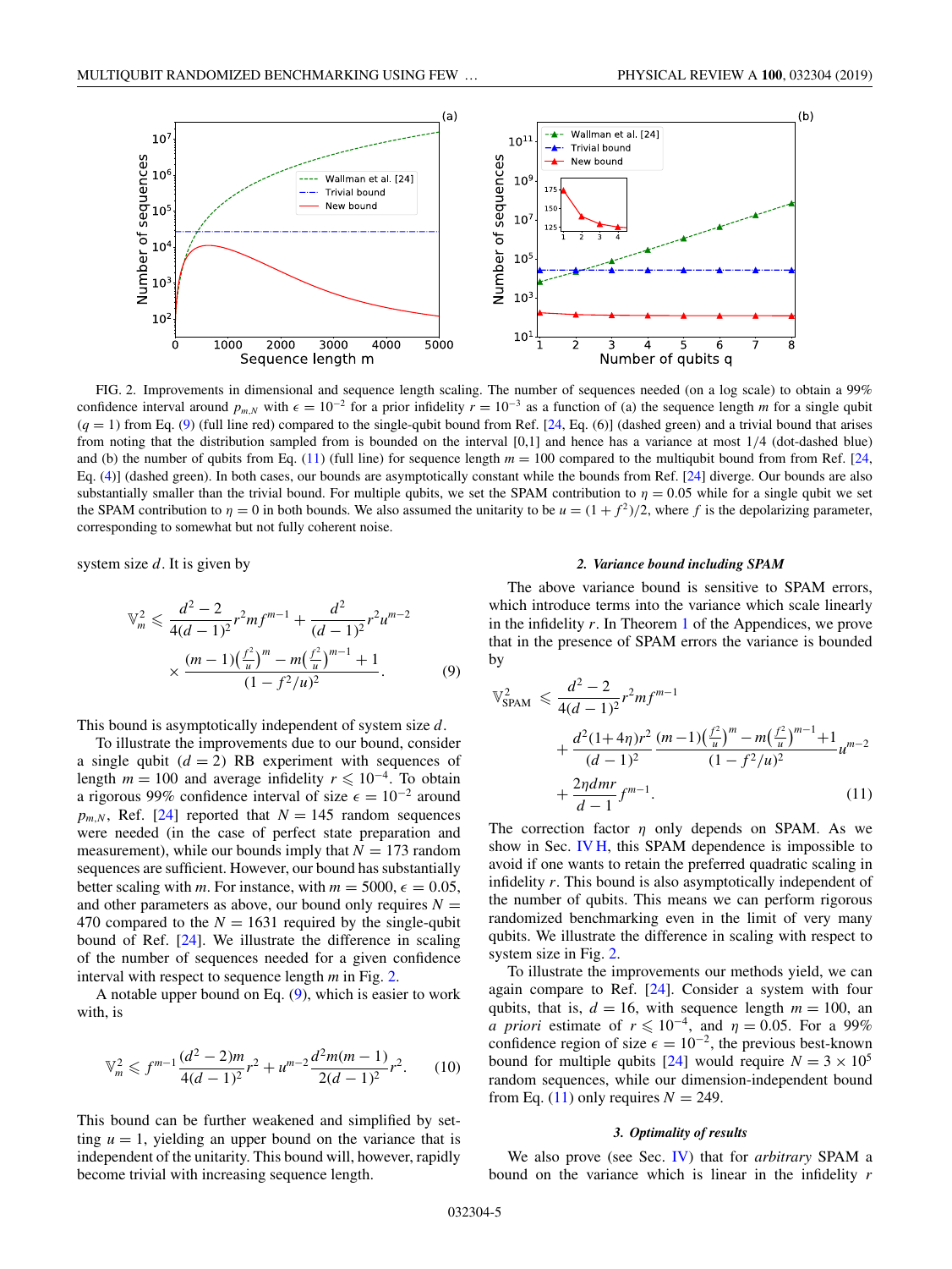FIG. 2. Improvements in dimensional and sequence length scaling. The number of sequences needed (on a log scale) to obtain a 99% confidence interval around $p_{m,N}$ with $\epsilon = 10^{-2}$ for a prior infidelity $r = 10^{-3}$ as a function of (a) the sequence length $m$ for a single qubit ($q = 1$) from Eq. (9) (full line red) compared to the single-qubit bound from Ref. [24, Eq. (6)] (dashed green) and a trivial bound that arises from noting that the distribution sampled from is bounded on the interval [0,1] and hence has a variance at most 1/4 (dot-dashed blue) and (b) the number of qubits from Eq. (11) (full line) for sequence length $m = 100$ compared to the multiqubit bound from from Ref. [24, Eq. (4)] (dashed green). In both cases, our bounds are asymptotically constant while the bounds from Ref. [24] diverge. Our bounds are also substantially smaller than the trivial bound. For multiple qubits, we set the SPAM contribution to $\eta = 0.05$ while for a single qubit we set the SPAM contribution to $\eta = 0$ in both bounds. We also assumed the unitarity to be $u = (1 + f^2)/2$, where $f$ is the depolarizing parameter, corresponding to somewhat but not fully coherent noise.

system size $d$. It is given by

$$\mathbb{V}_m^2 \leqslant \frac{d^2-2}{4(d-1)^2} r^2 m f^{m-1} + \frac{d^2}{(d-1)^2} r^2 u^{m-2} \times \frac{(m-1)\left(\frac{f^2}{u}\right)^m - m\left(\frac{f^2}{u}\right)^{m-1} + 1}{(1-f^2/u)^2}. \tag{9}$$

This bound is asymptotically independent of system size $d$.

To illustrate the improvements due to our bound, consider a single qubit ($d = 2$) RB experiment with sequences of length $m = 100$ and average infidelity $r \leqslant 10^{-4}$. To obtain a rigorous 99% confidence interval of size $\epsilon = 10^{-2}$ around $p_{m,N}$, Ref. [24] reported that $N = 145$ random sequences were needed (in the case of perfect state preparation and measurement), while our bounds imply that $N = 173$ random sequences are sufficient. However, our bound has substantially better scaling with $m$. For instance, with $m = 5000$, $\epsilon = 0.05$, and other parameters as above, our bound only requires $N = 470$ compared to the $N = 1631$ required by the single-qubit bound of Ref. [24]. We illustrate the difference in scaling of the number of sequences needed for a given confidence interval with respect to sequence length $m$ in Fig. 2.

A notable upper bound on Eq. (9), which is easier to work with, is

$$\mathbb{V}_m^2 \leqslant f^{m-1} \frac{(d^2-2)m}{4(d-1)^2} r^2 + u^{m-2} \frac{d^2 m(m-1)}{2(d-1)^2} r^2. \tag{10}$$

This bound can be further weakened and simplified by setting $u = 1$, yielding an upper bound on the variance that is independent of the unitarity. This bound will, however, rapidly become trivial with increasing sequence length.

#### 2. Variance bound including SPAM

The above variance bound is sensitive to SPAM errors, which introduce terms into the variance which scale linearly in the infidelity $r$. In Theorem 1 of the Appendices, we prove that in the presence of SPAM errors the variance is bounded by

$$\mathbb{V}_{\text{SPAM}}^2 \leqslant \frac{d^2-2}{4(d-1)^2} r^2 m f^{m-1} + \frac{d^2(1+4\eta)r^2}{(d-1)^2} \frac{(m-1)\left(\frac{f^2}{u}\right)^m - m\left(\frac{f^2}{u}\right)^{m-1} + 1}{(1-f^2/u)^2} u^{m-2} + \frac{2\eta dmr}{d-1} f^{m-1}. \tag{11}$$

The correction factor $\eta$ only depends on SPAM. As we show in Sec. IV H, this SPAM dependence is impossible to avoid if one wants to retain the preferred quadratic scaling in infidelity $r$. This bound is also asymptotically independent of the number of qubits. This means we can perform rigorous randomized benchmarking even in the limit of very many qubits. We illustrate the difference in scaling with respect to system size in Fig. 2.

To illustrate the improvements our methods yield, we can again compare to Ref. [24]. Consider a system with four qubits, that is, $d = 16$, with sequence length $m = 100$, an *a priori* estimate of $r \leqslant 10^{-4}$, and $\eta = 0.05$. For a 99% confidence region of size $\epsilon = 10^{-2}$, the previous best-known bound for multiple qubits [24] would require $N = 3 \times 10^5$ random sequences, while our dimension-independent bound from Eq. (11) only requires $N = 249$.

#### 3. Optimality of results

We also prove (see Sec. IV) that for *arbitrary* SPAM a bound on the variance which is linear in the infidelity $r$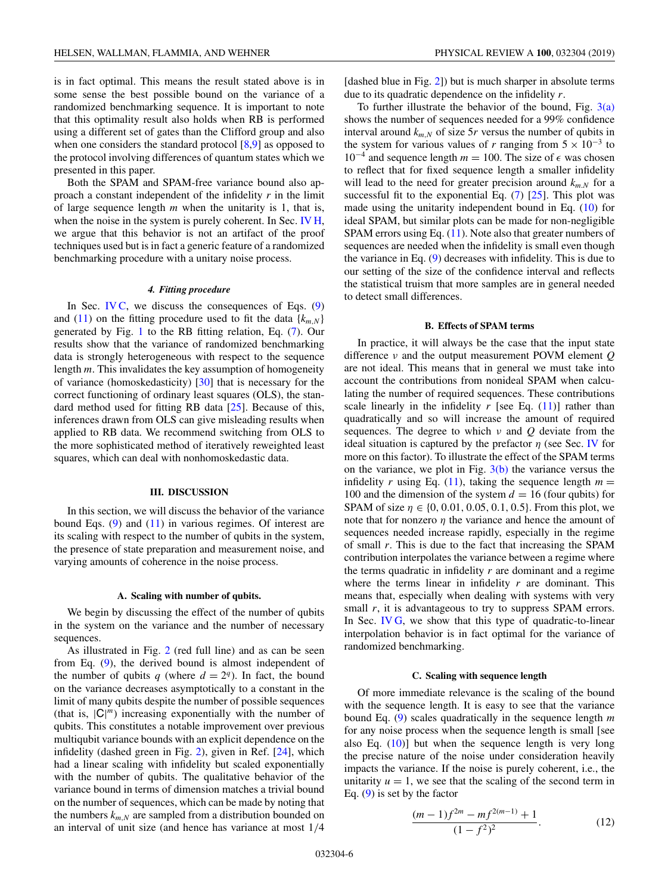is in fact optimal. This means the result stated above is in some sense the best possible bound on the variance of a randomized benchmarking sequence. It is important to note that this optimality result also holds when RB is performed using a different set of gates than the Clifford group and also when one considers the standard protocol [8,9] as opposed to the protocol involving differences of quantum states which we presented in this paper.

Both the SPAM and SPAM-free variance bound also approach a constant independent of the infidelity $r$ in the limit of large sequence length $m$ when the unitarity is 1, that is, when the noise in the system is purely coherent. In Sec. IV H, we argue that this behavior is not an artifact of the proof techniques used but is in fact a generic feature of a randomized benchmarking procedure with a unitary noise process.

#### 4. Fitting procedure

In Sec. IV C, we discuss the consequences of Eqs. (9) and (11) on the fitting procedure used to fit the data $\{k_{m,N}\}$ generated by Fig. 1 to the RB fitting relation, Eq. (7). Our results show that the variance of randomized benchmarking data is strongly heterogeneous with respect to the sequence length $m$. This invalidates the key assumption of homogeneity of variance (homoskedasticity) [30] that is necessary for the correct functioning of ordinary least squares (OLS), the standard method used for fitting RB data [25]. Because of this, inferences drawn from OLS can give misleading results when applied to RB data. We recommend switching from OLS to the more sophisticated method of iteratively reweighted least squares, which can deal with nonhomoskedastic data.

## III. DISCUSSION

In this section, we will discuss the behavior of the variance bound Eqs. (9) and (11) in various regimes. Of interest are its scaling with respect to the number of qubits in the system, the presence of state preparation and measurement noise, and varying amounts of coherence in the noise process.

### A. Scaling with number of qubits.

We begin by discussing the effect of the number of qubits in the system on the variance and the number of necessary sequences.

As illustrated in Fig. 2 (red full line) and as can be seen from Eq. (9), the derived bound is almost independent of the number of qubits $q$ (where $d = 2^q$). In fact, the bound on the variance decreases asymptotically to a constant in the limit of many qubits despite the number of possible sequences (that is, $|\mathsf{C}|^m$) increasing exponentially with the number of qubits. This constitutes a notable improvement over previous multiqubit variance bounds with an explicit dependence on the infidelity (dashed green in Fig. 2), given in Ref. [24], which had a linear scaling with infidelity but scaled exponentially with the number of qubits. The qualitative behavior of the variance bound in terms of dimension matches a trivial bound on the number of sequences, which can be made by noting that the numbers $k_{m,N}$ are sampled from a distribution bounded on an interval of unit size (and hence has variance at most $1/4$ [dashed blue in Fig. 2]) but is much sharper in absolute terms due to its quadratic dependence on the infidelity $r$.

To further illustrate the behavior of the bound, Fig. 3(a) shows the number of sequences needed for a 99% confidence interval around $k_{m,N}$ of size $5r$ versus the number of qubits in the system for various values of $r$ ranging from $5\times10^{-3}$ to $10^{-4}$ and sequence length $m = 100$. The size of $\epsilon$ was chosen to reflect that for fixed sequence length a smaller infidelity will lead to the need for greater precision around $k_{m,N}$ for a successful fit to the exponential Eq. (7) [25]. This plot was made using the unitarity independent bound in Eq. (10) for ideal SPAM, but similar plots can be made for non-negligible SPAM errors using Eq. (11). Note also that greater numbers of sequences are needed when the infidelity is small even though the variance in Eq. (9) decreases with infidelity. This is due to our setting of the size of the confidence interval and reflects the statistical truism that more samples are in general needed to detect small differences.

### B. Effects of SPAM terms

In practice, it will always be the case that the input state difference $\nu$ and the output measurement POVM element $Q$ are not ideal. This means that in general we must take into account the contributions from nonideal SPAM when calculating the number of required sequences. These contributions scale linearly in the infidelity $r$ [see Eq. (11)] rather than quadratically and so will increase the amount of required sequences. The degree to which $\nu$ and $Q$ deviate from the ideal situation is captured by the prefactor $\eta$ (see Sec. IV for more on this factor). To illustrate the effect of the SPAM terms on the variance, we plot in Fig. 3(b) the variance versus the infidelity $r$ using Eq. (11), taking the sequence length $m = 100$ and the dimension of the system $d = 16$ (four qubits) for SPAM of size $\eta \in \{0, 0.01, 0.05, 0.1, 0.5\}$. From this plot, we note that for nonzero $\eta$ the variance and hence the amount of sequences needed increase rapidly, especially in the regime of small $r$. This is due to the fact that increasing the SPAM contribution interpolates the variance between a regime where the terms quadratic in infidelity $r$ are dominant and a regime where the terms linear in infidelity $r$ are dominant. This means that, especially when dealing with systems with very small $r$, it is advantageous to try to suppress SPAM errors. In Sec. IV G, we show that this type of quadratic-to-linear interpolation behavior is in fact optimal for the variance of randomized benchmarking.

### C. Scaling with sequence length

Of more immediate relevance is the scaling of the bound with the sequence length. It is easy to see that the variance bound Eq. (9) scales quadratically in the sequence length $m$ for any noise process when the sequence length is small [see also Eq. (10)] but when the sequence length is very long the precise nature of the noise under consideration heavily impacts the variance. If the noise is purely coherent, i.e., the unitarity $u = 1$, we see that the scaling of the second term in Eq. (9) is set by the factor

$$\frac{(m-1)f^{2m} - mf^{2(m-1)} + 1}{(1-f^2)^2}. \tag{12}$$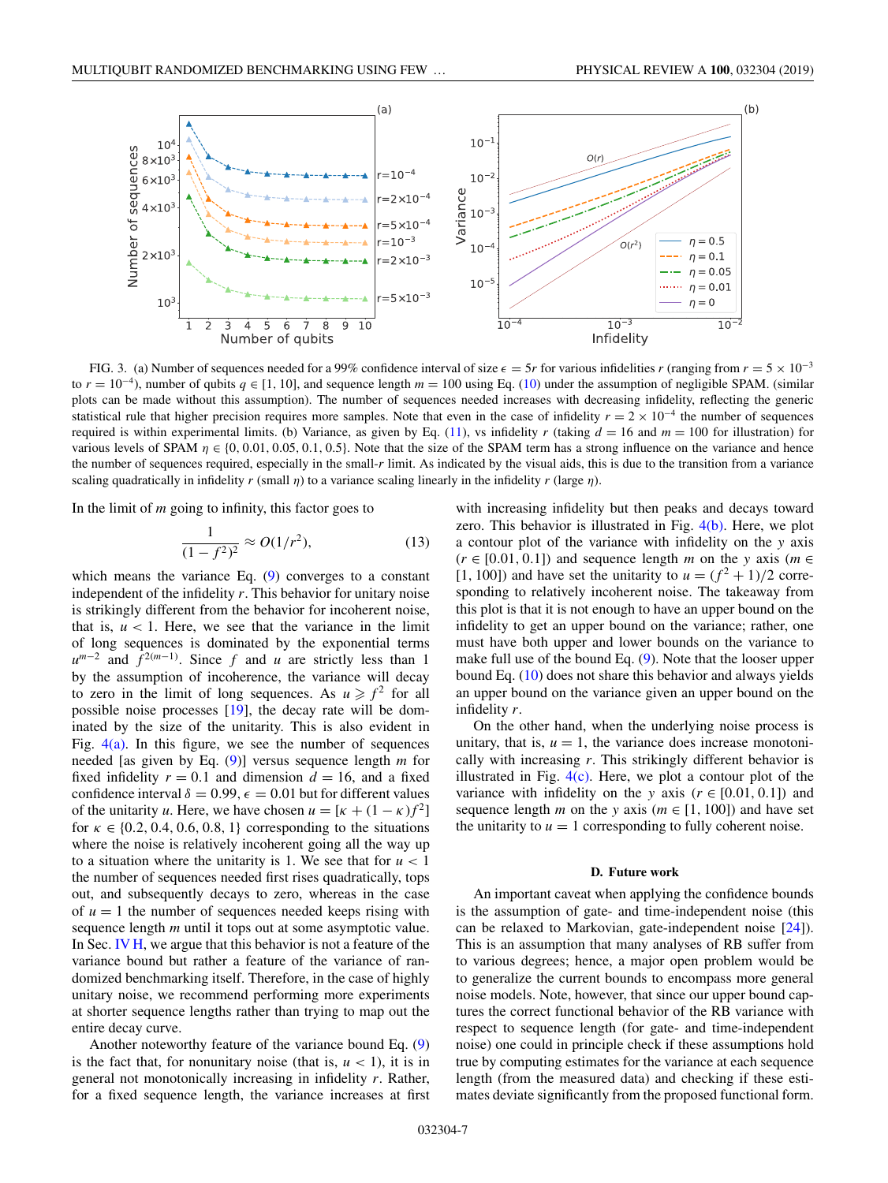FIG. 3. (a) Number of sequences needed for a 99% confidence interval of size $\epsilon = 5r$ for various infidelities $r$ (ranging from $r = 5 \times 10^{-3}$ to $r = 10^{-4}$), number of qubits $q \in [1, 10]$, and sequence length $m = 100$ using Eq. (10) under the assumption of negligible SPAM. (similar plots can be made without this assumption). The number of sequences needed increases with decreasing infidelity, reflecting the generic statistical rule that higher precision requires more samples. Note that even in the case of infidelity $r = 2 \times 10^{-4}$ the number of sequences required is within experimental limits. (b) Variance, as given by Eq. (11), vs infidelity $r$ (taking $d = 16$ and $m = 100$ for illustration) for various levels of SPAM $\eta \in \{0, 0.01, 0.05, 0.1, 0.5\}$. Note that the size of the SPAM term has a strong influence on the variance and hence the number of sequences required, especially in the small-$r$ limit. As indicated by the visual aids, this is due to the transition from a variance scaling quadratically in infidelity $r$ (small $\eta$) to a variance scaling linearly in the infidelity $r$ (large $\eta$).

In the limit of $m$ going to infinity, this factor goes to

$$\frac{1}{(1-f^2)^2} \approx O(1/r^2), \tag{13}$$

which means the variance Eq. (9) converges to a constant independent of the infidelity $r$. This behavior for unitary noise is strikingly different from the behavior for incoherent noise, that is, $u < 1$. Here, we see that the variance in the limit of long sequences is dominated by the exponential terms $u^{m-2}$ and $f^{2(m-1)}$. Since $f$ and $u$ are strictly less than 1 by the assumption of incoherence, the variance will decay to zero in the limit of long sequences. As $u \geqslant f^2$ for all possible noise processes [19], the decay rate will be dominated by the size of the unitarity. This is also evident in Fig. 4(a). In this figure, we see the number of sequences needed [as given by Eq. (9)] versus sequence length $m$ for fixed infidelity $r = 0.1$ and dimension $d = 16$, and a fixed confidence interval $\delta = 0.99$, $\epsilon = 0.01$ but for different values of the unitarity $u$. Here, we have chosen $u = [\kappa + (1-\kappa)f^2]$ for $\kappa \in \{0.2, 0.4, 0.6, 0.8, 1\}$ corresponding to the situations where the noise is relatively incoherent going all the way up to a situation where the unitarity is 1. We see that for $u < 1$ the number of sequences needed first rises quadratically, tops out, and subsequently decays to zero, whereas in the case of $u = 1$ the number of sequences needed keeps rising with sequence length $m$ until it tops out at some asymptotic value. In Sec. IV H, we argue that this behavior is not a feature of the variance bound but rather a feature of the variance of randomized benchmarking itself. Therefore, in the case of highly unitary noise, we recommend performing more experiments at shorter sequence lengths rather than trying to map out the entire decay curve.

Another noteworthy feature of the variance bound Eq. (9) is the fact that, for nonunitary noise (that is, $u < 1$), it is in general not monotonically increasing in infidelity $r$. Rather, for a fixed sequence length, the variance increases at first with increasing infidelity but then peaks and decays toward zero. This behavior is illustrated in Fig. 4(b). Here, we plot a contour plot of the variance with infidelity on the $y$ axis ($r \in [0.01, 0.1]$) and sequence length $m$ on the $y$ axis ($m \in [1, 100]$) and have set the unitarity to $u = (f^2 + 1)/2$ corresponding to relatively incoherent noise. The takeaway from this plot is that it is not enough to have an upper bound on the infidelity to get an upper bound on the variance; rather, one must have both upper and lower bounds on the variance to make full use of the bound Eq. (9). Note that the looser upper bound Eq. (10) does not share this behavior and always yields an upper bound on the variance given an upper bound on the infidelity $r$.

On the other hand, when the underlying noise process is unitary, that is, $u = 1$, the variance does increase monotonically with increasing $r$. This strikingly different behavior is illustrated in Fig. 4(c). Here, we plot a contour plot of the variance with infidelity on the $y$ axis ($r \in [0.01, 0.1]$) and sequence length $m$ on the $y$ axis ($m \in [1, 100]$) and have set the unitarity to $u = 1$ corresponding to fully coherent noise.

### D. Future work

An important caveat when applying the confidence bounds is the assumption of gate- and time-independent noise (this can be relaxed to Markovian, gate-independent noise [24]). This is an assumption that many analyses of RB suffer from to various degrees; hence, a major open problem would be to generalize the current bounds to encompass more general noise models. Note, however, that since our upper bound captures the correct functional behavior of the RB variance with respect to sequence length (for gate- and time-independent noise) one could in principle check if these assumptions hold true by computing estimates for the variance at each sequence length (from the measured data) and checking if these estimates deviate significantly from the proposed functional form.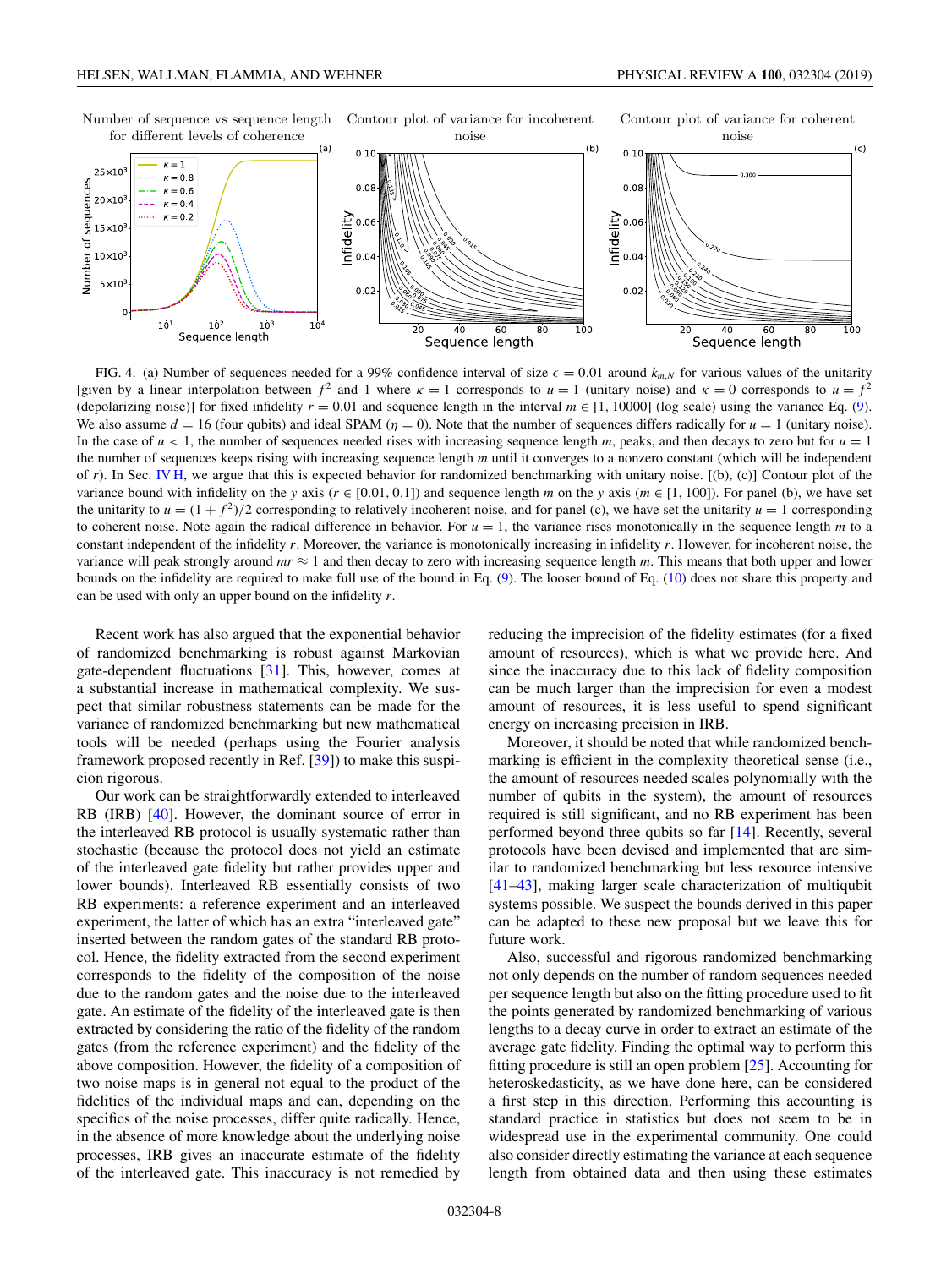FIG. 4. (a) Number of sequences needed for a 99% confidence interval of size $\epsilon = 0.01$ around $k_{m,N}$ for various values of the unitarity [given by a linear interpolation between $f^2$ and 1 where $\kappa = 1$ corresponds to $u = 1$ (unitary noise) and $\kappa = 0$ corresponds to $u = f^2$ (depolarizing noise)] for fixed infidelity $r = 0.01$ and sequence length in the interval $m \in [1, 10000]$ (log scale) using the variance Eq. (9). We also assume $d = 16$ (four qubits) and ideal SPAM ($\eta = 0$). Note that the number of sequences differs radically for $u = 1$ (unitary noise). In the case of $u < 1$, the number of sequences needed rises with increasing sequence length $m$, peaks, and then decays to zero but for $u = 1$ the number of sequences keeps rising with increasing sequence length $m$ until it converges to a nonzero constant (which will be independent of $r$). In Sec. IV H, we argue that this is expected behavior for randomized benchmarking with unitary noise. [(b), (c)] Contour plot of the variance bound with infidelity on the $y$ axis ($r \in [0.01, 0.1]$) and sequence length $m$ on the $y$ axis ($m \in [1, 100]$). For panel (b), we have set the unitarity to $u = (1 + f^2)/2$ corresponding to relatively incoherent noise, and for panel (c), we have set the unitarity $u = 1$ corresponding to coherent noise. Note again the radical difference in behavior. For $u = 1$, the variance rises monotonically in the sequence length $m$ to a constant independent of the infidelity $r$. Moreover, the variance is monotonically increasing in infidelity $r$. However, for incoherent noise, the variance will peak strongly around $mr \approx 1$ and then decay to zero with increasing sequence length $m$. This means that both upper and lower bounds on the infidelity are required to make full use of the bound in Eq. (9). The looser bound of Eq. (10) does not share this property and can be used with only an upper bound on the infidelity $r$.

Recent work has also argued that the exponential behavior of randomized benchmarking is robust against Markovian gate-dependent fluctuations [31]. This, however, comes at a substantial increase in mathematical complexity. We suspect that similar robustness statements can be made for the variance of randomized benchmarking but new mathematical tools will be needed (perhaps using the Fourier analysis framework proposed recently in Ref. [39]) to make this suspicion rigorous.

Our work can be straightforwardly extended to interleaved RB (IRB) [40]. However, the dominant source of error in the interleaved RB protocol is usually systematic rather than stochastic (because the protocol does not yield an estimate of the interleaved gate fidelity but rather provides upper and lower bounds). Interleaved RB essentially consists of two RB experiments: a reference experiment and an interleaved experiment, the latter of which has an extra "interleaved gate" inserted between the random gates of the standard RB protocol. Hence, the fidelity extracted from the second experiment corresponds to the fidelity of the composition of the noise due to the random gates and the noise due to the interleaved gate. An estimate of the fidelity of the interleaved gate is then extracted by considering the ratio of the fidelity of the random gates (from the reference experiment) and the fidelity of the above composition. However, the fidelity of a composition of two noise maps is in general not equal to the product of the fidelities of the individual maps and can, depending on the specifics of the noise processes, differ quite radically. Hence, in the absence of more knowledge about the underlying noise processes, IRB gives an inaccurate estimate of the fidelity of the interleaved gate. This inaccuracy is not remedied by reducing the imprecision of the fidelity estimates (for a fixed amount of resources), which is what we provide here. And since the inaccuracy due to this lack of fidelity composition can be much larger than the imprecision for even a modest amount of resources, it is less useful to spend significant energy on increasing precision in IRB.

Moreover, it should be noted that while randomized benchmarking is efficient in the complexity theoretical sense (i.e., the amount of resources needed scales polynomially with the number of qubits in the system), the amount of resources required is still significant, and no RB experiment has been performed beyond three qubits so far [14]. Recently, several protocols have been devised and implemented that are similar to randomized benchmarking but less resource intensive [41–43], making larger scale characterization of multiqubit systems possible. We suspect the bounds derived in this paper can be adapted to these new proposal but we leave this for future work.

Also, successful and rigorous randomized benchmarking not only depends on the number of random sequences needed per sequence length but also on the fitting procedure used to fit the points generated by randomized benchmarking of various lengths to a decay curve in order to extract an estimate of the average gate fidelity. Finding the optimal way to perform this fitting procedure is still an open problem [25]. Accounting for heteroskedasticity, as we have done here, can be considered a first step in this direction. Performing this accounting is standard practice in statistics but does not seem to be in widespread use in the experimental community. One could also consider directly estimating the variance at each sequence length from obtained data and then using these estimates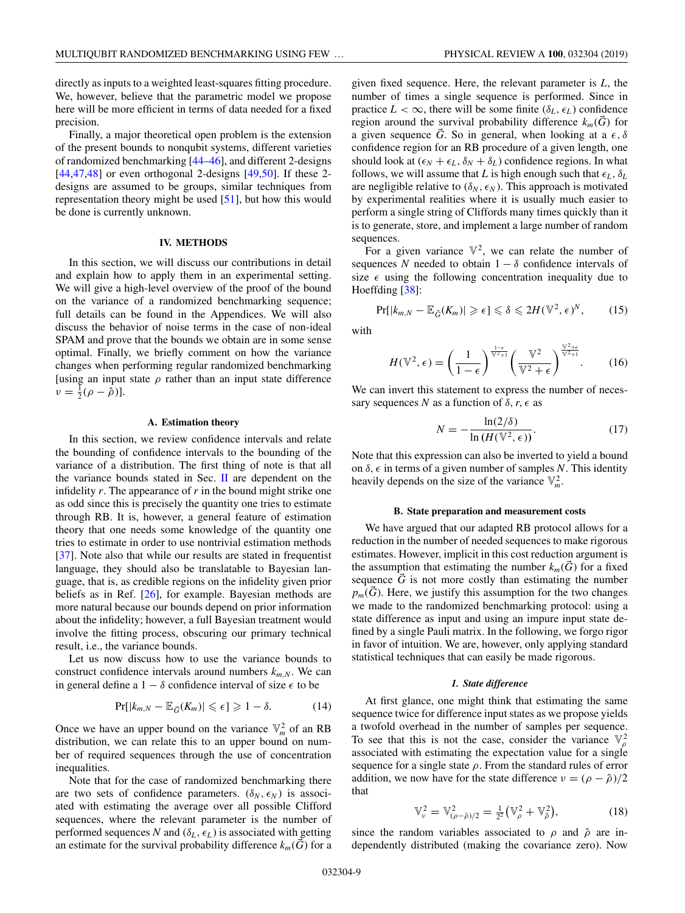directly as inputs to a weighted least-squares fitting procedure. We, however, believe that the parametric model we propose here will be more efficient in terms of data needed for a fixed precision.

Finally, a major theoretical open problem is the extension of the present bounds to nonqubit systems, different varieties of randomized benchmarking [44–46], and different 2-designs [44,47,48] or even orthogonal 2-designs [49,50]. If these 2-designs are assumed to be groups, similar techniques from representation theory might be used [51], but how this would be done is currently unknown.

## IV. METHODS

In this section, we will discuss our contributions in detail and explain how to apply them in an experimental setting. We will give a high-level overview of the proof of the bound on the variance of a randomized benchmarking sequence; full details can be found in the Appendices. We will also discuss the behavior of noise terms in the case of non-ideal SPAM and prove that the bounds we obtain are in some sense optimal. Finally, we briefly comment on how the variance changes when performing regular randomized benchmarking [using an input state $\rho$ rather than an input state difference $\nu = \frac{1}{2}(\rho - \hat{\rho})$].

### A. Estimation theory

In this section, we review confidence intervals and relate the bounding of confidence intervals to the bounding of the variance of a distribution. The first thing of note is that all the variance bounds stated in Sec. II are dependent on the infidelity $r$. The appearance of $r$ in the bound might strike one as odd since this is precisely the quantity one tries to estimate through RB. It is, however, a general feature of estimation theory that one needs some knowledge of the quantity one tries to estimate in order to use nontrivial estimation methods [37]. Note also that while our results are stated in frequentist language, they should also be translatable to Bayesian language, that is, as credible regions on the infidelity given prior beliefs as in Ref. [26], for example. Bayesian methods are more natural because our bounds depend on prior information about the infidelity; however, a full Bayesian treatment would involve the fitting process, obscuring our primary technical result, i.e., the variance bounds.

Let us now discuss how to use the variance bounds to construct confidence intervals around numbers $k_{m,N}$. We can in general define a $1-\delta$ confidence interval of size $\epsilon$ to be

$$\Pr[|k_{m,N} - \mathbb{E}_{\vec{G}}(K_m)| \leqslant \epsilon] \geqslant 1 - \delta. \tag{14}$$

Once we have an upper bound on the variance $\mathbb{V}_m^2$ of an RB distribution, we can relate this to an upper bound on number of required sequences through the use of concentration inequalities.

Note that for the case of randomized benchmarking there are two sets of confidence parameters. $(\delta_N, \epsilon_N)$ is associated with estimating the average over all possible Clifford sequences, where the relevant parameter is the number of performed sequences $N$ and $(\delta_L, \epsilon_L)$ is associated with getting an estimate for the survival probability difference $k_m(\vec{G})$ for a given fixed sequence. Here, the relevant parameter is $L$, the number of times a single sequence is performed. Since in practice $L < \infty$, there will be some finite $(\delta_L, \epsilon_L)$ confidence region around the survival probability difference $k_m(\vec{G})$ for a given sequence $\vec{G}$. So in general, when looking at a $\epsilon, \delta$ confidence region for an RB procedure of a given length, one should look at $(\epsilon_N + \epsilon_L, \delta_N + \delta_L)$ confidence regions. In what follows, we will assume that $L$ is high enough such that $\epsilon_L, \delta_L$ are negligible relative to $(\delta_N, \epsilon_N)$. This approach is motivated by experimental realities where it is usually much easier to perform a single string of Cliffords many times quickly than it is to generate, store, and implement a large number of random sequences.

For a given variance $\mathbb{V}^2$, we can relate the number of sequences $N$ needed to obtain $1-\delta$ confidence intervals of size $\epsilon$ using the following concentration inequality due to Hoeffding [38]:

$$\Pr[|k_{m,N} - \mathbb{E}_{\vec{G}}(K_m)| \geqslant \epsilon] \leqslant \delta \leqslant 2H(\mathbb{V}^2, \epsilon)^N, \tag{15}$$

with

$$H(\mathbb{V}^2, \epsilon) = \left(\frac{1}{1-\epsilon}\right)^{\frac{1-\epsilon}{\mathbb{V}^2+1}} \left(\frac{\mathbb{V}^2}{\mathbb{V}^2+\epsilon}\right)^{\frac{\mathbb{V}^2+\epsilon}{\mathbb{V}^2+1}}. \tag{16}$$

We can invert this statement to express the number of necessary sequences $N$ as a function of $\delta, r, \epsilon$ as

$$N = -\frac{\ln(2/\delta)}{\ln(H(\mathbb{V}^2, \epsilon))}. \tag{17}$$

Note that this expression can also be inverted to yield a bound on $\delta, \epsilon$ in terms of a given number of samples $N$. This identity heavily depends on the size of the variance $\mathbb{V}_m^2$.

### B. State preparation and measurement costs

We have argued that our adapted RB protocol allows for a reduction in the number of needed sequences to make rigorous estimates. However, implicit in this cost reduction argument is the assumption that estimating the number $k_m(\vec{G})$ for a fixed sequence $\vec{G}$ is not more costly than estimating the number $p_m(\vec{G})$. Here, we justify this assumption for the two changes we made to the randomized benchmarking protocol: using a state difference as input and using an impure input state defined by a single Pauli matrix. In the following, we forgo rigor in favor of intuition. We are, however, only applying standard statistical techniques that can easily be made rigorous.

#### *1. State difference*

At first glance, one might think that estimating the same sequence twice for difference input states as we propose yields a twofold overhead in the number of samples per sequence. To see that this is not the case, consider the variance $\mathbb{V}_\rho^2$ associated with estimating the expectation value for a single sequence for a single state $\rho$. From the standard rules of error addition, we now have for the state difference $\nu = (\rho - \hat{\rho})/2$ that

$$\mathbb{V}_\nu^2 = \mathbb{V}_{(\rho-\hat{\rho})/2}^2 = \tfrac{1}{2^2}\left(\mathbb{V}_\rho^2 + \mathbb{V}_{\hat{\rho}}^2\right), \tag{18}$$

since the random variables associated to $\rho$ and $\hat{\rho}$ are independently distributed (making the covariance zero). Now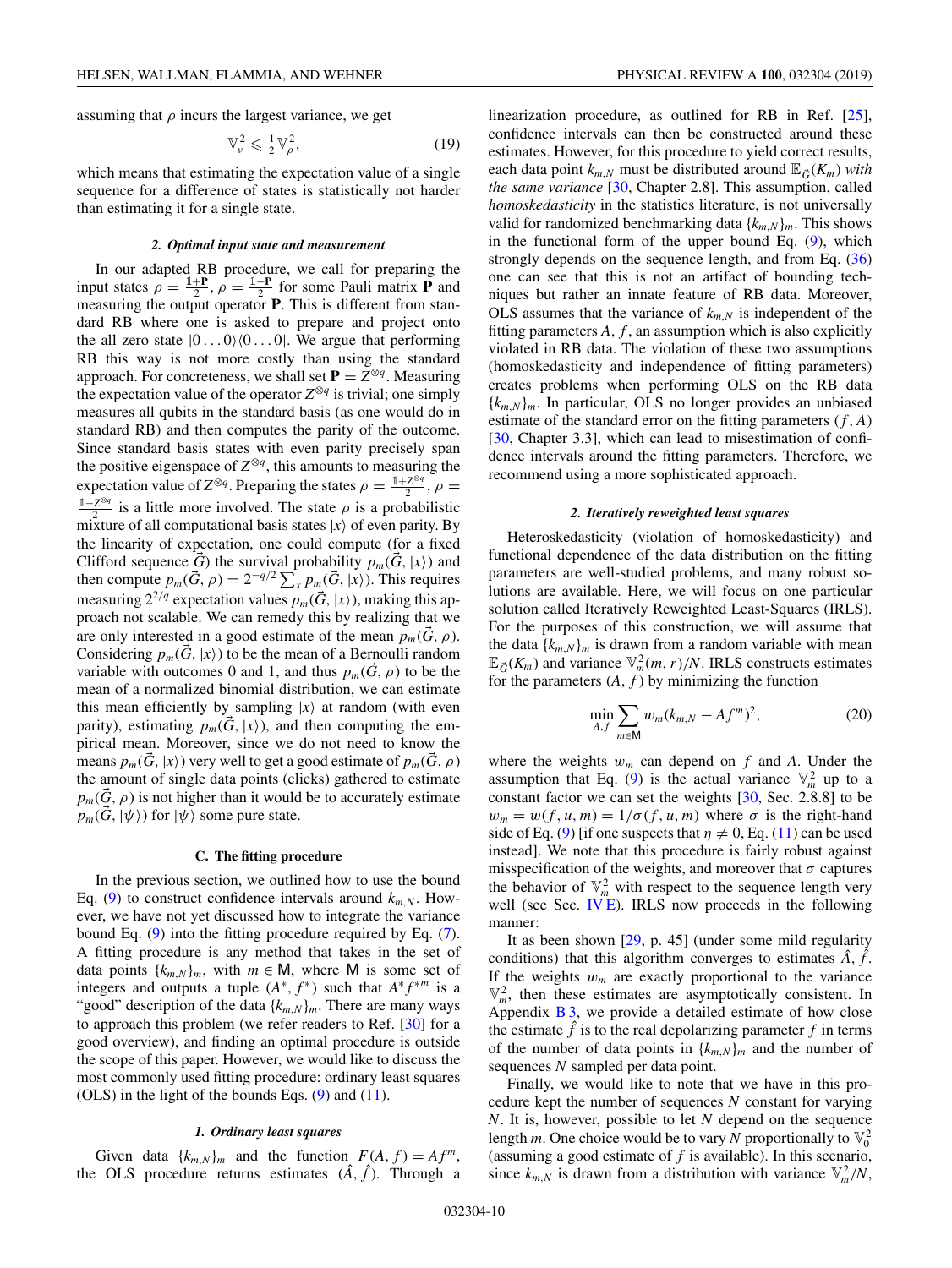assuming that $\rho$ incurs the largest variance, we get

$$\mathbb{V}_{\nu}^{2} \leqslant \tfrac{1}{2}\mathbb{V}_{\rho}^{2}, \tag{19}$$

which means that estimating the expectation value of a single sequence for a difference of states is statistically not harder than estimating it for a single state.

#### 2. Optimal input state and measurement

In our adapted RB procedure, we call for preparing the input states $\rho = \frac{\mathbb{1}+\mathbf{P}}{2}$, $\rho = \frac{\mathbb{1}-\mathbf{P}}{2}$ for some Pauli matrix $\mathbf{P}$ and measuring the output operator $\mathbf{P}$. This is different from standard RB where one is asked to prepare and project onto the all zero state $|0\ldots0\rangle\langle0\ldots0|$. We argue that performing RB this way is not more costly than using the standard approach. For concreteness, we shall set $\mathbf{P} = Z^{\otimes q}$. Measuring the expectation value of the operator $Z^{\otimes q}$ is trivial; one simply measures all qubits in the standard basis (as one would do in standard RB) and then computes the parity of the outcome. Since standard basis states with even parity precisely span the positive eigenspace of $Z^{\otimes q}$, this amounts to measuring the expectation value of $Z^{\otimes q}$. Preparing the states $\rho = \frac{\mathbb{1}+Z^{\otimes q}}{2}$, $\rho = \frac{\mathbb{1}-Z^{\otimes q}}{2}$ is a little more involved. The state $\rho$ is a probabilistic mixture of all computational basis states $|x\rangle$ of even parity. By the linearity of expectation, one could compute (for a fixed Clifford sequence $\vec{G}$) the survival probability $p_m(\vec{G}, |x\rangle)$ and then compute $p_m(\vec{G}, \rho) = 2^{-q/2}\sum_x p_m(\vec{G}, |x\rangle)$. This requires measuring $2^{2/q}$ expectation values $p_m(\vec{G}, |x\rangle)$, making this approach not scalable. We can remedy this by realizing that we are only interested in a good estimate of the mean $p_m(\vec{G}, \rho)$. Considering $p_m(\vec{G}, |x\rangle)$ to be the mean of a Bernoulli random variable with outcomes 0 and 1, and thus $p_m(\vec{G}, \rho)$ to be the mean of a normalized binomial distribution, we can estimate this mean efficiently by sampling $|x\rangle$ at random (with even parity), estimating $p_m(\vec{G}, |x\rangle)$, and then computing the empirical mean. Moreover, since we do not need to know the means $p_m(\vec{G}, |x\rangle)$ very well to get a good estimate of $p_m(\vec{G}, \rho)$ the amount of single data points (clicks) gathered to estimate $p_m(\vec{G}, \rho)$ is not higher than it would be to accurately estimate $p_m(\vec{G}, |\psi\rangle)$ for $|\psi\rangle$ some pure state.

### C. The fitting procedure

In the previous section, we outlined how to use the bound Eq. (9) to construct confidence intervals around $k_{m,N}$. However, we have not yet discussed how to integrate the variance bound Eq. (9) into the fitting procedure required by Eq. (7). A fitting procedure is any method that takes in the set of data points $\{k_{m,N}\}_m$, with $m \in \mathsf{M}$, where $\mathsf{M}$ is some set of integers and outputs a tuple $(A^*, f^*)$ such that $A^* f^{*m}$ is a "good" description of the data $\{k_{m,N}\}_m$. There are many ways to approach this problem (we refer readers to Ref. [30] for a good overview), and finding an optimal procedure is outside the scope of this paper. However, we would like to discuss the most commonly used fitting procedure: ordinary least squares (OLS) in the light of the bounds Eqs. (9) and (11).

#### 1. Ordinary least squares

Given data $\{k_{m,N}\}_m$ and the function $F(A, f) = Af^m$, the OLS procedure returns estimates $(\hat{A}, \hat{f})$. Through a linearization procedure, as outlined for RB in Ref. [25], confidence intervals can then be constructed around these estimates. However, for this procedure to yield correct results, each data point $k_{m,N}$ must be distributed around $\mathbb{E}_{\vec{G}}(K_m)$ *with the same variance* [30, Chapter 2.8]. This assumption, called *homoskedasticity* in the statistics literature, is not universally valid for randomized benchmarking data $\{k_{m,N}\}_m$. This shows in the functional form of the upper bound Eq. (9), which strongly depends on the sequence length, and from Eq. (36) one can see that this is not an artifact of bounding techniques but rather an innate feature of RB data. Moreover, OLS assumes that the variance of $k_{m,N}$ is independent of the fitting parameters $A, f$, an assumption which is also explicitly violated in RB data. The violation of these two assumptions (homoskedasticity and independence of fitting parameters) creates problems when performing OLS on the RB data $\{k_{m,N}\}_m$. In particular, OLS no longer provides an unbiased estimate of the standard error on the fitting parameters $(f, A)$ [30, Chapter 3.3], which can lead to misestimation of confidence intervals around the fitting parameters. Therefore, we recommend using a more sophisticated approach.

#### 2. Iteratively reweighted least squares

Heteroskedasticity (violation of homoskedasticity) and functional dependence of the data distribution on the fitting parameters are well-studied problems, and many robust solutions are available. Here, we will focus on one particular solution called Iteratively Reweighted Least-Squares (IRLS). For the purposes of this construction, we will assume that the data $\{k_{m,N}\}_m$ is drawn from a random variable with mean $\mathbb{E}_{\vec{G}}(K_m)$ and variance $\mathbb{V}_m^2(m, r)/N$. IRLS constructs estimates for the parameters $(A, f)$ by minimizing the function

$$\min_{A,f} \sum_{m\in\mathsf{M}} w_m (k_{m,N} - Af^m)^2, \tag{20}$$

where the weights $w_m$ can depend on $f$ and $A$. Under the assumption that Eq. (9) is the actual variance $\mathbb{V}_m^2$ up to a constant factor we can set the weights [30, Sec. 2.8.8] to be $w_m = w(f, u, m) = 1/\sigma(f, u, m)$ where $\sigma$ is the right-hand side of Eq. (9) [if one suspects that $\eta \neq 0$, Eq. (11) can be used instead]. We note that this procedure is fairly robust against misspecification of the weights, and moreover that $\sigma$ captures the behavior of $\mathbb{V}_m^2$ with respect to the sequence length very well (see Sec. IV E). IRLS now proceeds in the following manner:

It as been shown [29, p. 45] (under some mild regularity conditions) that this algorithm converges to estimates $\hat{A}, \hat{f}$. If the weights $w_m$ are exactly proportional to the variance $\mathbb{V}_m^2$, then these estimates are asymptotically consistent. In Appendix B 3, we provide a detailed estimate of how close the estimate $\hat{f}$ is to the real depolarizing parameter $f$ in terms of the number of data points in $\{k_{m,N}\}_m$ and the number of sequences $N$ sampled per data point.

Finally, we would like to note that we have in this procedure kept the number of sequences $N$ constant for varying $N$. It is, however, possible to let $N$ depend on the sequence length $m$. One choice would be to vary $N$ proportionally to $\mathbb{V}_0^2$ (assuming a good estimate of $f$ is available). In this scenario, since $k_{m,N}$ is drawn from a distribution with variance $\mathbb{V}_m^2/N$,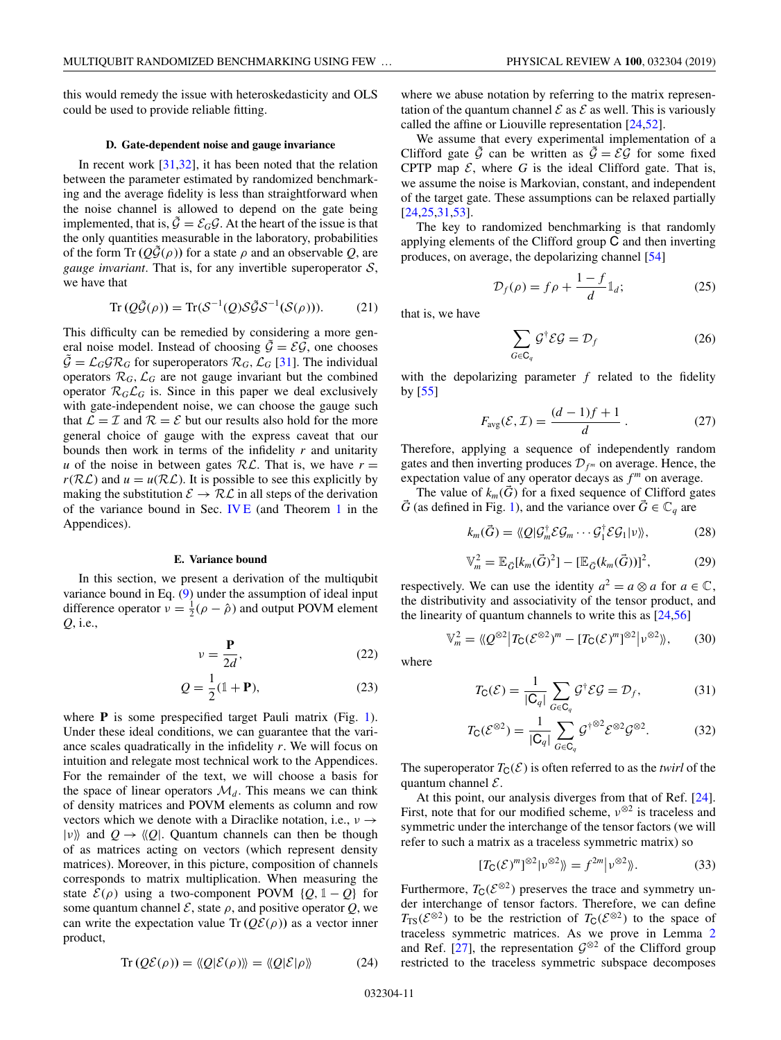this would remedy the issue with heteroskedasticity and OLS could be used to provide reliable fitting.

### D. Gate-dependent noise and gauge invariance

In recent work [31,32], it has been noted that the relation between the parameter estimated by randomized benchmarking and the average fidelity is less than straightforward when the noise channel is allowed to depend on the gate being implemented, that is, $\tilde{\mathcal{G}} = \mathcal{E}_G\mathcal{G}$. At the heart of the issue is that the only quantities measurable in the laboratory, probabilities of the form $\mathrm{Tr}\,(Q\tilde{\mathcal{G}}(\rho))$ for a state $\rho$ and an observable $Q$, are *gauge invariant*. That is, for any invertible superoperator $\mathcal{S}$, we have that

$$\mathrm{Tr}\,(Q\tilde{\mathcal{G}}(\rho)) = \mathrm{Tr}(\mathcal{S}^{-1}(Q)\mathcal{S}\tilde{\mathcal{G}}\mathcal{S}^{-1}(\mathcal{S}(\rho))). \tag{21}$$

This difficulty can be remedied by considering a more general noise model. Instead of choosing $\tilde{\mathcal{G}} = \mathcal{E}\mathcal{G}$, one chooses $\tilde{\mathcal{G}} = \mathcal{L}_G\mathcal{G}\mathcal{R}_G$ for superoperators $\mathcal{R}_G, \mathcal{L}_G$ [31]. The individual operators $\mathcal{R}_G, \mathcal{L}_G$ are not gauge invariant but the combined operator $\mathcal{R}_G\mathcal{L}_G$ is. Since in this paper we deal exclusively with gate-independent noise, we can choose the gauge such that $\mathcal{L} = \mathcal{I}$ and $\mathcal{R} = \mathcal{E}$ but our results also hold for the more general choice of gauge with the express caveat that our bounds then work in terms of the infidelity $r$ and unitarity $u$ of the noise in between gates $\mathcal{R}\mathcal{L}$. That is, we have $r = r(\mathcal{R}\mathcal{L})$ and $u = u(\mathcal{R}\mathcal{L})$. It is possible to see this explicitly by making the substitution $\mathcal{E} \rightarrow \mathcal{R}\mathcal{L}$ in all steps of the derivation of the variance bound in Sec. IV E (and Theorem 1 in the Appendices).

### E. Variance bound

In this section, we present a derivation of the multiqubit variance bound in Eq. (9) under the assumption of ideal input difference operator $\nu = \frac{1}{2}(\rho - \hat{\rho})$ and output POVM element $Q$, i.e.,

$$\nu = \frac{\mathbf{P}}{2d}, \tag{22}$$

$$Q = \frac{1}{2}(\mathbb{1} + \mathbf{P}), \tag{23}$$

where $\mathbf{P}$ is some prespecified target Pauli matrix (Fig. 1). Under these ideal conditions, we can guarantee that the variance scales quadratically in the infidelity $r$. We will focus on intuition and relegate most technical work to the Appendices. For the remainder of the text, we will choose a basis for the space of linear operators $\mathcal{M}_d$. This means we can think of density matrices and POVM elements as column and row vectors which we denote with a Diraclike notation, i.e., $\nu \rightarrow |\nu\rangle\rangle$ and $Q \rightarrow \langle\langle Q|$. Quantum channels can then be though of as matrices acting on vectors (which represent density matrices). Moreover, in this picture, composition of channels corresponds to matrix multiplication. When measuring the state $\mathcal{E}(\rho)$ using a two-component POVM $\{Q, \mathbb{1} - Q\}$ for some quantum channel $\mathcal{E}$, state $\rho$, and positive operator $Q$, we can write the expectation value $\mathrm{Tr}\,(Q\mathcal{E}(\rho))$ as a vector inner product,

$$\mathrm{Tr}\,(Q\mathcal{E}(\rho)) = \langle\langle Q|\mathcal{E}(\rho)\rangle\rangle = \langle\langle Q|\mathcal{E}|\rho\rangle\rangle \tag{24}$$

where we abuse notation by referring to the matrix representation of the quantum channel $\mathcal{E}$ as $\mathcal{E}$ as well. This is variously called the affine or Liouville representation [24,52].

We assume that every experimental implementation of a Clifford gate $\tilde{\mathcal{G}}$ can be written as $\tilde{\mathcal{G}} = \mathcal{E}\mathcal{G}$ for some fixed CPTP map $\mathcal{E}$, where $G$ is the ideal Clifford gate. That is, we assume the noise is Markovian, constant, and independent of the target gate. These assumptions can be relaxed partially [24,25,31,53].

The key to randomized benchmarking is that randomly applying elements of the Clifford group $\mathsf{C}$ and then inverting produces, on average, the depolarizing channel [54]

$$\mathcal{D}_f(\rho) = f\rho + \frac{1-f}{d}\mathbb{1}_d; \tag{25}$$

that is, we have

$$\sum_{G\in\mathsf{C}_q} \mathcal{G}^\dagger\mathcal{E}\mathcal{G} = \mathcal{D}_f \tag{26}$$

with the depolarizing parameter $f$ related to the fidelity by [55]

$$F_{\mathrm{avg}}(\mathcal{E}, \mathcal{I}) = \frac{(d-1)f + 1}{d}. \tag{27}$$

Therefore, applying a sequence of independently random gates and then inverting produces $\mathcal{D}_{f^m}$ on average. Hence, the expectation value of any operator decays as $f^m$ on average.

The value of $k_m(\vec{G})$ for a fixed sequence of Clifford gates $\vec{G}$ (as defined in Fig. 1), and the variance over $\vec{G} \in \mathbb{C}_q$ are

$$k_m(\vec{G}) = \langle\langle Q|\mathcal{G}_m^\dagger\mathcal{E}\mathcal{G}_m\cdots\mathcal{G}_1^\dagger\mathcal{E}\mathcal{G}_1|\nu\rangle\rangle, \tag{28}$$

$$\mathbb{V}_m^2 = \mathbb{E}_{\vec{G}}[k_m(\vec{G})^2] - [\mathbb{E}_{\vec{G}}(k_m(\vec{G}))]^2, \tag{29}$$

respectively. We can use the identity $a^2 = a \otimes a$ for $a \in \mathbb{C}$, the distributivity and associativity of the tensor product, and the linearity of quantum channels to write this as [24,56]

$$\mathbb{V}_m^2 = \langle\langle Q^{\otimes 2}\big|T_{\mathsf{C}}(\mathcal{E}^{\otimes 2})^m - [T_{\mathsf{C}}(\mathcal{E})^m]^{\otimes 2}\big|\nu^{\otimes 2}\rangle\rangle, \tag{30}$$

where

$$T_{\mathsf{C}}(\mathcal{E}) = \frac{1}{|\mathsf{C}_q|}\sum_{G\in\mathsf{C}_q} \mathcal{G}^\dagger\mathcal{E}\mathcal{G} = \mathcal{D}_f, \tag{31}$$

$$T_{\mathsf{C}}(\mathcal{E}^{\otimes 2}) = \frac{1}{|\mathsf{C}_q|}\sum_{G\in\mathsf{C}_q} \mathcal{G}^{\dagger\otimes 2}\mathcal{E}^{\otimes 2}\mathcal{G}^{\otimes 2}. \tag{32}$$

The superoperator $T_{\mathsf{C}}(\mathcal{E})$ is often referred to as the *twirl* of the quantum channel $\mathcal{E}$.

At this point, our analysis diverges from that of Ref. [24]. First, note that for our modified scheme, $\nu^{\otimes 2}$ is traceless and symmetric under the interchange of the tensor factors (we will refer to such a matrix as a traceless symmetric matrix) so

$$[T_{\mathsf{C}}(\mathcal{E})^m]^{\otimes 2}|\nu^{\otimes 2}\rangle\rangle = f^{2m}\big|\nu^{\otimes 2}\rangle\rangle. \tag{33}$$

Furthermore, $T_{\mathsf{C}}(\mathcal{E}^{\otimes 2})$ preserves the trace and symmetry under interchange of tensor factors. Therefore, we can define $T_{\mathrm{TS}}(\mathcal{E}^{\otimes 2})$ to be the restriction of $T_{\mathsf{C}}(\mathcal{E}^{\otimes 2})$ to the space of traceless symmetric matrices. As we prove in Lemma 2 and Ref. [27], the representation $\mathcal{G}^{\otimes 2}$ of the Clifford group restricted to the traceless symmetric subspace decomposes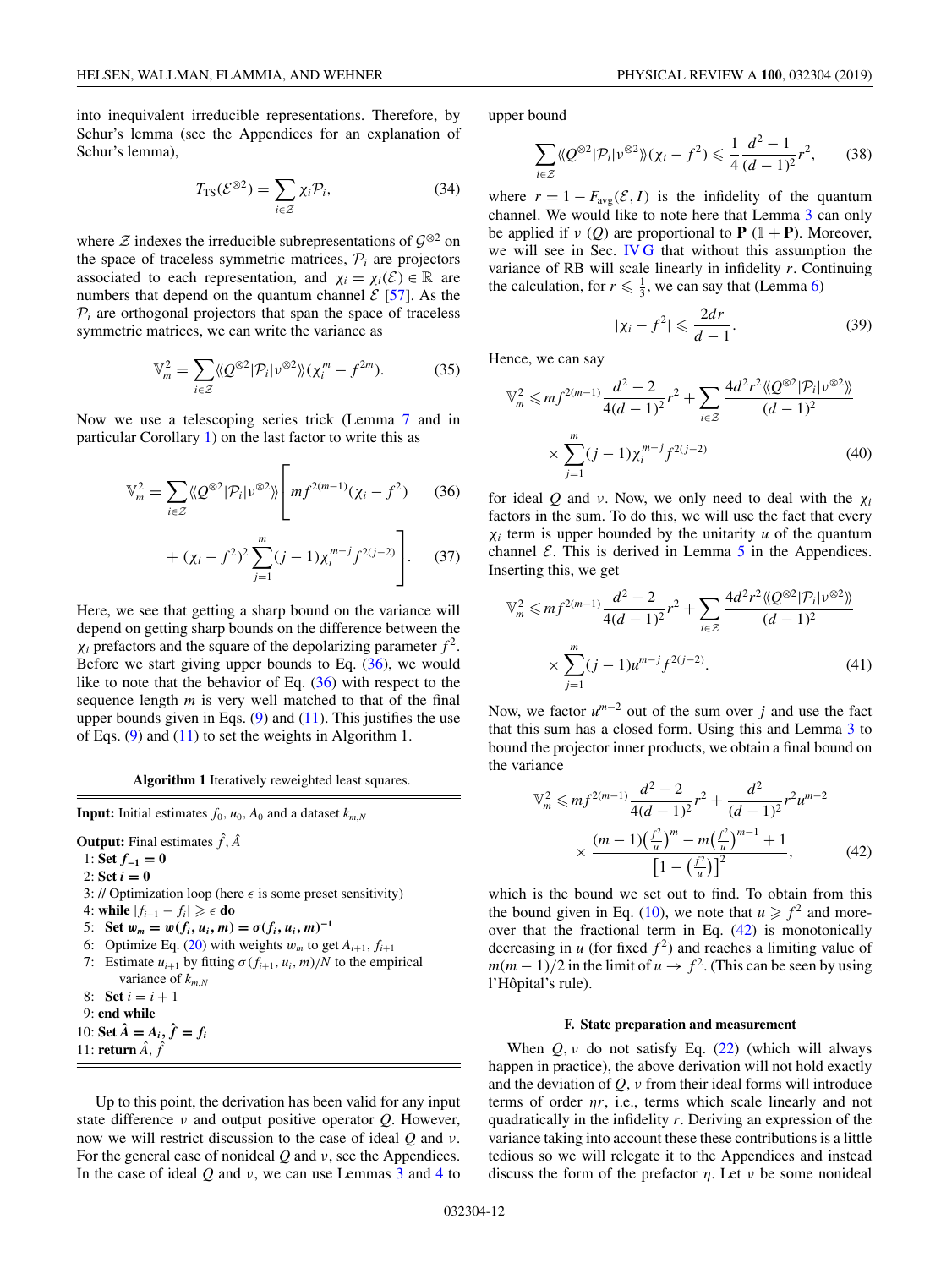into inequivalent irreducible representations. Therefore, by Schur's lemma (see the Appendices for an explanation of Schur's lemma),

$$T_{\mathrm{TS}}(\mathcal{E}^{\otimes 2}) = \sum_{i\in\mathcal{Z}} \chi_i \mathcal{P}_i, \tag{34}$$

where $\mathcal{Z}$ indexes the irreducible subrepresentations of $\mathcal{G}^{\otimes 2}$ on the space of traceless symmetric matrices, $\mathcal{P}_i$ are projectors associated to each representation, and $\chi_i = \chi_i(\mathcal{E}) \in \mathbb{R}$ are numbers that depend on the quantum channel $\mathcal{E}$ [57]. As the $\mathcal{P}_i$ are orthogonal projectors that span the space of traceless symmetric matrices, we can write the variance as

$$\mathbb{V}_m^2 = \sum_{i\in\mathcal{Z}} \langle\langle Q^{\otimes 2}|\mathcal{P}_i|\nu^{\otimes 2}\rangle\rangle(\chi_i^m - f^{2m}). \tag{35}$$

Now we use a telescoping series trick (Lemma 7 and in particular Corollary 1) on the last factor to write this as

$$\mathbb{V}_m^2 = \sum_{i\in\mathcal{Z}} \langle\langle Q^{\otimes 2}|\mathcal{P}_i|\nu^{\otimes 2}\rangle\rangle\Bigg[ m f^{2(m-1)}(\chi_i - f^2) \tag{36}$$

$$+ (\chi_i - f^2)^2 \sum_{j=1}^{m}(j-1)\chi_i^{m-j} f^{2(j-2)}\Bigg]. \tag{37}$$

Here, we see that getting a sharp bound on the variance will depend on getting sharp bounds on the difference between the $\chi_i$ prefactors and the square of the depolarizing parameter $f^2$. Before we start giving upper bounds to Eq. (36), we would like to note that the behavior of Eq. (36) with respect to the sequence length $m$ is very well matched to that of the final upper bounds given in Eqs. (9) and (11). This justifies the use of Eqs. (9) and (11) to set the weights in Algorithm 1.

**Algorithm 1** Iteratively reweighted least squares.

```
Input: Initial estimates f_0, u_0, A_0 and a dataset k_{m,N}
Output: Final estimates f̂, Â
 1: Set f_{-1} = 0
 2: Set i = 0
 3: // Optimization loop (here ϵ is some preset sensitivity)
 4: while |f_{i-1} - f_i| ⩾ ϵ do
 5:   Set w_m = w(f_i, u_i, m) = σ(f_i, u_i, m)^{-1}
 6:   Optimize Eq. (20) with weights w_m to get A_{i+1}, f_{i+1}
 7:   Estimate u_{i+1} by fitting σ(f_{i+1}, u_i, m)/N to the empirical
        variance of k_{m,N}
 8:   Set i = i + 1
 9: end while
10: Set Â = A_i, f̂ = f_i
11: return Â, f̂
```

Up to this point, the derivation has been valid for any input state difference $\nu$ and output positive operator $Q$. However, now we will restrict discussion to the case of ideal $Q$ and $\nu$. For the general case of nonideal $Q$ and $\nu$, see the Appendices. In the case of ideal $Q$ and $\nu$, we can use Lemmas 3 and 4 to upper bound

$$\sum_{i\in\mathcal{Z}} \langle\langle Q^{\otimes 2}|\mathcal{P}_i|\nu^{\otimes 2}\rangle\rangle(\chi_i - f^2) \leqslant \frac{1}{4}\frac{d^2-1}{(d-1)^2}r^2, \tag{38}$$

where $r = 1 - F_{\mathrm{avg}}(\mathcal{E}, I)$ is the infidelity of the quantum channel. We would like to note here that Lemma 3 can only be applied if $\nu$ ($Q$) are proportional to $\mathbf{P}$ $(\mathbb{1} + \mathbf{P})$. Moreover, we will see in Sec. IV G that without this assumption the variance of RB will scale linearly in infidelity $r$. Continuing the calculation, for $r \leqslant \frac{1}{3}$, we can say that (Lemma 6)

$$|\chi_i - f^2| \leqslant \frac{2dr}{d-1}. \tag{39}$$

Hence, we can say

$$\mathbb{V}_m^2 \leqslant m f^{2(m-1)}\frac{d^2-2}{4(d-1)^2}r^2 + \sum_{i\in\mathcal{Z}} \frac{4d^2r^2\langle\langle Q^{\otimes 2}|\mathcal{P}_i|\nu^{\otimes 2}\rangle\rangle}{(d-1)^2}$$

$$\times \sum_{j=1}^{m}(j-1)\chi_i^{m-j} f^{2(j-2)} \tag{40}$$

for ideal $Q$ and $\nu$. Now, we only need to deal with the $\chi_i$ factors in the sum. To do this, we will use the fact that every $\chi_i$ term is upper bounded by the unitarity $u$ of the quantum channel $\mathcal{E}$. This is derived in Lemma 5 in the Appendices. Inserting this, we get

$$\mathbb{V}_m^2 \leqslant m f^{2(m-1)}\frac{d^2-2}{4(d-1)^2}r^2 + \sum_{i\in\mathcal{Z}} \frac{4d^2r^2\langle\langle Q^{\otimes 2}|\mathcal{P}_i|\nu^{\otimes 2}\rangle\rangle}{(d-1)^2}$$

$$\times \sum_{j=1}^{m}(j-1)u^{m-j} f^{2(j-2)}. \tag{41}$$

Now, we factor $u^{m-2}$ out of the sum over $j$ and use the fact that this sum has a closed form. Using this and Lemma 3 to bound the projector inner products, we obtain a final bound on the variance

$$\mathbb{V}_m^2 \leqslant m f^{2(m-1)}\frac{d^2-2}{4(d-1)^2}r^2 + \frac{d^2}{(d-1)^2}r^2u^{m-2}$$

$$\times \frac{(m-1)\left(\frac{f^2}{u}\right)^m - m\left(\frac{f^2}{u}\right)^{m-1} + 1}{\left[1 - \left(\frac{f^2}{u}\right)\right]^2}, \tag{42}$$

which is the bound we set out to find. To obtain from this the bound given in Eq. (10), we note that $u \geqslant f^2$ and moreover that the fractional term in Eq. (42) is monotonically decreasing in $u$ (for fixed $f^2$) and reaches a limiting value of $m(m-1)/2$ in the limit of $u \to f^2$. (This can be seen by using l'Hôpital's rule).

### F. State preparation and measurement

When $Q, \nu$ do not satisfy Eq. (22) (which will always happen in practice), the above derivation will not hold exactly and the deviation of $Q, \nu$ from their ideal forms will introduce terms of order $\eta r$, i.e., terms which scale linearly and not quadratically in the infidelity $r$. Deriving an expression of the variance taking into account these these contributions is a little tedious so we will relegate it to the Appendices and instead discuss the form of the prefactor $\eta$. Let $\nu$ be some nonideal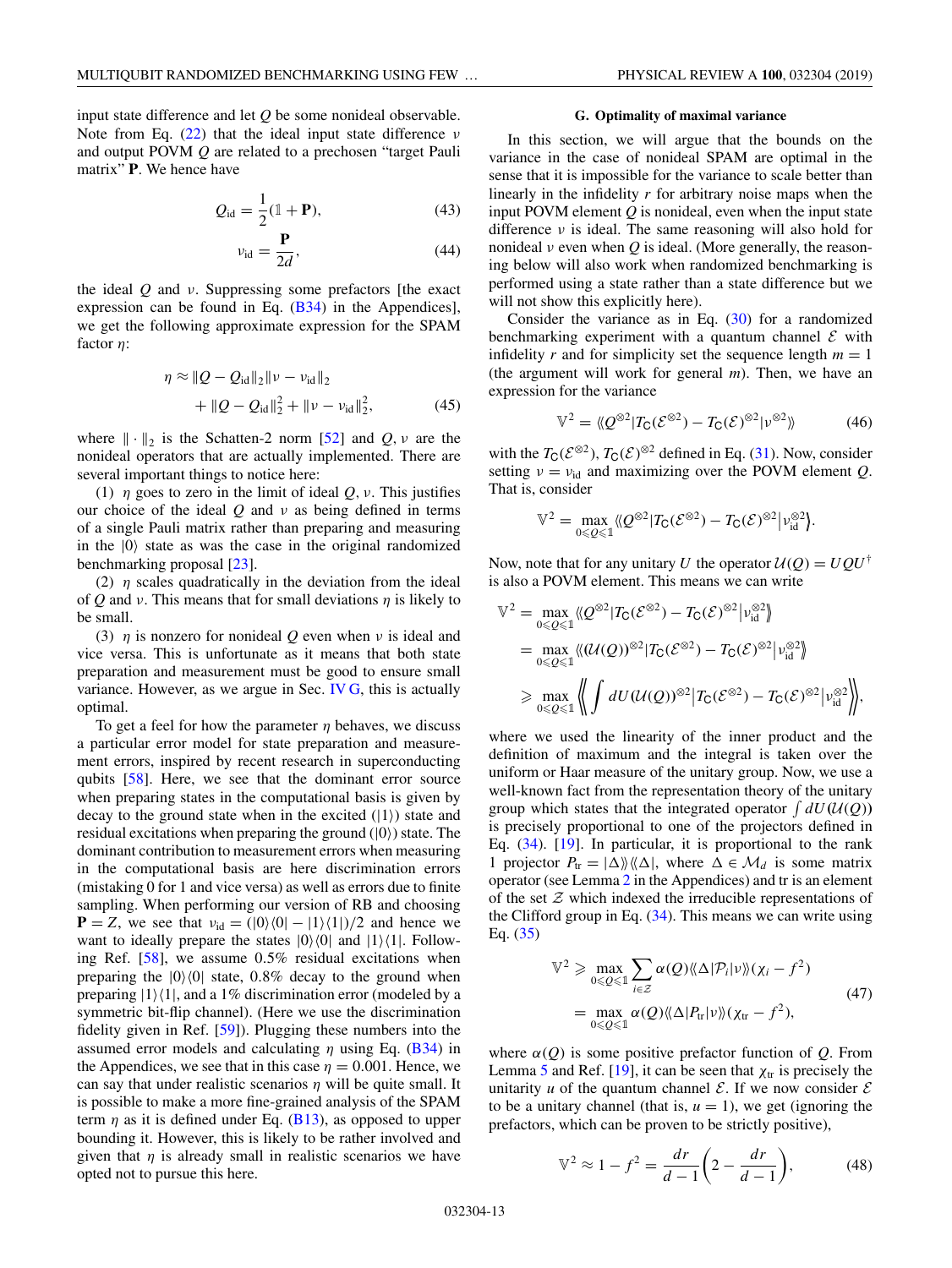input state difference and let $Q$ be some nonideal observable. Note from Eq. (22) that the ideal input state difference $\nu$ and output POVM $Q$ are related to a prechosen "target Pauli matrix" $\mathbf{P}$. We hence have

$$Q_{\text{id}} = \frac{1}{2}(\mathbb{1} + \mathbf{P}), \tag{43}$$

$$\nu_{\text{id}} = \frac{\mathbf{P}}{2d}, \tag{44}$$

the ideal $Q$ and $\nu$. Suppressing some prefactors [the exact expression can be found in Eq. (B34) in the Appendices], we get the following approximate expression for the SPAM factor $\eta$:

$$\eta \approx \|Q - Q_{\text{id}}\|_2 \|\nu - \nu_{\text{id}}\|_2 + \|Q - Q_{\text{id}}\|_2^2 + \|\nu - \nu_{\text{id}}\|_2^2, \tag{45}$$

where $\|\cdot\|_2$ is the Schatten-2 norm [52] and $Q, \nu$ are the nonideal operators that are actually implemented. There are several important things to notice here:

(1) $\eta$ goes to zero in the limit of ideal $Q, \nu$. This justifies our choice of the ideal $Q$ and $\nu$ as being defined in terms of a single Pauli matrix rather than preparing and measuring in the $|0\rangle$ state as was the case in the original randomized benchmarking proposal [23].

(2) $\eta$ scales quadratically in the deviation from the ideal of $Q$ and $\nu$. This means that for small deviations $\eta$ is likely to be small.

(3) $\eta$ is nonzero for nonideal $Q$ even when $\nu$ is ideal and vice versa. This is unfortunate as it means that both state preparation and measurement must be good to ensure small variance. However, as we argue in Sec. IV G, this is actually optimal.

To get a feel for how the parameter $\eta$ behaves, we discuss a particular error model for state preparation and measurement errors, inspired by recent research in superconducting qubits [58]. Here, we see that the dominant error source when preparing states in the computational basis is given by decay to the ground state when in the excited ($|1\rangle$) state and residual excitations when preparing the ground ($|0\rangle$) state. The dominant contribution to measurement errors when measuring in the computational basis are here discrimination errors (mistaking 0 for 1 and vice versa) as well as errors due to finite sampling. When performing our version of RB and choosing $\mathbf{P} = Z$, we see that $\nu_{\text{id}} = (|0\rangle\langle 0| - |1\rangle\langle 1|)/2$ and hence we want to ideally prepare the states $|0\rangle\langle 0|$ and $|1\rangle\langle 1|$. Following Ref. [58], we assume 0.5% residual excitations when preparing the $|0\rangle\langle 0|$ state, 0.8% decay to the ground when preparing $|1\rangle\langle 1|$, and a 1% discrimination error (modeled by a symmetric bit-flip channel). (Here we use the discrimination fidelity given in Ref. [59]). Plugging these numbers into the assumed error models and calculating $\eta$ using Eq. (B34) in the Appendices, we see that in this case $\eta = 0.001$. Hence, we can say that under realistic scenarios $\eta$ will be quite small. It is possible to make a more fine-grained analysis of the SPAM term $\eta$ as it is defined under Eq. (B13), as opposed to upper bounding it. However, this is likely to be rather involved and given that $\eta$ is already small in realistic scenarios we have opted not to pursue this here.

### G. Optimality of maximal variance

In this section, we will argue that the bounds on the variance in the case of nonideal SPAM are optimal in the sense that it is impossible for the variance to scale better than linearly in the infidelity $r$ for arbitrary noise maps when the input POVM element $Q$ is nonideal, even when the input state difference $\nu$ is ideal. The same reasoning will also hold for nonideal $\nu$ even when $Q$ is ideal. (More generally, the reasoning below will also work when randomized benchmarking is performed using a state rather than a state difference but we will not show this explicitly here).

Consider the variance as in Eq. (30) for a randomized benchmarking experiment with a quantum channel $\mathcal{E}$ with infidelity $r$ and for simplicity set the sequence length $m = 1$ (the argument will work for general $m$). Then, we have an expression for the variance

$$\mathbb{V}^2 = \langle\langle Q^{\otimes 2} | T_{\mathsf{C}}(\mathcal{E}^{\otimes 2}) - T_{\mathsf{C}}(\mathcal{E})^{\otimes 2} | \nu^{\otimes 2} \rangle\rangle \tag{46}$$

with the $T_{\mathsf{C}}(\mathcal{E}^{\otimes 2})$, $T_{\mathsf{C}}(\mathcal{E})^{\otimes 2}$ defined in Eq. (31). Now, consider setting $\nu = \nu_{\text{id}}$ and maximizing over the POVM element $Q$. That is, consider

$$\mathbb{V}^2 = \max_{0 \leqslant Q \leqslant \mathbb{1}} \langle\langle Q^{\otimes 2} | T_{\mathsf{C}}(\mathcal{E}^{\otimes 2}) - T_{\mathsf{C}}(\mathcal{E})^{\otimes 2} | \nu_{\text{id}}^{\otimes 2} \rangle\rangle.$$

Now, note that for any unitary $U$ the operator $\mathcal{U}(Q) = UQU^\dagger$ is also a POVM element. This means we can write

$$\begin{aligned}
\mathbb{V}^2 &= \max_{0 \leqslant Q \leqslant \mathbb{1}} \langle\langle Q^{\otimes 2} | T_{\mathsf{C}}(\mathcal{E}^{\otimes 2}) - T_{\mathsf{C}}(\mathcal{E})^{\otimes 2} | \nu_{\text{id}}^{\otimes 2} \rangle\rangle \\
&= \max_{0 \leqslant Q \leqslant \mathbb{1}} \langle\langle (\mathcal{U}(Q))^{\otimes 2} | T_{\mathsf{C}}(\mathcal{E}^{\otimes 2}) - T_{\mathsf{C}}(\mathcal{E})^{\otimes 2} | \nu_{\text{id}}^{\otimes 2} \rangle\rangle \\
&\geqslant \max_{0 \leqslant Q \leqslant \mathbb{1}} \left\langle\!\!\left\langle \int dU (\mathcal{U}(Q))^{\otimes 2} \middle| T_{\mathsf{C}}(\mathcal{E}^{\otimes 2}) - T_{\mathsf{C}}(\mathcal{E})^{\otimes 2} \middle| \nu_{\text{id}}^{\otimes 2} \right\rangle\!\!\right\rangle,
\end{aligned}$$

where we used the linearity of the inner product and the definition of maximum and the integral is taken over the uniform or Haar measure of the unitary group. Now, we use a well-known fact from the representation theory of the unitary group which states that the integrated operator $\int dU (\mathcal{U}(Q))$ is precisely proportional to one of the projectors defined in Eq. (34). [19]. In particular, it is proportional to the rank 1 projector $P_{\text{tr}} = |\Delta\rangle\rangle\langle\langle\Delta|$, where $\Delta \in \mathcal{M}_d$ is some matrix operator (see Lemma 2 in the Appendices) and tr is an element of the set $\mathcal{Z}$ which indexed the irreducible representations of the Clifford group in Eq. (34). This means we can write using Eq. (35)

$$\begin{aligned}
\mathbb{V}^2 &\geqslant \max_{0 \leqslant Q \leqslant \mathbb{1}} \sum_{i \in \mathcal{Z}} \alpha(Q) \langle\langle \Delta | \mathcal{P}_i | \nu \rangle\rangle (\chi_i - f^2) \\
&= \max_{0 \leqslant Q \leqslant \mathbb{1}} \alpha(Q) \langle\langle \Delta | P_{\text{tr}} | \nu \rangle\rangle (\chi_{\text{tr}} - f^2),
\end{aligned} \tag{47}$$

where $\alpha(Q)$ is some positive prefactor function of $Q$. From Lemma 5 and Ref. [19], it can be seen that $\chi_{\text{tr}}$ is precisely the unitarity $u$ of the quantum channel $\mathcal{E}$. If we now consider $\mathcal{E}$ to be a unitary channel (that is, $u = 1$), we get (ignoring the prefactors, which can be proven to be strictly positive),

$$\mathbb{V}^2 \approx 1 - f^2 = \frac{dr}{d-1}\left(2 - \frac{dr}{d-1}\right), \tag{48}$$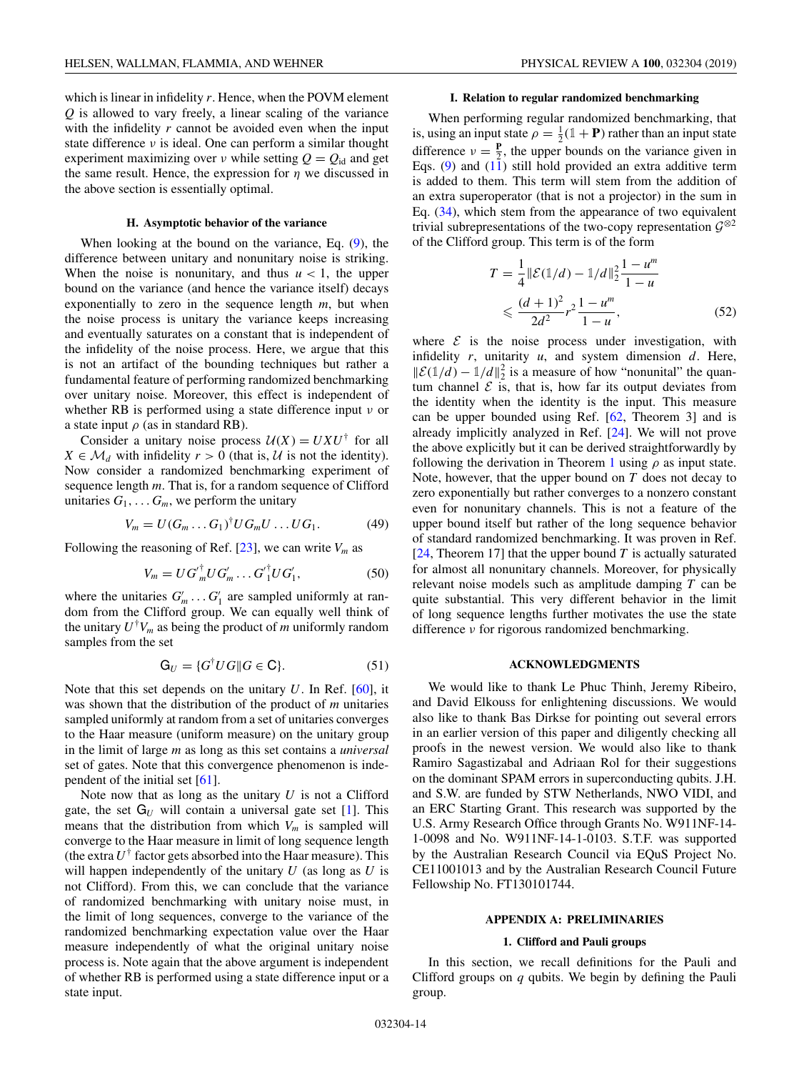which is linear in infidelity $r$. Hence, when the POVM element $Q$ is allowed to vary freely, a linear scaling of the variance with the infidelity $r$ cannot be avoided even when the input state difference $\nu$ is ideal. One can perform a similar thought experiment maximizing over $\nu$ while setting $Q = Q_{\rm id}$ and get the same result. Hence, the expression for $\eta$ we discussed in the above section is essentially optimal.

### H. Asymptotic behavior of the variance

When looking at the bound on the variance, Eq. (9), the difference between unitary and nonunitary noise is striking. When the noise is nonunitary, and thus $u < 1$, the upper bound on the variance (and hence the variance itself) decays exponentially to zero in the sequence length $m$, but when the noise process is unitary the variance keeps increasing and eventually saturates on a constant that is independent of the infidelity of the noise process. Here, we argue that this is not an artifact of the bounding techniques but rather a fundamental feature of performing randomized benchmarking over unitary noise. Moreover, this effect is independent of whether RB is performed using a state difference input $\nu$ or a state input $\rho$ (as in standard RB).

Consider a unitary noise process $\mathcal{U}(X) = UXU^\dagger$ for all $X \in \mathcal{M}_d$ with infidelity $r > 0$ (that is, $\mathcal{U}$ is not the identity). Now consider a randomized benchmarking experiment of sequence length $m$. That is, for a random sequence of Clifford unitaries $G_1, \dots G_m$, we perform the unitary

$$V_m = U(G_m \dots G_1)^\dagger U G_m U \dots U G_1. \tag{49}$$

Following the reasoning of Ref. [23], we can write $V_m$ as

$$V_m = U G'^\dagger_m U G'_m \dots G'^\dagger_1 U G'_1, \tag{50}$$

where the unitaries $G'_m \dots G'_1$ are sampled uniformly at random from the Clifford group. We can equally well think of the unitary $U^\dagger V_m$ as being the product of $m$ uniformly random samples from the set

$$\mathsf{G}_U = \{G^\dagger U G \| G \in \mathsf{C}\}. \tag{51}$$

Note that this set depends on the unitary $U$. In Ref. [60], it was shown that the distribution of the product of $m$ unitaries sampled uniformly at random from a set of unitaries converges to the Haar measure (uniform measure) on the unitary group in the limit of large $m$ as long as this set contains a *universal* set of gates. Note that this convergence phenomenon is independent of the initial set [61].

Note now that as long as the unitary $U$ is not a Clifford gate, the set $\mathsf{G}_U$ will contain a universal gate set [1]. This means that the distribution from which $V_m$ is sampled will converge to the Haar measure in limit of long sequence length (the extra $U^\dagger$ factor gets absorbed into the Haar measure). This will happen independently of the unitary $U$ (as long as $U$ is not Clifford). From this, we can conclude that the variance of randomized benchmarking with unitary noise must, in the limit of long sequences, converge to the variance of the randomized benchmarking expectation value over the Haar measure independently of what the original unitary noise process is. Note again that the above argument is independent of whether RB is performed using a state difference input or a state input.

### I. Relation to regular randomized benchmarking

When performing regular randomized benchmarking, that is, using an input state $\rho = \frac{1}{2}(\mathbb{1} + \mathbf{P})$ rather than an input state difference $\nu = \frac{\mathbf{P}}{2}$, the upper bounds on the variance given in Eqs. (9) and (11) still hold provided an extra additive term is added to them. This term will stem from the addition of an extra superoperator (that is not a projector) in the sum in Eq. (34), which stem from the appearance of two equivalent trivial subrepresentations of the two-copy representation $\mathcal{G}^{\otimes 2}$ of the Clifford group. This term is of the form

$$\begin{aligned} T &= \frac{1}{4}\|\mathcal{E}(\mathbb{1}/d) - \mathbb{1}/d\|_2^2 \frac{1-u^m}{1-u} \\ &\leqslant \frac{(d+1)^2}{2d^2} r^2 \frac{1-u^m}{1-u}, \end{aligned} \tag{52}$$

where $\mathcal{E}$ is the noise process under investigation, with infidelity $r$, unitarity $u$, and system dimension $d$. Here, $\|\mathcal{E}(\mathbb{1}/d) - \mathbb{1}/d\|_2^2$ is a measure of how "nonunital" the quantum channel $\mathcal{E}$ is, that is, how far its output deviates from the identity when the identity is the input. This measure can be upper bounded using Ref. [62, Theorem 3] and is already implicitly analyzed in Ref. [24]. We will not prove the above explicitly but it can be derived straightforwardly by following the derivation in Theorem 1 using $\rho$ as input state. Note, however, that the upper bound on $T$ does not decay to zero exponentially but rather converges to a nonzero constant even for nonunitary channels. This is not a feature of the upper bound itself but rather of the long sequence behavior of standard randomized benchmarking. It was proven in Ref. [24, Theorem 17] that the upper bound $T$ is actually saturated for almost all nonunitary channels. Moreover, for physically relevant noise models such as amplitude damping $T$ can be quite substantial. This very different behavior in the limit of long sequence lengths further motivates the use the state difference $\nu$ for rigorous randomized benchmarking.

## ACKNOWLEDGMENTS

We would like to thank Le Phuc Thinh, Jeremy Ribeiro, and David Elkouss for enlightening discussions. We would also like to thank Bas Dirkse for pointing out several errors in an earlier version of this paper and diligently checking all proofs in the newest version. We would also like to thank Ramiro Sagastizabal and Adriaan Rol for their suggestions on the dominant SPAM errors in superconducting qubits. J.H. and S.W. are funded by STW Netherlands, NWO VIDI, and an ERC Starting Grant. This research was supported by the U.S. Army Research Office through Grants No. W911NF-14-1-0098 and No. W911NF-14-1-0103. S.T.F. was supported by the Australian Research Council via EQuS Project No. CE11001013 and by the Australian Research Council Future Fellowship No. FT130101744.

## APPENDIX A: PRELIMINARIES

### 1. Clifford and Pauli groups

In this section, we recall definitions for the Pauli and Clifford groups on $q$ qubits. We begin by defining the Pauli group.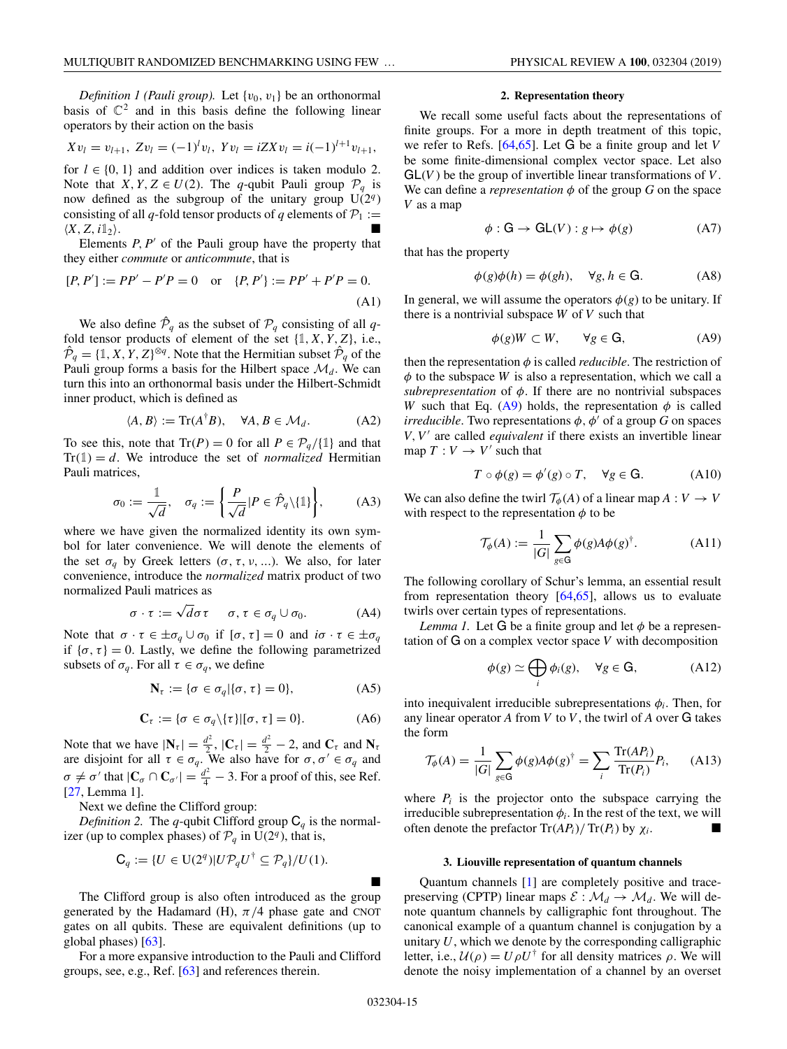*Definition 1 (Pauli group).* Let $\{v_0, v_1\}$ be an orthonormal basis of $\mathbb{C}^2$ and in this basis define the following linear operators by their action on the basis

$$X v_l = v_{l+1},\ Z v_l = (-1)^l v_l,\ Y v_l = iZX v_l = i(-1)^{l+1} v_{l+1},$$

for $l \in \{0, 1\}$ and addition over indices is taken modulo 2. Note that $X, Y, Z \in U(2)$. The $q$-qubit Pauli group $\mathcal{P}_q$ is now defined as the subgroup of the unitary group $\mathrm{U}(2^q)$ consisting of all $q$-fold tensor products of $q$ elements of $\mathcal{P}_1 := \langle X, Z, i\mathbb{1}_2\rangle$. ■

Elements $P, P'$ of the Pauli group have the property that they either *commute* or *anticommute*, that is

$$[P, P'] := PP' - P'P = 0 \quad \text{or} \quad \{P, P'\} := PP' + P'P = 0. \tag{A1}$$

We also define $\hat{\mathcal{P}}_q$ as the subset of $\mathcal{P}_q$ consisting of all $q$-fold tensor products of element of the set $\{\mathbb{1}, X, Y, Z\}$, i.e., $\hat{\mathcal{P}}_q = \{\mathbb{1}, X, Y, Z\}^{\otimes q}$. Note that the Hermitian subset $\hat{\mathcal{P}}_q$ of the Pauli group forms a basis for the Hilbert space $\mathcal{M}_d$. We can turn this into an orthonormal basis under the Hilbert-Schmidt inner product, which is defined as

$$\langle A, B\rangle := \mathrm{Tr}(A^\dagger B), \quad \forall A, B \in \mathcal{M}_d. \tag{A2}$$

To see this, note that $\mathrm{Tr}(P) = 0$ for all $P \in \mathcal{P}_q/\{\mathbb{1}\}$ and that $\mathrm{Tr}(\mathbb{1}) = d$. We introduce the set of *normalized* Hermitian Pauli matrices,

$$\sigma_0 := \frac{\mathbb{1}}{\sqrt{d}}, \quad \sigma_q := \left\{\frac{P}{\sqrt{d}} \middle| P \in \hat{\mathcal{P}}_q\backslash\{\mathbb{1}\}\right\}, \tag{A3}$$

where we have given the normalized identity its own symbol for later convenience. We will denote the elements of the set $\sigma_q$ by Greek letters $(\sigma, \tau, \nu, ...)$. We also, for later convenience, introduce the *normalized* matrix product of two normalized Pauli matrices as

$$\sigma \cdot \tau := \sqrt{d}\sigma\tau \qquad \sigma, \tau \in \sigma_q \cup \sigma_0. \tag{A4}$$

Note that $\sigma \cdot \tau \in \pm\sigma_q \cup \sigma_0$ if $[\sigma, \tau] = 0$ and $i\sigma \cdot \tau \in \pm\sigma_q$ if $\{\sigma, \tau\} = 0$. Lastly, we define the following parametrized subsets of $\sigma_q$. For all $\tau \in \sigma_q$, we define

$$\mathbf{N}_\tau := \{\sigma \in \sigma_q | \{\sigma, \tau\} = 0\}, \tag{A5}$$

$$\mathbf{C}_\tau := \{\sigma \in \sigma_q\backslash\{\tau\} | [\sigma, \tau] = 0\}. \tag{A6}$$

Note that we have $|\mathbf{N}_\tau| = \frac{d^2}{2}$, $|\mathbf{C}_\tau| = \frac{d^2}{2} - 2$, and $\mathbf{C}_\tau$ and $\mathbf{N}_\tau$ are disjoint for all $\tau \in \sigma_q$. We also have for $\sigma, \sigma' \in \sigma_q$ and $\sigma \neq \sigma'$ that $|\mathbf{C}_\sigma \cap \mathbf{C}_{\sigma'}| = \frac{d^2}{4} - 3$. For a proof of this, see Ref. [27, Lemma 1].

Next we define the Clifford group:

*Definition 2.* The $q$-qubit Clifford group $\mathsf{C}_q$ is the normalizer (up to complex phases) of $\mathcal{P}_q$ in $\mathrm{U}(2^q)$, that is,

$$\mathsf{C}_q := \{U \in \mathrm{U}(2^q) | U\mathcal{P}_q U^\dagger \subseteq \mathcal{P}_q\}/U(1).$$

■

The Clifford group is also often introduced as the group generated by the Hadamard (H), $\pi/4$ phase gate and CNOT gates on all qubits. These are equivalent definitions (up to global phases) [63].

For a more expansive introduction to the Pauli and Clifford groups, see, e.g., Ref. [63] and references therein.

### 2. Representation theory

We recall some useful facts about the representations of finite groups. For a more in depth treatment of this topic, we refer to Refs. [64,65]. Let $\mathsf{G}$ be a finite group and let $V$ be some finite-dimensional complex vector space. Let also $\mathsf{GL}(V)$ be the group of invertible linear transformations of $V$. We can define a *representation* $\phi$ of the group $G$ on the space $V$ as a map

$$\phi : \mathsf{G} \to \mathsf{GL}(V) : g \mapsto \phi(g) \tag{A7}$$

that has the property

$$\phi(g)\phi(h) = \phi(gh), \quad \forall g, h \in \mathsf{G}. \tag{A8}$$

In general, we will assume the operators $\phi(g)$ to be unitary. If there is a nontrivial subspace $W$ of $V$ such that

$$\phi(g)W \subset W, \qquad \forall g \in \mathsf{G}, \tag{A9}$$

then the representation $\phi$ is called *reducible*. The restriction of $\phi$ to the subspace $W$ is also a representation, which we call a *subrepresentation* of $\phi$. If there are no nontrivial subspaces $W$ such that Eq. (A9) holds, the representation $\phi$ is called *irreducible*. Two representations $\phi, \phi'$ of a group $G$ on spaces $V, V'$ are called *equivalent* if there exists an invertible linear map $T : V \to V'$ such that

$$T \circ \phi(g) = \phi'(g) \circ T, \quad \forall g \in \mathsf{G}. \tag{A10}$$

We can also define the twirl $\mathcal{T}_\phi(A)$ of a linear map $A : V \to V$ with respect to the representation $\phi$ to be

$$\mathcal{T}_\phi(A) := \frac{1}{|G|}\sum_{g\in\mathsf{G}} \phi(g)A\phi(g)^\dagger. \tag{A11}$$

The following corollary of Schur's lemma, an essential result from representation theory [64,65], allows us to evaluate twirls over certain types of representations.

*Lemma 1.* Let $\mathsf{G}$ be a finite group and let $\phi$ be a representation of $\mathsf{G}$ on a complex vector space $V$ with decomposition

$$\phi(g) \simeq \bigoplus_i \phi_i(g), \quad \forall g \in \mathsf{G}, \tag{A12}$$

into inequivalent irreducible subrepresentations $\phi_i$. Then, for any linear operator $A$ from $V$ to $V$, the twirl of $A$ over $\mathsf{G}$ takes the form

$$\mathcal{T}_\phi(A) = \frac{1}{|G|}\sum_{g\in\mathsf{G}} \phi(g)A\phi(g)^\dagger = \sum_i \frac{\mathrm{Tr}(AP_i)}{\mathrm{Tr}(P_i)}P_i, \tag{A13}$$

where $P_i$ is the projector onto the subspace carrying the irreducible subrepresentation $\phi_i$. In the rest of the text, we will often denote the prefactor $\mathrm{Tr}(AP_i)/\,\mathrm{Tr}(P_i)$ by $\chi_i$. ■

### 3. Liouville representation of quantum channels

Quantum channels [1] are completely positive and trace-preserving (CPTP) linear maps $\mathcal{E} : \mathcal{M}_d \to \mathcal{M}_d$. We will denote quantum channels by calligraphic font throughout. The canonical example of a quantum channel is conjugation by a unitary $U$, which we denote by the corresponding calligraphic letter, i.e., $\mathcal{U}(\rho) = U\rho U^\dagger$ for all density matrices $\rho$. We will denote the noisy implementation of a channel by an overset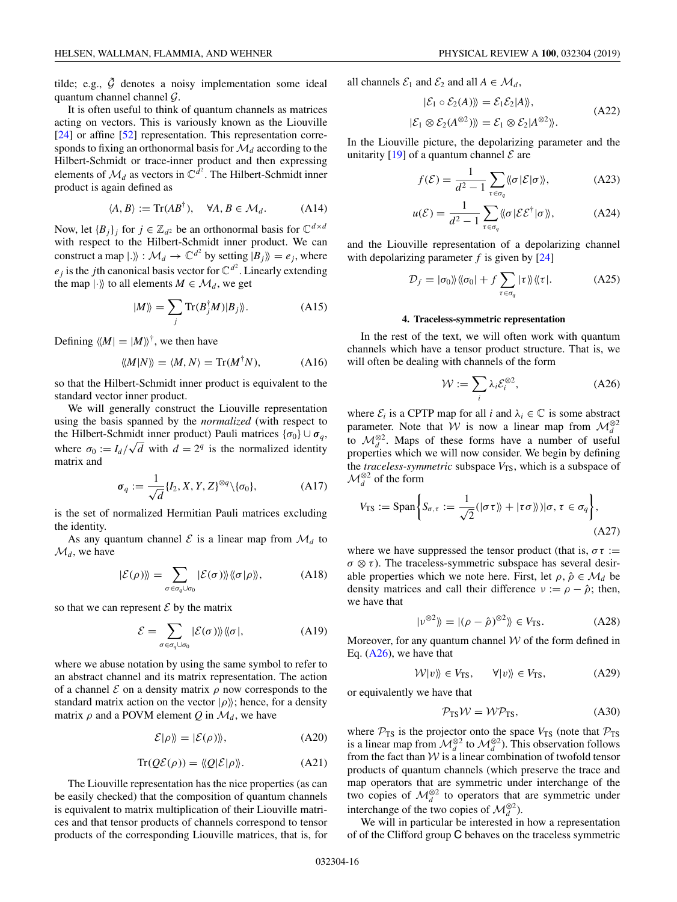tilde; e.g., $\tilde{\mathcal{G}}$ denotes a noisy implementation some ideal quantum channel channel $\mathcal{G}$.

It is often useful to think of quantum channels as matrices acting on vectors. This is variously known as the Liouville [24] or affine [52] representation. This representation corresponds to fixing an orthonormal basis for $\mathcal{M}_d$ according to the Hilbert-Schmidt or trace-inner product and then expressing elements of $\mathcal{M}_d$ as vectors in $\mathbb{C}^{d^2}$. The Hilbert-Schmidt inner product is again defined as

$$\langle A, B\rangle := \mathrm{Tr}(AB^\dagger), \quad \forall A, B \in \mathcal{M}_d. \tag{A14}$$

Now, let $\{B_j\}_j$ for $j \in \mathbb{Z}_{d^2}$ be an orthonormal basis for $\mathbb{C}^{d\times d}$ with respect to the Hilbert-Schmidt inner product. We can construct a map $|.\rangle\rangle : \mathcal{M}_d \to \mathbb{C}^{d^2}$ by setting $|B_j\rangle\rangle = e_j$, where $e_j$ is the $j$th canonical basis vector for $\mathbb{C}^{d^2}$. Linearly extending the map $|\cdot\rangle\rangle$ to all elements $M \in \mathcal{M}_d$, we get

$$|M\rangle\rangle = \sum_j \mathrm{Tr}(B_j^\dagger M)|B_j\rangle\rangle. \tag{A15}$$

Defining $\langle\langle M| = |M\rangle\rangle^\dagger$, we then have

$$\langle\langle M|N\rangle\rangle = \langle M, N\rangle = \mathrm{Tr}(M^\dagger N), \tag{A16}$$

so that the Hilbert-Schmidt inner product is equivalent to the standard vector inner product.

We will generally construct the Liouville representation using the basis spanned by the *normalized* (with respect to the Hilbert-Schmidt inner product) Pauli matrices $\{\sigma_0\} \cup \boldsymbol{\sigma}_q$, where $\sigma_0 := I_d/\sqrt{d}$ with $d = 2^q$ is the normalized identity matrix and

$$\boldsymbol{\sigma}_q := \frac{1}{\sqrt{d}}\{I_2, X, Y, Z\}^{\otimes q}\backslash\{\sigma_0\}, \tag{A17}$$

is the set of normalized Hermitian Pauli matrices excluding the identity.

As any quantum channel $\mathcal{E}$ is a linear map from $\mathcal{M}_d$ to $\mathcal{M}_d$, we have

$$|\mathcal{E}(\rho)\rangle\rangle = \sum_{\sigma\in\boldsymbol{\sigma}_q\cup\sigma_0} |\mathcal{E}(\sigma)\rangle\rangle\langle\langle\sigma|\rho\rangle\rangle, \tag{A18}$$

so that we can represent $\mathcal{E}$ by the matrix

$$\mathcal{E} = \sum_{\sigma\in\boldsymbol{\sigma}_q\cup\sigma_0} |\mathcal{E}(\sigma)\rangle\rangle\langle\langle\sigma|, \tag{A19}$$

where we abuse notation by using the same symbol to refer to an abstract channel and its matrix representation. The action of a channel $\mathcal{E}$ on a density matrix $\rho$ now corresponds to the standard matrix action on the vector $|\rho\rangle\rangle$; hence, for a density matrix $\rho$ and a POVM element $Q$ in $\mathcal{M}_d$, we have

$$\mathcal{E}|\rho\rangle\rangle = |\mathcal{E}(\rho)\rangle\rangle, \tag{A20}$$

$$\mathrm{Tr}(Q\mathcal{E}(\rho)) = \langle\langle Q|\mathcal{E}|\rho\rangle\rangle. \tag{A21}$$

The Liouville representation has the nice properties (as can be easily checked) that the composition of quantum channels is equivalent to matrix multiplication of their Liouville matrices and that tensor products of channels correspond to tensor products of the corresponding Liouville matrices, that is, for all channels $\mathcal{E}_1$ and $\mathcal{E}_2$ and all $A \in \mathcal{M}_d$,

$$\begin{aligned}|\mathcal{E}_1 \circ \mathcal{E}_2(A)\rangle\rangle &= \mathcal{E}_1\mathcal{E}_2|A\rangle\rangle,\\ |\mathcal{E}_1 \otimes \mathcal{E}_2(A^{\otimes 2})\rangle\rangle &= \mathcal{E}_1 \otimes \mathcal{E}_2|A^{\otimes 2}\rangle\rangle.\end{aligned} \tag{A22}$$

In the Liouville picture, the depolarizing parameter and the unitarity [19] of a quantum channel $\mathcal{E}$ are

$$f(\mathcal{E}) = \frac{1}{d^2-1}\sum_{\tau\in\boldsymbol{\sigma}_q}\langle\langle\sigma|\mathcal{E}|\sigma\rangle\rangle, \tag{A23}$$

$$u(\mathcal{E}) = \frac{1}{d^2-1}\sum_{\tau\in\boldsymbol{\sigma}_q}\langle\langle\sigma|\mathcal{E}\mathcal{E}^\dagger|\sigma\rangle\rangle, \tag{A24}$$

and the Liouville representation of a depolarizing channel with depolarizing parameter $f$ is given by [24]

$$\mathcal{D}_f = |\sigma_0\rangle\rangle\langle\langle\sigma_0| + f\sum_{\tau\in\boldsymbol{\sigma}_q}|\tau\rangle\rangle\langle\langle\tau|. \tag{A25}$$

#### 4. Traceless-symmetric representation

In the rest of the text, we will often work with quantum channels which have a tensor product structure. That is, we will often be dealing with channels of the form

$$\mathcal{W} := \sum_i \lambda_i\mathcal{E}_i^{\otimes 2}, \tag{A26}$$

where $\mathcal{E}_i$ is a CPTP map for all $i$ and $\lambda_i \in \mathbb{C}$ is some abstract parameter. Note that $\mathcal{W}$ is now a linear map from $\mathcal{M}_d^{\otimes 2}$ to $\mathcal{M}_d^{\otimes 2}$. Maps of these forms have a number of useful properties which we will now consider. We begin by defining the *traceless-symmetric* subspace $V_{\mathrm{TS}}$, which is a subspace of $\mathcal{M}_d^{\otimes 2}$ of the form

$$V_{\mathrm{TS}} := \mathrm{Span}\left\{S_{\sigma,\tau} := \frac{1}{\sqrt{2}}(|\sigma\tau\rangle\rangle + |\tau\sigma\rangle\rangle)|\sigma, \tau \in \boldsymbol{\sigma}_q\right\}, \tag{A27}$$

where we have suppressed the tensor product (that is, $\sigma\tau := \sigma \otimes \tau$). The traceless-symmetric subspace has several desirable properties which we note here. First, let $\rho, \hat{\rho} \in \mathcal{M}_d$ be density matrices and call their difference $\nu := \rho - \hat{\rho}$; then, we have that

$$|\nu^{\otimes 2}\rangle\rangle = |(\rho - \hat{\rho})^{\otimes 2}\rangle\rangle \in V_{\mathrm{TS}}. \tag{A28}$$

Moreover, for any quantum channel $\mathcal{W}$ of the form defined in Eq. (A26), we have that

$$\mathcal{W}|v\rangle\rangle \in V_{\mathrm{TS}}, \quad \forall|v\rangle\rangle \in V_{\mathrm{TS}}, \tag{A29}$$

or equivalently we have that

$$\mathcal{P}_{\mathrm{TS}}\mathcal{W} = \mathcal{W}\mathcal{P}_{\mathrm{TS}}, \tag{A30}$$

where $\mathcal{P}_{\mathrm{TS}}$ is the projector onto the space $V_{\mathrm{TS}}$ (note that $\mathcal{P}_{\mathrm{TS}}$ is a linear map from $\mathcal{M}_d^{\otimes 2}$ to $\mathcal{M}_d^{\otimes 2}$). This observation follows from the fact than $\mathcal{W}$ is a linear combination of twofold tensor products of quantum channels (which preserve the trace and map operators that are symmetric under interchange of the two copies of $\mathcal{M}_d^{\otimes 2}$ to operators that are symmetric under interchange of the two copies of $\mathcal{M}_d^{\otimes 2}$).

We will in particular be interested in how a representation of of the Clifford group $\mathsf{C}$ behaves on the traceless symmetric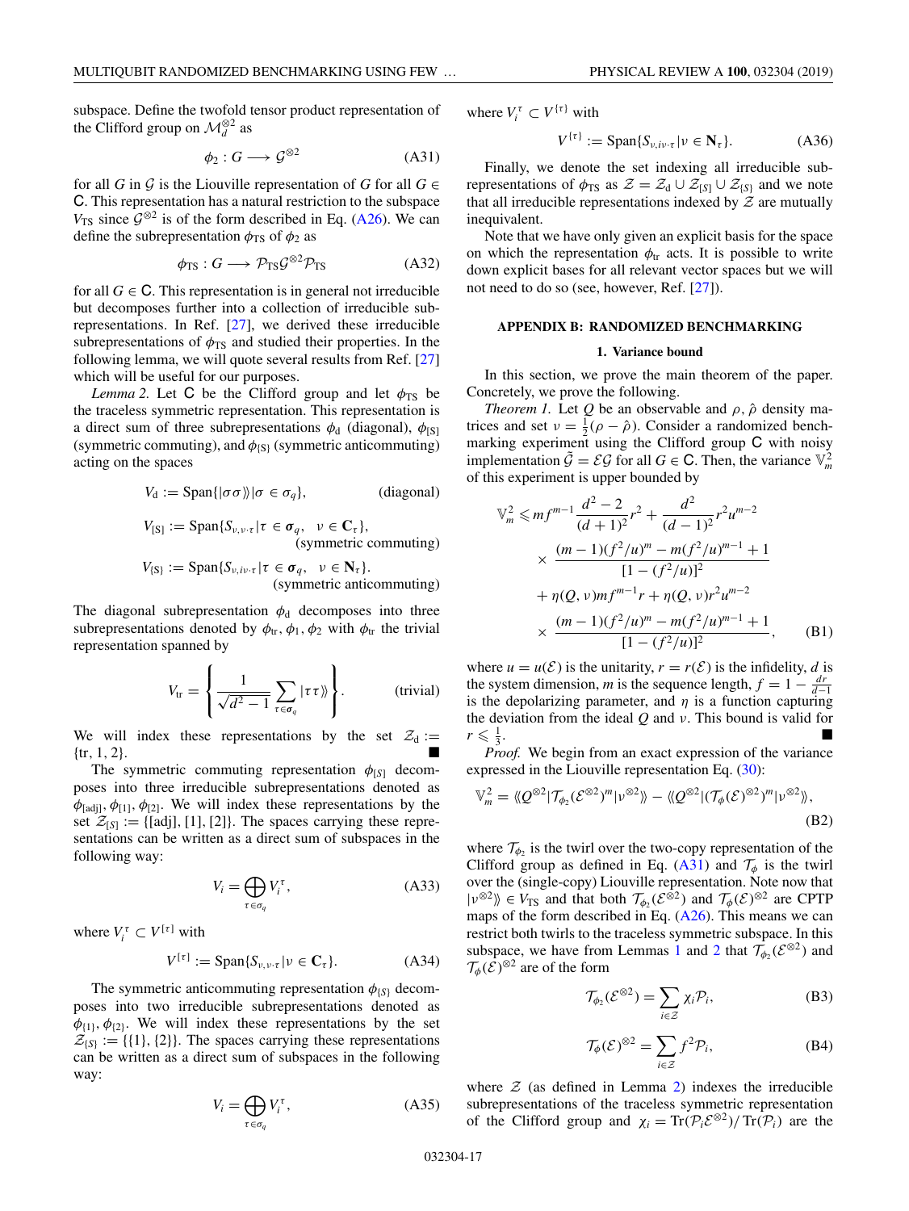subspace. Define the twofold tensor product representation of the Clifford group on $\mathcal{M}_d^{\otimes 2}$ as

$$\phi_2 : G \longrightarrow \mathcal{G}^{\otimes 2} \tag{A31}$$

for all $G$ in $\mathcal{G}$ is the Liouville representation of $G$ for all $G \in \mathsf{C}$. This representation has a natural restriction to the subspace $V_{\mathrm{TS}}$ since $\mathcal{G}^{\otimes 2}$ is of the form described in Eq. (A26). We can define the subrepresentation $\phi_{\mathrm{TS}}$ of $\phi_2$ as

$$\phi_{\mathrm{TS}} : G \longrightarrow \mathcal{P}_{\mathrm{TS}}\mathcal{G}^{\otimes 2}\mathcal{P}_{\mathrm{TS}} \tag{A32}$$

for all $G \in \mathsf{C}$. This representation is in general not irreducible but decomposes further into a collection of irreducible subrepresentations. In Ref. [27], we derived these irreducible subrepresentations of $\phi_{\mathrm{TS}}$ and studied their properties. In the following lemma, we will quote several results from Ref. [27] which will be useful for our purposes.

*Lemma 2.* Let $\mathsf{C}$ be the Clifford group and let $\phi_{\mathrm{TS}}$ be the traceless symmetric representation. This representation is a direct sum of three subrepresentations $\phi_{\mathrm{d}}$ (diagonal), $\phi_{[S]}$ (symmetric commuting), and $\phi_{\{S\}}$ (symmetric anticommuting) acting on the spaces

$$V_{\mathrm{d}} := \mathrm{Span}\{|\sigma\sigma\rangle\rangle | \sigma \in \sigma_q\}, \qquad \text{(diagonal)}$$

$$V_{[S]} := \mathrm{Span}\{S_{\nu,\nu\cdot\tau} | \tau \in \boldsymbol{\sigma}_q, \ \ \nu \in \mathbf{C}_\tau\}, \qquad \text{(symmetric commuting)}$$

$$V_{\{S\}} := \mathrm{Span}\{S_{\nu,i\nu\cdot\tau} | \tau \in \boldsymbol{\sigma}_q, \ \ \nu \in \mathbf{N}_\tau\}. \qquad \text{(symmetric anticommuting)}$$

The diagonal subrepresentation $\phi_{\mathrm{d}}$ decomposes into three subrepresentations denoted by $\phi_{\mathrm{tr}}, \phi_1, \phi_2$ with $\phi_{\mathrm{tr}}$ the trivial representation spanned by

$$V_{\mathrm{tr}} = \left\{ \frac{1}{\sqrt{d^2-1}} \sum_{\tau\in\boldsymbol{\sigma}_q} |\tau\tau\rangle\rangle \right\}. \qquad \text{(trivial)}$$

We will index these representations by the set $\mathcal{Z}_{\mathrm{d}} := \{\mathrm{tr}, 1, 2\}$. ■

The symmetric commuting representation $\phi_{[S]}$ decomposes into three irreducible subrepresentations denoted as $\phi_{[\mathrm{adj}]}, \phi_{[1]}, \phi_{[2]}$. We will index these representations by the set $\mathcal{Z}_{[S]} := \{[\mathrm{adj}], [1], [2]\}$. The spaces carrying these representations can be written as a direct sum of subspaces in the following way:

$$V_i = \bigoplus_{\tau\in\sigma_q} V_i^\tau, \tag{A33}$$

where $V_i^\tau \subset V^{[\tau]}$ with

$$V^{[\tau]} := \mathrm{Span}\{S_{\nu,\nu\cdot\tau} | \nu \in \mathbf{C}_\tau\}. \tag{A34}$$

The symmetric anticommuting representation $\phi_{\{S\}}$ decomposes into two irreducible subrepresentations denoted as $\phi_{\{1\}}, \phi_{\{2\}}$. We will index these representations by the set $\mathcal{Z}_{\{S\}} := \{\{1\}, \{2\}\}$. The spaces carrying these representations can be written as a direct sum of subspaces in the following way:

$$V_i = \bigoplus_{\tau\in\sigma_q} V_i^\tau, \tag{A35}$$

where $V_i^\tau \subset V^{\{\tau\}}$ with

$$V^{\{\tau\}} := \mathrm{Span}\{S_{\nu,i\nu\cdot\tau} | \nu \in \mathbf{N}_\tau\}. \tag{A36}$$

Finally, we denote the set indexing all irreducible subrepresentations of $\phi_{\mathrm{TS}}$ as $\mathcal{Z} = \mathcal{Z}_{\mathrm{d}} \cup \mathcal{Z}_{[S]} \cup \mathcal{Z}_{\{S\}}$ and we note that all irreducible representations indexed by $\mathcal{Z}$ are mutually inequivalent.

Note that we have only given an explicit basis for the space on which the representation $\phi_{\mathrm{tr}}$ acts. It is possible to write down explicit bases for all relevant vector spaces but we will not need to do so (see, however, Ref. [27]).

## APPENDIX B: RANDOMIZED BENCHMARKING

### 1. Variance bound

In this section, we prove the main theorem of the paper. Concretely, we prove the following.

*Theorem 1.* Let $Q$ be an observable and $\rho, \hat{\rho}$ density matrices and set $\nu = \frac{1}{2}(\rho - \hat{\rho})$. Consider a randomized benchmarking experiment using the Clifford group $\mathsf{C}$ with noisy implementation $\tilde{\mathcal{G}} = \mathcal{E}\mathcal{G}$ for all $G \in \mathsf{C}$. Then, the variance $\mathbb{V}_m^2$ of this experiment is upper bounded by

$$\begin{aligned}
\mathbb{V}_m^2 \leqslant\; & m f^{m-1}\frac{d^2-2}{(d+1)^2}r^2 + \frac{d^2}{(d-1)^2}r^2u^{m-2} \\
& \times \frac{(m-1)(f^2/u)^m - m(f^2/u)^{m-1} + 1}{[1-(f^2/u)]^2} \\
& + \eta(Q,\nu)mf^{m-1}r + \eta(Q,\nu)r^2u^{m-2} \\
& \times \frac{(m-1)(f^2/u)^m - m(f^2/u)^{m-1} + 1}{[1-(f^2/u)]^2},
\end{aligned} \tag{B1}$$

where $u = u(\mathcal{E})$ is the unitarity, $r = r(\mathcal{E})$ is the infidelity, $d$ is the system dimension, $m$ is the sequence length, $f = 1 - \frac{dr}{d-1}$ is the depolarizing parameter, and $\eta$ is a function capturing the deviation from the ideal $Q$ and $\nu$. This bound is valid for $r \leqslant \frac{1}{3}$. ■

*Proof.* We begin from an exact expression of the variance expressed in the Liouville representation Eq. (30):

$$\mathbb{V}_m^2 = \langle\langle Q^{\otimes 2}|\mathcal{T}_{\phi_2}(\mathcal{E}^{\otimes 2})^m|\nu^{\otimes 2}\rangle\rangle - \langle\langle Q^{\otimes 2}|(\mathcal{T}_\phi(\mathcal{E})^{\otimes 2})^m|\nu^{\otimes 2}\rangle\rangle, \tag{B2}$$

where $\mathcal{T}_{\phi_2}$ is the twirl over the two-copy representation of the Clifford group as defined in Eq. (A31) and $\mathcal{T}_\phi$ is the twirl over the (single-copy) Liouville representation. Note now that $|\nu^{\otimes 2}\rangle\rangle \in V_{\mathrm{TS}}$ and that both $\mathcal{T}_{\phi_2}(\mathcal{E}^{\otimes 2})$ and $\mathcal{T}_\phi(\mathcal{E})^{\otimes 2}$ are CPTP maps of the form described in Eq. (A26). This means we can restrict both twirls to the traceless symmetric subspace. In this subspace, we have from Lemmas 1 and 2 that $\mathcal{T}_{\phi_2}(\mathcal{E}^{\otimes 2})$ and $\mathcal{T}_\phi(\mathcal{E})^{\otimes 2}$ are of the form

$$\mathcal{T}_{\phi_2}(\mathcal{E}^{\otimes 2}) = \sum_{i\in\mathcal{Z}} \chi_i \mathcal{P}_i, \tag{B3}$$

$$\mathcal{T}_\phi(\mathcal{E})^{\otimes 2} = \sum_{i\in\mathcal{Z}} f^2 \mathcal{P}_i, \tag{B4}$$

where $\mathcal{Z}$ (as defined in Lemma 2) indexes the irreducible subrepresentations of the traceless symmetric representation of the Clifford group and $\chi_i = \mathrm{Tr}(\mathcal{P}_i\mathcal{E}^{\otimes 2})/\,\mathrm{Tr}(\mathcal{P}_i)$ are the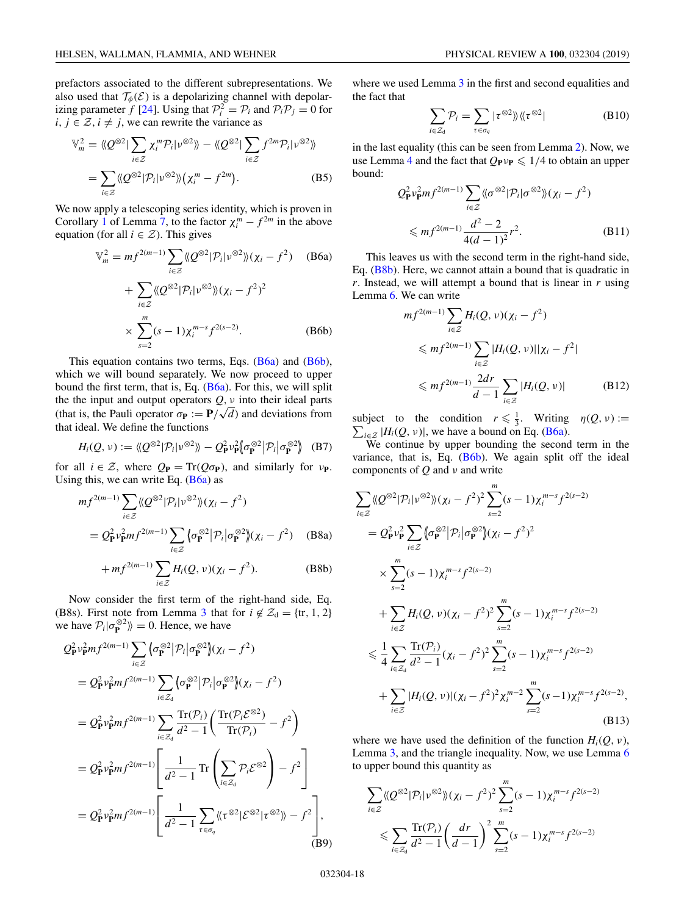prefactors associated to the different subrepresentations. We also used that $\mathcal{T}_\phi(\mathcal{E})$ is a depolarizing channel with depolarizing parameter $f$ [24]. Using that $\mathcal{P}_i^2 = \mathcal{P}_i$ and $\mathcal{P}_i\mathcal{P}_j = 0$ for $i, j \in \mathcal{Z}, i \neq j$, we can rewrite the variance as

$$
\begin{aligned}
\mathbb{V}_m^2 &= \langle\langle Q^{\otimes 2}| \sum_{i\in\mathcal{Z}} \chi_i^m \mathcal{P}_i |\nu^{\otimes 2}\rangle\rangle - \langle\langle Q^{\otimes 2}| \sum_{i\in\mathcal{Z}} f^{2m}\mathcal{P}_i|\nu^{\otimes 2}\rangle\rangle \\
&= \sum_{i\in\mathcal{Z}} \langle\langle Q^{\otimes 2}|\mathcal{P}_i|\nu^{\otimes 2}\rangle\rangle \big(\chi_i^m - f^{2m}\big). \qquad \text{(B5)}
\end{aligned}
$$

We now apply a telescoping series identity, which is proven in Corollary 1 of Lemma 7, to the factor $\chi_i^m - f^{2m}$ in the above equation (for all $i \in \mathcal{Z}$). This gives

$$
\mathbb{V}_m^2 = mf^{2(m-1)} \sum_{i\in\mathcal{Z}} \langle\langle Q^{\otimes 2}|\mathcal{P}_i|\nu^{\otimes 2}\rangle\rangle (\chi_i - f^2) \qquad \text{(B6a)}
$$

$$
+ \sum_{i\in\mathcal{Z}} \langle\langle Q^{\otimes 2}|\mathcal{P}_i|\nu^{\otimes 2}\rangle\rangle (\chi_i - f^2)^2 \times \sum_{s=2}^{m} (s-1)\chi_i^{m-s} f^{2(s-2)}. \qquad \text{(B6b)}
$$

This equation contains two terms, Eqs. (B6a) and (B6b), which we will bound separately. We now proceed to upper bound the first term, that is, Eq. (B6a). For this, we will split the the input and output operators $Q, \nu$ into their ideal parts (that is, the Pauli operator $\sigma_{\mathbf{P}} := \mathbf{P}/\sqrt{d}$) and deviations from that ideal. We define the functions

$$
H_i(Q,\nu) := \langle\langle Q^{\otimes 2}|\mathcal{P}_i|\nu^{\otimes 2}\rangle\rangle - Q_{\mathbf{P}}^2 \nu_{\mathbf{P}}^2 \langle\langle \sigma_{\mathbf{P}}^{\otimes 2}\big|\mathcal{P}_i\big|\sigma_{\mathbf{P}}^{\otimes 2}\rangle\rangle \quad \text{(B7)}
$$

for all $i \in \mathcal{Z}$, where $Q_{\mathbf{P}} = \mathrm{Tr}(Q\sigma_{\mathbf{P}})$, and similarly for $\nu_{\mathbf{P}}$. Using this, we can write Eq. (B6a) as

$$
\begin{aligned}
& mf^{2(m-1)} \sum_{i\in\mathcal{Z}} \langle\langle Q^{\otimes 2}|\mathcal{P}_i|\nu^{\otimes 2}\rangle\rangle (\chi_i - f^2) \\
&= Q_{\mathbf{P}}^2 \nu_{\mathbf{P}}^2 m f^{2(m-1)} \sum_{i\in\mathcal{Z}} \langle\langle \sigma_{\mathbf{P}}^{\otimes 2}\big|\mathcal{P}_i\big|\sigma_{\mathbf{P}}^{\otimes 2}\rangle\rangle (\chi_i - f^2) \qquad \text{(B8a)} \\
&\quad + mf^{2(m-1)} \sum_{i\in\mathcal{Z}} H_i(Q,\nu)(\chi_i - f^2). \qquad \text{(B8b)}
\end{aligned}
$$

Now consider the first term of the right-hand side, Eq. (B8s). First note from Lemma 3 that for $i \notin \mathcal{Z}_{\mathrm{d}} = \{\mathrm{tr}, 1, 2\}$ we have $\mathcal{P}_i|\sigma_{\mathbf{P}}^{\otimes 2}\rangle\rangle = 0$. Hence, we have

$$
\begin{aligned}
& Q_{\mathbf{P}}^2 \nu_{\mathbf{P}}^2 m f^{2(m-1)} \sum_{i\in\mathcal{Z}} \langle\langle \sigma_{\mathbf{P}}^{\otimes 2}\big|\mathcal{P}_i\big|\sigma_{\mathbf{P}}^{\otimes 2}\rangle\rangle (\chi_i - f^2) \\
&= Q_{\mathbf{P}}^2 \nu_{\mathbf{P}}^2 m f^{2(m-1)} \sum_{i\in\mathcal{Z}_{\mathrm{d}}} \langle\langle \sigma_{\mathbf{P}}^{\otimes 2}\big|\mathcal{P}_i\big|\sigma_{\mathbf{P}}^{\otimes 2}\rangle\rangle (\chi_i - f^2) \\
&= Q_{\mathbf{P}}^2 \nu_{\mathbf{P}}^2 m f^{2(m-1)} \sum_{i\in\mathcal{Z}_{\mathrm{d}}} \frac{\mathrm{Tr}(\mathcal{P}_i)}{d^2-1}\left(\frac{\mathrm{Tr}(\mathcal{P}_i\mathcal{E}^{\otimes 2})}{\mathrm{Tr}(\mathcal{P}_i)} - f^2\right) \\
&= Q_{\mathbf{P}}^2 \nu_{\mathbf{P}}^2 m f^{2(m-1)} \left[\frac{1}{d^2-1}\mathrm{Tr}\left(\sum_{i\in\mathcal{Z}_{\mathrm{d}}} \mathcal{P}_i\mathcal{E}^{\otimes 2}\right) - f^2\right] \\
&= Q_{\mathbf{P}}^2 \nu_{\mathbf{P}}^2 m f^{2(m-1)} \left[\frac{1}{d^2-1}\sum_{\tau\in\sigma_q} \langle\langle \tau^{\otimes 2}|\mathcal{E}^{\otimes 2}|\tau^{\otimes 2}\rangle\rangle - f^2\right],
\end{aligned} \qquad \text{(B9)}
$$

where we used Lemma 3 in the first and second equalities and the fact that

$$
\sum_{i\in\mathcal{Z}_{\mathrm{d}}} \mathcal{P}_i = \sum_{\tau\in\sigma_q} |\tau^{\otimes 2}\rangle\rangle\langle\langle \tau^{\otimes 2}| \qquad \text{(B10)}
$$

in the last equality (this can be seen from Lemma 2). Now, we use Lemma 4 and the fact that $Q_{\mathbf{P}}\nu_{\mathbf{P}} \leqslant 1/4$ to obtain an upper bound:

$$
\begin{aligned}
& Q_{\mathbf{P}}^2 \nu_{\mathbf{P}}^2 m f^{2(m-1)} \sum_{i\in\mathcal{Z}} \langle\langle \sigma^{\otimes 2}|\mathcal{P}_i|\sigma^{\otimes 2}\rangle\rangle (\chi_i - f^2) \\
&\leqslant m f^{2(m-1)} \frac{d^2-2}{4(d-1)^2} r^2.
\end{aligned} \qquad \text{(B11)}
$$

This leaves us with the second term in the right-hand side, Eq. (B8b). Here, we cannot attain a bound that is quadratic in $r$. Instead, we will attempt a bound that is linear in $r$ using Lemma 6. We can write

$$
\begin{aligned}
& mf^{2(m-1)} \sum_{i\in\mathcal{Z}} H_i(Q,\nu)(\chi_i - f^2) \\
&\leqslant mf^{2(m-1)} \sum_{i\in\mathcal{Z}} |H_i(Q,\nu)||\chi_i - f^2| \\
&\leqslant mf^{2(m-1)} \frac{2dr}{d-1} \sum_{i\in\mathcal{Z}} |H_i(Q,\nu)|
\end{aligned} \qquad \text{(B12)}
$$

subject to the condition $r \leqslant \frac{1}{3}$. Writing $\eta(Q,\nu) := \sum_{i\in\mathcal{Z}} |H_i(Q,\nu)|$, we have a bound on Eq. (B6a).

We continue by upper bounding the second term in the variance, that is, Eq. (B6b). We again split off the ideal components of $Q$ and $\nu$ and write

$$
\begin{aligned}
& \sum_{i\in\mathcal{Z}} \langle\langle Q^{\otimes 2}|\mathcal{P}_i|\nu^{\otimes 2}\rangle\rangle (\chi_i - f^2)^2 \sum_{s=2}^{m} (s-1)\chi_i^{m-s} f^{2(s-2)} \\
&= Q_{\mathbf{P}}^2 \nu_{\mathbf{P}}^2 \sum_{i\in\mathcal{Z}} \langle\langle \sigma_{\mathbf{P}}^{\otimes 2}\big|\mathcal{P}_i\big|\sigma_{\mathbf{P}}^{\otimes 2}\rangle\rangle (\chi_i - f^2)^2 \\
&\quad \times \sum_{s=2}^{m} (s-1)\chi_i^{m-s} f^{2(s-2)} \\
&\quad + \sum_{i\in\mathcal{Z}} H_i(Q,\nu)(\chi_i - f^2)^2 \sum_{s=2}^{m} (s-1)\chi_i^{m-s} f^{2(s-2)} \\
&\leqslant \frac{1}{4} \sum_{i\in\mathcal{Z}_{\mathrm{d}}} \frac{\mathrm{Tr}(\mathcal{P}_i)}{d^2-1} (\chi_i - f^2)^2 \sum_{s=2}^{m} (s-1)\chi_i^{m-s} f^{2(s-2)} \\
&\quad + \sum_{i\in\mathcal{Z}} |H_i(Q,\nu)| (\chi_i - f^2)^2 \chi_i^{m-2} \sum_{s=2}^{m} (s-1)\chi_i^{m-s} f^{2(s-2)},
\end{aligned} \qquad \text{(B13)}
$$

where we have used the definition of the function $H_i(Q,\nu)$, Lemma 3, and the triangle inequality. Now, we use Lemma 6 to upper bound this quantity as

$$
\begin{aligned}
& \sum_{i\in\mathcal{Z}} \langle\langle Q^{\otimes 2}|\mathcal{P}_i|\nu^{\otimes 2}\rangle\rangle (\chi_i - f^2)^2 \sum_{s=2}^{m} (s-1)\chi_i^{m-s} f^{2(s-2)} \\
&\leqslant \sum_{i\in\mathcal{Z}_{\mathrm{d}}} \frac{\mathrm{Tr}(\mathcal{P}_i)}{d^2-1} \left(\frac{dr}{d-1}\right)^2 \sum_{s=2}^{m} (s-1)\chi_i^{m-s} f^{2(s-2)}
\end{aligned}
$$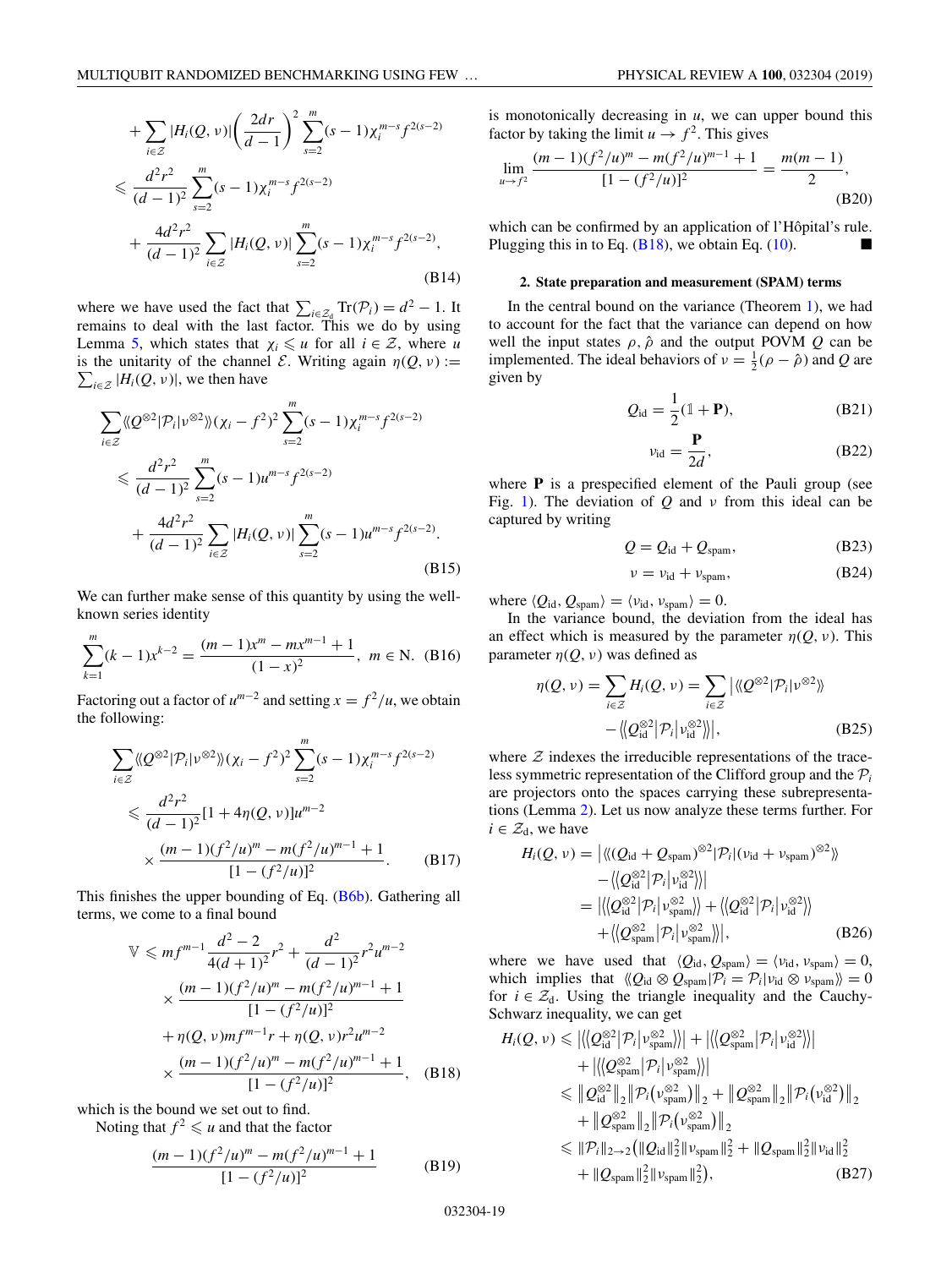$$+ \sum_{i\in\mathcal{Z}} |H_i(Q,\nu)| \left(\frac{2dr}{d-1}\right)^2 \sum_{s=2}^{m} (s-1)\chi_i^{m-s} f^{2(s-2)}$$

$$\leqslant \frac{d^2r^2}{(d-1)^2} \sum_{s=2}^{m} (s-1)\chi_i^{m-s} f^{2(s-2)}$$

$$+ \frac{4d^2r^2}{(d-1)^2} \sum_{i\in\mathcal{Z}} |H_i(Q,\nu)| \sum_{s=2}^{m} (s-1)\chi_i^{m-s} f^{2(s-2)}, \tag{B14}$$

where we have used the fact that $\sum_{i\in\mathcal{Z}_d} \mathrm{Tr}(\mathcal{P}_i) = d^2 - 1$. It remains to deal with the last factor. This we do by using Lemma 5, which states that $\chi_i \leqslant u$ for all $i \in \mathcal{Z}$, where $u$ is the unitarity of the channel $\mathcal{E}$. Writing again $\eta(Q,\nu) := \sum_{i\in\mathcal{Z}} |H_i(Q,\nu)|$, we then have

$$\sum_{i\in\mathcal{Z}} \langle\langle Q^{\otimes 2}|\mathcal{P}_i|\nu^{\otimes 2}\rangle\rangle (\chi_i - f^2)^2 \sum_{s=2}^{m} (s-1)\chi_i^{m-s} f^{2(s-2)}$$

$$\leqslant \frac{d^2r^2}{(d-1)^2} \sum_{s=2}^{m} (s-1)u^{m-s} f^{2(s-2)}$$

$$+ \frac{4d^2r^2}{(d-1)^2} \sum_{i\in\mathcal{Z}} |H_i(Q,\nu)| \sum_{s=2}^{m} (s-1)u^{m-s} f^{2(s-2)}. \tag{B15}$$

We can further make sense of this quantity by using the well-known series identity

$$\sum_{k=1}^{m} (k-1)x^{k-2} = \frac{(m-1)x^m - mx^{m-1} + 1}{(1-x)^2}, \quad m \in \mathrm{N}. \tag{B16}$$

Factoring out a factor of $u^{m-2}$ and setting $x = f^2/u$, we obtain the following:

$$\sum_{i\in\mathcal{Z}} \langle\langle Q^{\otimes 2}|\mathcal{P}_i|\nu^{\otimes 2}\rangle\rangle (\chi_i - f^2)^2 \sum_{s=2}^{m} (s-1)\chi_i^{m-s} f^{2(s-2)}$$

$$\leqslant \frac{d^2r^2}{(d-1)^2}[1 + 4\eta(Q,\nu)]u^{m-2}$$

$$\times \frac{(m-1)(f^2/u)^m - m(f^2/u)^{m-1} + 1}{[1-(f^2/u)]^2}. \tag{B17}$$

This finishes the upper bounding of Eq. (B6b). Gathering all terms, we come to a final bound

$$\mathbb{V} \leqslant mf^{m-1}\frac{d^2-2}{4(d+1)^2}r^2 + \frac{d^2}{(d-1)^2}r^2u^{m-2}$$

$$\times \frac{(m-1)(f^2/u)^m - m(f^2/u)^{m-1} + 1}{[1-(f^2/u)]^2}$$

$$+ \eta(Q,\nu)mf^{m-1}r + \eta(Q,\nu)r^2u^{m-2}$$

$$\times \frac{(m-1)(f^2/u)^m - m(f^2/u)^{m-1} + 1}{[1-(f^2/u)]^2}, \tag{B18}$$

which is the bound we set out to find.

Noting that $f^2 \leqslant u$ and that the factor

$$\frac{(m-1)(f^2/u)^m - m(f^2/u)^{m-1} + 1}{[1-(f^2/u)]^2} \tag{B19}$$

is monotonically decreasing in $u$, we can upper bound this factor by taking the limit $u \to f^2$. This gives

$$\lim_{u\to f^2} \frac{(m-1)(f^2/u)^m - m(f^2/u)^{m-1} + 1}{[1-(f^2/u)]^2} = \frac{m(m-1)}{2}, \tag{B20}$$

which can be confirmed by an application of l'Hôpital's rule. Plugging this in to Eq. (B18), we obtain Eq. (10). ∎

#### 2. State preparation and measurement (SPAM) terms

In the central bound on the variance (Theorem 1), we had to account for the fact that the variance can depend on how well the input states $\rho, \hat{\rho}$ and the output POVM $Q$ can be implemented. The ideal behaviors of $\nu = \frac{1}{2}(\rho - \hat{\rho})$ and $Q$ are given by

$$Q_{\mathrm{id}} = \frac{1}{2}(\mathbb{1} + \mathbf{P}), \tag{B21}$$

$$\nu_{\mathrm{id}} = \frac{\mathbf{P}}{2d}, \tag{B22}$$

where $\mathbf{P}$ is a prespecified element of the Pauli group (see Fig. 1). The deviation of $Q$ and $\nu$ from this ideal can be captured by writing

$$Q = Q_{\mathrm{id}} + Q_{\mathrm{spam}}, \tag{B23}$$

$$\nu = \nu_{\mathrm{id}} + \nu_{\mathrm{spam}}, \tag{B24}$$

where $\langle Q_{\mathrm{id}}, Q_{\mathrm{spam}}\rangle = \langle \nu_{\mathrm{id}}, \nu_{\mathrm{spam}}\rangle = 0$.

In the variance bound, the deviation from the ideal has an effect which is measured by the parameter $\eta(Q,\nu)$. This parameter $\eta(Q,\nu)$ was defined as

$$\eta(Q,\nu) = \sum_{i\in\mathcal{Z}} H_i(Q,\nu) = \sum_{i\in\mathcal{Z}} \big|\langle\langle Q^{\otimes 2}|\mathcal{P}_i|\nu^{\otimes 2}\rangle\rangle$$

$$- \langle\langle Q_{\mathrm{id}}^{\otimes 2}|\mathcal{P}_i|\nu_{\mathrm{id}}^{\otimes 2}\rangle\rangle\big|, \tag{B25}$$

where $\mathcal{Z}$ indexes the irreducible representations of the traceless symmetric representation of the Clifford group and the $\mathcal{P}_i$ are projectors onto the spaces carrying these subrepresentations (Lemma 2). Let us now analyze these terms further. For $i \in \mathcal{Z}_d$, we have

$$H_i(Q,\nu) = \big|\langle\langle (Q_{\mathrm{id}} + Q_{\mathrm{spam}})^{\otimes 2}|\mathcal{P}_i|(\nu_{\mathrm{id}} + \nu_{\mathrm{spam}})^{\otimes 2}\rangle\rangle$$

$$- \langle\langle Q_{\mathrm{id}}^{\otimes 2}|\mathcal{P}_i|\nu_{\mathrm{id}}^{\otimes 2}\rangle\rangle\big|$$

$$= \big|\langle\langle Q_{\mathrm{id}}^{\otimes 2}|\mathcal{P}_i|\nu_{\mathrm{spam}}^{\otimes 2}\rangle\rangle + \langle\langle Q_{\mathrm{id}}^{\otimes 2}|\mathcal{P}_i|\nu_{\mathrm{id}}^{\otimes 2}\rangle\rangle$$

$$+ \langle\langle Q_{\mathrm{spam}}^{\otimes 2}|\mathcal{P}_i|\nu_{\mathrm{spam}}^{\otimes 2}\rangle\rangle\big|, \tag{B26}$$

where we have used that $\langle Q_{\mathrm{id}}, Q_{\mathrm{spam}}\rangle = \langle \nu_{\mathrm{id}}, \nu_{\mathrm{spam}}\rangle = 0$, which implies that $\langle\langle Q_{\mathrm{id}} \otimes Q_{\mathrm{spam}}|\mathcal{P}_i = \mathcal{P}_i|\nu_{\mathrm{id}} \otimes \nu_{\mathrm{spam}}\rangle\rangle = 0$ for $i \in \mathcal{Z}_d$. Using the triangle inequality and the Cauchy-Schwarz inequality, we can get

$$H_i(Q,\nu) \leqslant \big|\langle\langle Q_{\mathrm{id}}^{\otimes 2}|\mathcal{P}_i|\nu_{\mathrm{spam}}^{\otimes 2}\rangle\rangle\big| + \big|\langle\langle Q_{\mathrm{spam}}^{\otimes 2}|\mathcal{P}_i|\nu_{\mathrm{id}}^{\otimes 2}\rangle\rangle\big|$$

$$+ \big|\langle\langle Q_{\mathrm{spam}}^{\otimes 2}|\mathcal{P}_i|\nu_{\mathrm{spam}}^{\otimes 2}\rangle\rangle\big|$$

$$\leqslant \|Q_{\mathrm{id}}^{\otimes 2}\|_2 \|\mathcal{P}_i(\nu_{\mathrm{spam}}^{\otimes 2})\|_2 + \|Q_{\mathrm{spam}}^{\otimes 2}\|_2 \|\mathcal{P}_i(\nu_{\mathrm{id}}^{\otimes 2})\|_2$$

$$+ \|Q_{\mathrm{spam}}^{\otimes 2}\|_2 \|\mathcal{P}_i(\nu_{\mathrm{spam}}^{\otimes 2})\|_2$$

$$\leqslant \|\mathcal{P}_i\|_{2\to 2}\big(\|Q_{\mathrm{id}}\|_2^2 \|\nu_{\mathrm{spam}}\|_2^2 + \|Q_{\mathrm{spam}}\|_2^2 \|\nu_{\mathrm{id}}\|_2^2$$

$$+ \|Q_{\mathrm{spam}}\|_2^2 \|\nu_{\mathrm{spam}}\|_2^2\big), \tag{B27}$$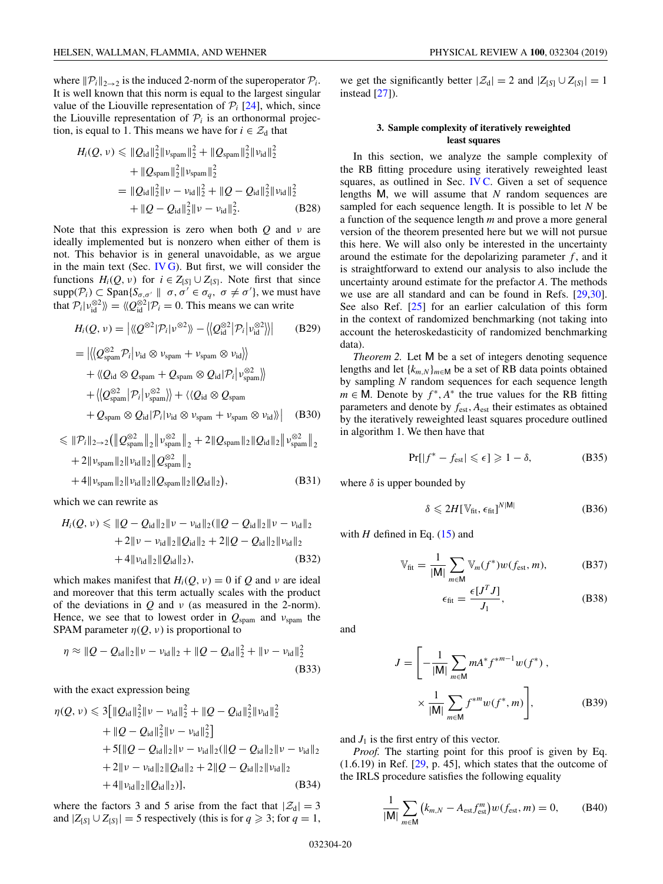where $\|\mathcal{P}_i\|_{2\to 2}$ is the induced 2-norm of the superoperator $\mathcal{P}_i$. It is well known that this norm is equal to the largest singular value of the Liouville representation of $\mathcal{P}_i$ [24], which, since the Liouville representation of $\mathcal{P}_i$ is an orthonormal projection, is equal to 1. This means we have for $i \in \mathcal{Z}_{\rm d}$ that

$$
\begin{aligned}
H_i(Q,\nu) &\leqslant \|Q_{\rm id}\|_2^2\|\nu_{\rm spam}\|_2^2 + \|Q_{\rm spam}\|_2^2\|\nu_{\rm id}\|_2^2 \\
&\quad + \|Q_{\rm spam}\|_2^2\|\nu_{\rm spam}\|_2^2 \\
&= \|Q_{\rm id}\|_2^2\|\nu-\nu_{\rm id}\|_2^2 + \|Q-Q_{\rm id}\|_2^2\|\nu_{\rm id}\|_2^2 \\
&\quad + \|Q-Q_{\rm id}\|_2^2\|\nu-\nu_{\rm id}\|_2^2. \qquad \text{(B28)}
\end{aligned}
$$

Note that this expression is zero when both $Q$ and $\nu$ are ideally implemented but is nonzero when either of them is not. This behavior is in general unavoidable, as we argue in the main text (Sec. IV G). But first, we will consider the functions $H_i(Q,\nu)$ for $i \in Z_{[S]} \cup Z_{\{S\}}$. Note first that since $\text{supp}(\mathcal{P}_i) \subset \text{Span}\{S_{\sigma,\sigma'} \parallel \sigma,\sigma' \in \sigma_q,\ \sigma \neq \sigma'\}$, we must have that $\mathcal{P}_i|\nu_{\rm id}^{\otimes 2}\rangle\rangle = \langle\langle Q_{\rm id}^{\otimes 2}|\mathcal{P}_i = 0$. This means we can write

$$
\begin{aligned}
H_i(Q,\nu) &= \left|\langle\langle Q^{\otimes 2}|\mathcal{P}_i|\nu^{\otimes 2}\rangle\rangle - \langle\langle Q_{\rm id}^{\otimes 2}\big|\mathcal{P}_i\big|\nu_{\rm id}^{\otimes 2}\rangle\rangle\right| \qquad \text{(B29)} \\
&= \Big|\langle\langle Q_{\rm spam}^{\otimes 2}\mathcal{P}_i\big|\nu_{\rm id}\otimes\nu_{\rm spam} + \nu_{\rm spam}\otimes\nu_{\rm id}\rangle\rangle \\
&\quad + \langle\langle Q_{\rm id}\otimes Q_{\rm spam} + Q_{\rm spam}\otimes Q_{\rm id}|\mathcal{P}_i\big|\nu_{\rm spam}^{\otimes 2}\rangle\rangle \\
&\quad + \langle\langle Q_{\rm spam}^{\otimes 2}\big|\mathcal{P}_i\big|\nu_{\rm spam}^{\otimes 2}\rangle\rangle + \langle\langle Q_{\rm id}\otimes Q_{\rm spam} \\
&\quad + Q_{\rm spam}\otimes Q_{\rm id}|\mathcal{P}_i|\nu_{\rm id}\otimes\nu_{\rm spam} + \nu_{\rm spam}\otimes\nu_{\rm id}\rangle\rangle\Big| \qquad \text{(B30)}
\end{aligned}
$$

$$
\begin{aligned}
&\leqslant \|\mathcal{P}_i\|_{2\to 2}\big(\big\|Q_{\rm spam}^{\otimes 2}\big\|_2\big\|\nu_{\rm spam}^{\otimes 2}\big\|_2 + 2\|Q_{\rm spam}\|_2\|Q_{\rm id}\|_2\big\|\nu_{\rm spam}^{\otimes 2}\big\|_2 \\
&\quad + 2\|\nu_{\rm spam}\|_2\|\nu_{\rm id}\|_2\big\|Q_{\rm spam}^{\otimes 2}\big\|_2 \\
&\quad + 4\|\nu_{\rm spam}\|_2\|\nu_{\rm id}\|_2\|Q_{\rm spam}\|_2\|Q_{\rm id}\|_2\big), \qquad \text{(B31)}
\end{aligned}
$$

which we can rewrite as

$$
\begin{aligned}
H_i(Q,\nu) &\leqslant \|Q-Q_{\rm id}\|_2\|\nu-\nu_{\rm id}\|_2(\|Q-Q_{\rm id}\|_2\|\nu-\nu_{\rm id}\|_2 \\
&\quad + 2\|\nu-\nu_{\rm id}\|_2\|Q_{\rm id}\|_2 + 2\|Q-Q_{\rm id}\|_2\|\nu_{\rm id}\|_2 \\
&\quad + 4\|\nu_{\rm id}\|_2\|Q_{\rm id}\|_2), \qquad \text{(B32)}
\end{aligned}
$$

which makes manifest that $H_i(Q,\nu) = 0$ if $Q$ and $\nu$ are ideal and moreover that this term actually scales with the product of the deviations in $Q$ and $\nu$ (as measured in the 2-norm). Hence, we see that to lowest order in $Q_{\rm spam}$ and $\nu_{\rm spam}$ the SPAM parameter $\eta(Q,\nu)$ is proportional to

$$
\eta \approx \|Q-Q_{\rm id}\|_2\|\nu-\nu_{\rm id}\|_2 + \|Q-Q_{\rm id}\|_2^2 + \|\nu-\nu_{\rm id}\|_2^2 \qquad \text{(B33)}
$$

with the exact expression being

$$
\begin{aligned}
\eta(Q,\nu) &\leqslant 3\big[\|Q_{\rm id}\|_2^2\|\nu-\nu_{\rm id}\|_2^2 + \|Q-Q_{\rm id}\|_2^2\|\nu_{\rm id}\|_2^2 \\
&\quad + \|Q-Q_{\rm id}\|_2^2\|\nu-\nu_{\rm id}\|_2^2\big] \\
&\quad + 5[\|Q-Q_{\rm id}\|_2\|\nu-\nu_{\rm id}\|_2(\|Q-Q_{\rm id}\|_2\|\nu-\nu_{\rm id}\|_2 \\
&\quad + 2\|\nu-\nu_{\rm id}\|_2\|Q_{\rm id}\|_2 + 2\|Q-Q_{\rm id}\|_2\|\nu_{\rm id}\|_2 \\
&\quad + 4\|\nu_{\rm id}\|_2\|Q_{\rm id}\|_2)], \qquad \text{(B34)}
\end{aligned}
$$

where the factors 3 and 5 arise from the fact that $|\mathcal{Z}_{\rm d}| = 3$ and $|Z_{[S]} \cup Z_{\{S\}}| = 5$ respectively (this is for $q \geqslant 3$; for $q = 1$, we get the significantly better $|\mathcal{Z}_{\rm d}| = 2$ and $|Z_{[S]} \cup Z_{\{S\}}| = 1$ instead [27]).

### 3. Sample complexity of iteratively reweighted least squares

In this section, we analyze the sample complexity of the RB fitting procedure using iteratively reweighted least squares, as outlined in Sec. IV C. Given a set of sequence lengths $\mathsf{M}$, we will assume that $N$ random sequences are sampled for each sequence length. It is possible to let $N$ be a function of the sequence length $m$ and prove a more general version of the theorem presented here but we will not pursue this here. We will also only be interested in the uncertainty around the estimate for the depolarizing parameter $f$, and it is straightforward to extend our analysis to also include the uncertainty around estimate for the prefactor $A$. The methods we use are all standard and can be found in Refs. [29,30]. See also Ref. [25] for an earlier calculation of this form in the context of randomized benchmarking (not taking into account the heteroskedasticity of randomized benchmarking data).

*Theorem 2.* Let $\mathsf{M}$ be a set of integers denoting sequence lengths and let $\{k_{m,N}\}_{m\in\mathsf{M}}$ be a set of RB data points obtained by sampling $N$ random sequences for each sequence length $m \in \mathsf{M}$. Denote by $f^*, A^*$ the true values for the RB fitting parameters and denote by $f_{\rm est}, A_{\rm est}$ their estimates as obtained by the iteratively reweighted least squares procedure outlined in algorithm 1. We then have that

$$
\Pr[|f^* - f_{\rm est}| \leqslant \epsilon] \geqslant 1 - \delta, \qquad \text{(B35)}
$$

where $\delta$ is upper bounded by

$$
\delta \leqslant 2H[\mathbb{V}_{\rm fit}, \epsilon_{\rm fit}]^{N|\mathsf{M}|} \qquad \text{(B36)}
$$

with $H$ defined in Eq. (15) and

$$
\mathbb{V}_{\rm fit} = \frac{1}{|\mathsf{M}|}\sum_{m\in\mathsf{M}} \mathbb{V}_m(f^*)w(f_{\rm est}, m), \qquad \text{(B37)}
$$

$$
\epsilon_{\rm fit} = \frac{\epsilon[J^T J]}{J_1}, \qquad \text{(B38)}
$$

and

$$
J = \left[-\frac{1}{|\mathsf{M}|}\sum_{m\in\mathsf{M}} mA^* f^{*m-1}w(f^*)\,, \right. \\
\left. \times \frac{1}{|\mathsf{M}|}\sum_{m\in\mathsf{M}} f^{*m}w(f^*, m)\right], \qquad \text{(B39)}
$$

and $J_1$ is the first entry of this vector.

*Proof.* The starting point for this proof is given by Eq. (1.6.19) in Ref. [29, p. 45], which states that the outcome of the IRLS procedure satisfies the following equality

$$
\frac{1}{|\mathsf{M}|}\sum_{m\in\mathsf{M}} \big(k_{m,N} - A_{\rm est}f_{\rm est}^m\big)w(f_{\rm est}, m) = 0, \qquad \text{(B40)}
$$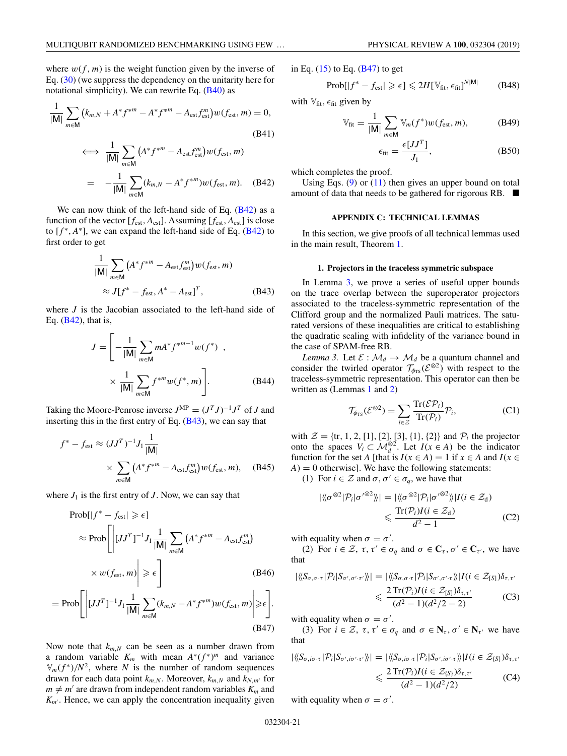where $w(f, m)$ is the weight function given by the inverse of Eq. (30) (we suppress the dependency on the unitarity here for notational simplicity). We can rewrite Eq. (B40) as

$$\frac{1}{|\mathsf{M}|}\sum_{m\in\mathsf{M}}\left(k_{m,N}+A^*f^{*m}-A^*f^{*m}-A_{\text{est}}f_{\text{est}}^m\right)w(f_{\text{est}},m)=0, \tag{B41}$$

$$\iff \frac{1}{|\mathsf{M}|}\sum_{m\in\mathsf{M}}\left(A^*f^{*m}-A_{\text{est}}f_{\text{est}}^m\right)w(f_{\text{est}},m)$$

$$= -\frac{1}{|\mathsf{M}|}\sum_{m\in\mathsf{M}}(k_{m,N}-A^*f^{*m})w(f_{\text{est}},m). \tag{B42}$$

We can now think of the left-hand side of Eq. (B42) as a function of the vector $[f_{\text{est}}, A_{\text{est}}]$. Assuming $[f_{\text{est}}, A_{\text{est}}]$ is close to $[f^*, A^*]$, we can expand the left-hand side of Eq. (B42) to first order to get

$$\frac{1}{|\mathsf{M}|}\sum_{m\in\mathsf{M}}\left(A^*f^{*m}-A_{\text{est}}f_{\text{est}}^m\right)w(f_{\text{est}},m)$$

$$\approx J[f^*-f_{\text{est}}, A^*-A_{\text{est}}]^T, \tag{B43}$$

where $J$ is the Jacobian associated to the left-hand side of Eq. (B42), that is,

$$J=\left[-\frac{1}{|\mathsf{M}|}\sum_{m\in\mathsf{M}}mA^*f^{*m-1}w(f^*)\ ,\right.$$

$$\left.\times\ \frac{1}{|\mathsf{M}|}\sum_{m\in\mathsf{M}}f^{*m}w(f^*,m)\right]. \tag{B44}$$

Taking the Moore-Penrose inverse $J^{\text{MP}}=(J^TJ)^{-1}J^T$ of $J$ and inserting this in the first entry of Eq. (B43), we can say that

$$f^*-f_{\text{est}}\approx(JJ^T)^{-1}J_1\frac{1}{|\mathsf{M}|}$$

$$\times\sum_{m\in\mathsf{M}}\left(A^*f^{*m}-A_{\text{est}}f_{\text{est}}^m\right)w(f_{\text{est}},m), \tag{B45}$$

where $J_1$ is the first entry of $J$. Now, we can say that

$$\text{Prob}[|f^*-f_{\text{est}}|\geqslant\epsilon]$$

$$\approx \text{Prob}\left[\left|[JJ^T]^{-1}J_1\frac{1}{|\mathsf{M}|}\sum_{m\in\mathsf{M}}\left(A^*f^{*m}-A_{\text{est}}f_{\text{est}}^m\right)\right.\right.$$

$$\left.\left.\times\, w(f_{\text{est}},m)\right|\geqslant\epsilon\right] \tag{B46}$$

$$=\text{Prob}\left[\left|[JJ^T]^{-1}J_1\frac{1}{|\mathsf{M}|}\sum_{m\in\mathsf{M}}(k_{m,N}-A^*f^{*m})w(f_{\text{est}},m)\right|\geqslant\epsilon\right]. \tag{B47}$$

Now note that $k_{m,N}$ can be seen as a number drawn from a random variable $K_m$ with mean $A^*(f^*)^m$ and variance $\mathbb{V}_m(f^*)/N^2$, where $N$ is the number of random sequences drawn for each data point $k_{m,N}$. Moreover, $k_{m,N}$ and $k_{N,m'}$ for $m\neq m'$ are drawn from independent random variables $K_m$ and $K_{m'}$. Hence, we can apply the concentration inequality given in Eq. (15) to Eq. (B47) to get

$$\text{Prob}[|f^*-f_{\text{est}}|\geqslant\epsilon]\leqslant 2H[\mathbb{V}_{\text{fit}},\epsilon_{\text{fit}}]^{N|\mathsf{M}|} \tag{B48}$$

with $\mathbb{V}_{\text{fit}}, \epsilon_{\text{fit}}$ given by

$$\mathbb{V}_{\text{fit}}=\frac{1}{|\mathsf{M}|}\sum_{m\in\mathsf{M}}\mathbb{V}_m(f^*)w(f_{\text{est}},m), \tag{B49}$$

$$\epsilon_{\text{fit}}=\frac{\epsilon[JJ^T]}{J_1}, \tag{B50}$$

which completes the proof.

Using Eqs. (9) or (11) then gives an upper bound on total amount of data that needs to be gathered for rigorous RB. ■

## APPENDIX C: TECHNICAL LEMMAS

In this section, we give proofs of all technical lemmas used in the main result, Theorem 1.

### 1. Projectors in the traceless symmetric subspace

In Lemma 3, we prove a series of useful upper bounds on the trace overlap between the superoperator projectors associated to the traceless-symmetric representation of the Clifford group and the normalized Pauli matrices. The saturated versions of these inequalities are critical to establishing the quadratic scaling with infidelity of the variance bound in the case of SPAM-free RB.

*Lemma 3.* Let $\mathcal{E}:\mathcal{M}_d\to\mathcal{M}_d$ be a quantum channel and consider the twirled operator $\mathcal{T}_{\phi_{\text{TS}}}(\mathcal{E}^{\otimes 2})$ with respect to the traceless-symmetric representation. This operator can then be written as (Lemmas 1 and 2)

$$\mathcal{T}_{\phi_{\text{TS}}}(\mathcal{E}^{\otimes 2})=\sum_{i\in\mathcal{Z}}\frac{\text{Tr}(\mathcal{E}\mathcal{P}_i)}{\text{Tr}(\mathcal{P}_i)}\mathcal{P}_i, \tag{C1}$$

with $\mathcal{Z}=\{\text{tr},1,2,[1],[2],[3],\{1\},\{2\}\}$ and $\mathcal{P}_i$ the projector onto the spaces $V_i\subset\mathcal{M}_d^{\otimes 2}$. Let $I(x\in A)$ be the indicator function for the set $A$ [that is $I(x\in A)=1$ if $x\in A$ and $I(x\in A)=0$ otherwise]. We have the following statements:

(1) For $i\in\mathcal{Z}$ and $\sigma,\sigma'\in\sigma_q$, we have that

$$|\langle\langle\sigma^{\otimes 2}|\mathcal{P}_i|\sigma'^{\otimes 2}\rangle\rangle| = |\langle\langle\sigma^{\otimes 2}|\mathcal{P}_i|\sigma'^{\otimes 2}\rangle\rangle|I(i\in\mathcal{Z}_{\text{d}})$$

$$\leqslant\frac{\text{Tr}(\mathcal{P}_i)I(i\in\mathcal{Z}_{\text{d}})}{d^2-1} \tag{C2}$$

with equality when $\sigma=\sigma'$.

(2) For $i\in\mathcal{Z}$, $\tau,\tau'\in\sigma_q$ and $\sigma\in\mathbf{C}_\tau$, $\sigma'\in\mathbf{C}_{\tau'}$, we have that

$$|\langle\langle S_{\sigma,\sigma\cdot\tau}|\mathcal{P}_i|S_{\sigma',\sigma'\cdot\tau'}\rangle\rangle| = |\langle\langle S_{\sigma,\sigma\cdot\tau}|\mathcal{P}_i|S_{\sigma',\sigma'\cdot\tau}\rangle\rangle|I(i\in\mathcal{Z}_{[S]})\delta_{\tau,\tau'}$$

$$\leqslant\frac{2\,\text{Tr}(\mathcal{P}_i)I(i\in\mathcal{Z}_{[S]})\delta_{\tau,\tau'}}{(d^2-1)(d^2/2-2)} \tag{C3}$$

with equality when $\sigma=\sigma'$.

(3) For $i\in\mathcal{Z}$, $\tau,\tau'\in\sigma_q$ and $\sigma\in\mathbf{N}_\tau$, $\sigma'\in\mathbf{N}_{\tau'}$ we have that

$$|\langle\langle S_{\sigma,i\sigma\cdot\tau}|\mathcal{P}_i|S_{\sigma',i\sigma'\cdot\tau'}\rangle\rangle| = |\langle\langle S_{\sigma,i\sigma\cdot\tau}|\mathcal{P}_i|S_{\sigma',i\sigma'\cdot\tau}\rangle\rangle|I(i\in\mathcal{Z}_{\{S\}})\delta_{\tau,\tau'}$$

$$\leqslant\frac{2\,\text{Tr}(\mathcal{P}_i)I(i\in\mathcal{Z}_{\{S\}})\delta_{\tau,\tau'}}{(d^2-1)(d^2/2)} \tag{C4}$$

with equality when $\sigma=\sigma'$.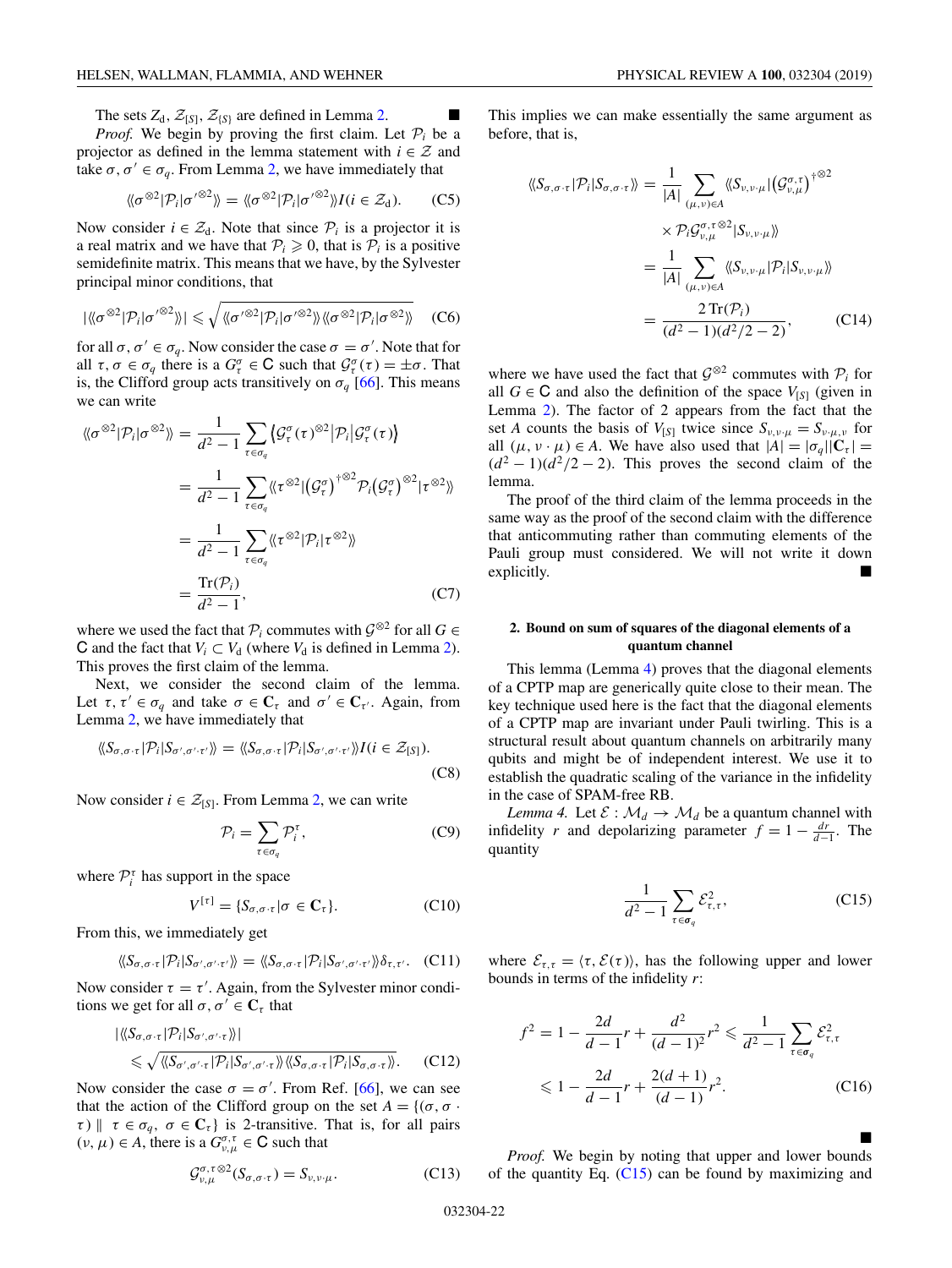The sets $Z_d$, $\mathcal{Z}_{[S]}$, $\mathcal{Z}_{\{S\}}$ are defined in Lemma 2. ■

*Proof.* We begin by proving the first claim. Let $\mathcal{P}_i$ be a projector as defined in the lemma statement with $i \in \mathcal{Z}$ and take $\sigma, \sigma' \in \sigma_q$. From Lemma 2, we have immediately that

$$\langle\!\langle \sigma^{\otimes 2}|\mathcal{P}_i|\sigma'^{\otimes 2}\rangle\!\rangle = \langle\!\langle \sigma^{\otimes 2}|\mathcal{P}_i|\sigma'^{\otimes 2}\rangle\!\rangle I(i \in \mathcal{Z}_d). \tag{C5}$$

Now consider $i \in \mathcal{Z}_d$. Note that since $\mathcal{P}_i$ is a projector it is a real matrix and we have that $\mathcal{P}_i \geqslant 0$, that is $\mathcal{P}_i$ is a positive semidefinite matrix. This means that we have, by the Sylvester principal minor conditions, that

$$|\langle\!\langle \sigma^{\otimes 2}|\mathcal{P}_i|\sigma'^{\otimes 2}\rangle\!\rangle| \leqslant \sqrt{\langle\!\langle \sigma'^{\otimes 2}|\mathcal{P}_i|\sigma'^{\otimes 2}\rangle\!\rangle \langle\!\langle \sigma^{\otimes 2}|\mathcal{P}_i|\sigma^{\otimes 2}\rangle\!\rangle} \tag{C6}$$

for all $\sigma, \sigma' \in \sigma_q$. Now consider the case $\sigma = \sigma'$. Note that for all $\tau, \sigma \in \sigma_q$ there is a $G_\tau^\sigma \in \mathsf{C}$ such that $\mathcal{G}_\tau^\sigma(\tau) = \pm\sigma$. That is, the Clifford group acts transitively on $\sigma_q$ [66]. This means we can write

$$\begin{aligned}
\langle\!\langle \sigma^{\otimes 2}|\mathcal{P}_i|\sigma^{\otimes 2}\rangle\!\rangle &= \frac{1}{d^2-1}\sum_{\tau\in\sigma_q} \big(\mathcal{G}_\tau^\sigma(\tau)^{\otimes 2}\big|\mathcal{P}_i\big|\mathcal{G}_\tau^\sigma(\tau)\big) \\
&= \frac{1}{d^2-1}\sum_{\tau\in\sigma_q} \langle\!\langle \tau^{\otimes 2}|\big(\mathcal{G}_\tau^\sigma\big)^{\dagger\otimes 2}\mathcal{P}_i\big(\mathcal{G}_\tau^\sigma\big)^{\otimes 2}|\tau^{\otimes 2}\rangle\!\rangle \\
&= \frac{1}{d^2-1}\sum_{\tau\in\sigma_q} \langle\!\langle \tau^{\otimes 2}|\mathcal{P}_i|\tau^{\otimes 2}\rangle\!\rangle \\
&= \frac{\mathrm{Tr}(\mathcal{P}_i)}{d^2-1},
\end{aligned} \tag{C7}$$

where we used the fact that $\mathcal{P}_i$ commutes with $\mathcal{G}^{\otimes 2}$ for all $G \in \mathsf{C}$ and the fact that $V_i \subset V_d$ (where $V_d$ is defined in Lemma 2). This proves the first claim of the lemma.

Next, we consider the second claim of the lemma. Let $\tau, \tau' \in \sigma_q$ and take $\sigma \in \mathbf{C}_\tau$ and $\sigma' \in \mathbf{C}_{\tau'}$. Again, from Lemma 2, we have immediately that

$$\langle\!\langle S_{\sigma,\sigma\cdot\tau}|\mathcal{P}_i|S_{\sigma',\sigma'\cdot\tau'}\rangle\!\rangle = \langle\!\langle S_{\sigma,\sigma\cdot\tau}|\mathcal{P}_i|S_{\sigma',\sigma'\cdot\tau'}\rangle\!\rangle I(i \in \mathcal{Z}_{[S]}). \tag{C8}$$

Now consider $i \in \mathcal{Z}_{[S]}$. From Lemma 2, we can write

$$\mathcal{P}_i = \sum_{\tau\in\sigma_q} \mathcal{P}_i^\tau, \tag{C9}$$

where $\mathcal{P}_i^\tau$ has support in the space

$$V^{[\tau]} = \{S_{\sigma,\sigma\cdot\tau}|\sigma \in \mathbf{C}_\tau\}. \tag{C10}$$

From this, we immediately get

$$\langle\!\langle S_{\sigma,\sigma\cdot\tau}|\mathcal{P}_i|S_{\sigma',\sigma'\cdot\tau'}\rangle\!\rangle = \langle\!\langle S_{\sigma,\sigma\cdot\tau}|\mathcal{P}_i|S_{\sigma',\sigma'\cdot\tau'}\rangle\!\rangle \delta_{\tau,\tau'}. \tag{C11}$$

Now consider $\tau = \tau'$. Again, from the Sylvester minor conditions we get for all $\sigma, \sigma' \in \mathbf{C}_\tau$ that

$$\begin{aligned}
&|\langle\!\langle S_{\sigma,\sigma\cdot\tau}|\mathcal{P}_i|S_{\sigma',\sigma'\cdot\tau}\rangle\!\rangle| \\
&\quad\leqslant \sqrt{\langle\!\langle S_{\sigma',\sigma'\cdot\tau}|\mathcal{P}_i|S_{\sigma',\sigma'\cdot\tau}\rangle\!\rangle \langle\!\langle S_{\sigma,\sigma\cdot\tau}|\mathcal{P}_i|S_{\sigma,\sigma\cdot\tau}\rangle\!\rangle}.
\end{aligned} \tag{C12}$$

Now consider the case $\sigma = \sigma'$. From Ref. [66], we can see that the action of the Clifford group on the set $A = \{(\sigma, \sigma\cdot\tau) \parallel \tau \in \sigma_q,\ \sigma \in \mathbf{C}_\tau\}$ is 2-transitive. That is, for all pairs $(\nu, \mu) \in A$, there is a $G_{\nu,\mu}^{\sigma,\tau} \in \mathsf{C}$ such that

$$\mathcal{G}_{\nu,\mu}^{\sigma,\tau\otimes 2}(S_{\sigma,\sigma\cdot\tau}) = S_{\nu,\nu\cdot\mu}. \tag{C13}$$

This implies we can make essentially the same argument as before, that is,

$$\begin{aligned}
\langle\!\langle S_{\sigma,\sigma\cdot\tau}|\mathcal{P}_i|S_{\sigma,\sigma\cdot\tau}\rangle\!\rangle &= \frac{1}{|A|}\sum_{(\mu,\nu)\in A} \langle\!\langle S_{\nu,\nu\cdot\mu}|\big(\mathcal{G}_{\nu,\mu}^{\sigma,\tau}\big)^{\dagger\otimes 2} \\
&\quad\times \mathcal{P}_i\mathcal{G}_{\nu,\mu}^{\sigma,\tau\otimes 2}|S_{\nu,\nu\cdot\mu}\rangle\!\rangle \\
&= \frac{1}{|A|}\sum_{(\mu,\nu)\in A} \langle\!\langle S_{\nu,\nu\cdot\mu}|\mathcal{P}_i|S_{\nu,\nu\cdot\mu}\rangle\!\rangle \\
&= \frac{2\,\mathrm{Tr}(\mathcal{P}_i)}{(d^2-1)(d^2/2-2)},
\end{aligned} \tag{C14}$$

where we have used the fact that $\mathcal{G}^{\otimes 2}$ commutes with $\mathcal{P}_i$ for all $G \in \mathsf{C}$ and also the definition of the space $V_{[S]}$ (given in Lemma 2). The factor of 2 appears from the fact that the set $A$ counts the basis of $V_{[S]}$ twice since $S_{\nu,\nu\cdot\mu} = S_{\nu\cdot\mu,\nu}$ for all $(\mu, \nu\cdot\mu) \in A$. We have also used that $|A| = |\sigma_q||\mathbf{C}_\tau| = (d^2-1)(d^2/2-2)$. This proves the second claim of the lemma.

The proof of the third claim of the lemma proceeds in the same way as the proof of the second claim with the difference that anticommuting rather than commuting elements of the Pauli group must considered. We will not write it down explicitly. ■

### 2. Bound on sum of squares of the diagonal elements of a quantum channel

This lemma (Lemma 4) proves that the diagonal elements of a CPTP map are generically quite close to their mean. The key technique used here is the fact that the diagonal elements of a CPTP map are invariant under Pauli twirling. This is a structural result about quantum channels on arbitrarily many qubits and might be of independent interest. We use it to establish the quadratic scaling of the variance in the infidelity in the case of SPAM-free RB.

*Lemma 4.* Let $\mathcal{E} : \mathcal{M}_d \to \mathcal{M}_d$ be a quantum channel with infidelity $r$ and depolarizing parameter $f = 1 - \frac{dr}{d-1}$. The quantity

$$\frac{1}{d^2-1}\sum_{\tau\in\boldsymbol{\sigma}_q} \mathcal{E}_{\tau,\tau}^2, \tag{C15}$$

where $\mathcal{E}_{\tau,\tau} = \langle \tau, \mathcal{E}(\tau)\rangle$, has the following upper and lower bounds in terms of the infidelity $r$:

$$\begin{aligned}
f^2 = 1 - \frac{2d}{d-1}r + \frac{d^2}{(d-1)^2}r^2 &\leqslant \frac{1}{d^2-1}\sum_{\tau\in\boldsymbol{\sigma}_q} \mathcal{E}_{\tau,\tau}^2 \\
&\leqslant 1 - \frac{2d}{d-1}r + \frac{2(d+1)}{(d-1)}r^2.
\end{aligned} \tag{C16}$$

■

*Proof.* We begin by noting that upper and lower bounds of the quantity Eq. (C15) can be found by maximizing and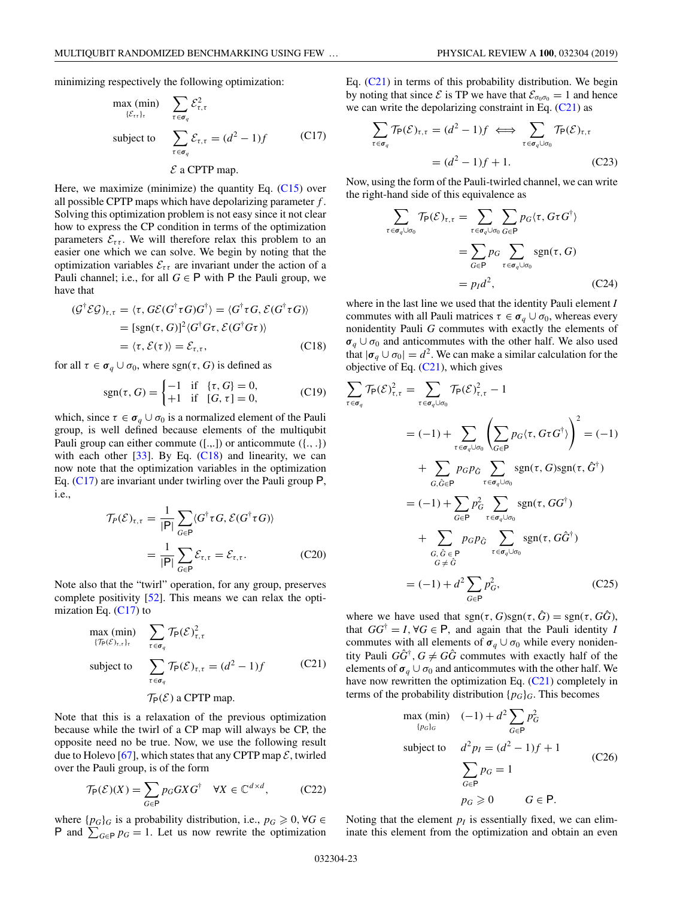minimizing respectively the following optimization:

$$
\begin{aligned}
\max_{\{\mathcal{E}_{\tau\tau}\}_\tau} (\min) \quad & \sum_{\tau \in \boldsymbol{\sigma}_q} \mathcal{E}_{\tau,\tau}^2 \\
\text{subject to} \quad & \sum_{\tau \in \boldsymbol{\sigma}_q} \mathcal{E}_{\tau,\tau} = (d^2-1)f \\
& \mathcal{E} \text{ a CPTP map.}
\end{aligned} \tag{C17}
$$

Here, we maximize (minimize) the quantity Eq. (C15) over all possible CPTP maps which have depolarizing parameter $f$. Solving this optimization problem is not easy since it not clear how to express the CP condition in terms of the optimization parameters $\mathcal{E}_{\tau\tau}$. We will therefore relax this problem to an easier one which we can solve. We begin by noting that the optimization variables $\mathcal{E}_{\tau\tau}$ are invariant under the action of a Pauli channel; i.e., for all $G \in \mathsf{P}$ with $\mathsf{P}$ the Pauli group, we have that

$$
\begin{aligned}
(\mathcal{G}^\dagger \mathcal{E} \mathcal{G})_{\tau,\tau} &= \langle \tau, G\mathcal{E}(G^\dagger \tau G)G^\dagger \rangle = \langle G^\dagger \tau G, \mathcal{E}(G^\dagger \tau G)\rangle \\
&= [\mathrm{sgn}(\tau, G)]^2 \langle G^\dagger G \tau, \mathcal{E}(G^\dagger G\tau)\rangle \\
&= \langle \tau, \mathcal{E}(\tau)\rangle = \mathcal{E}_{\tau,\tau},
\end{aligned} \tag{C18}
$$

for all $\tau \in \boldsymbol{\sigma}_q \cup \sigma_0$, where $\mathrm{sgn}(\tau, G)$ is defined as

$$
\mathrm{sgn}(\tau, G) = \begin{cases} -1 & \text{if} \quad \{\tau, G\} = 0, \\ +1 & \text{if} \quad [G, \tau] = 0, \end{cases} \tag{C19}
$$

which, since $\tau \in \boldsymbol{\sigma}_q \cup \sigma_0$ is a normalized element of the Pauli group, is well defined because elements of the multiqubit Pauli group can either commute ($[.,.]$) or anticommute ($\{.,.\}$) with each other [33]. By Eq. (C18) and linearity, we can now note that the optimization variables in the optimization Eq. (C17) are invariant under twirling over the Pauli group $\mathsf{P}$, i.e.,

$$
\begin{aligned}
\mathcal{T}_P(\mathcal{E})_{\tau,\tau} &= \frac{1}{|\mathsf{P}|}\sum_{G\in\mathsf{P}} \langle G^\dagger \tau G, \mathcal{E}(G^\dagger \tau G)\rangle \\
&= \frac{1}{|\mathsf{P}|}\sum_{G\in\mathsf{P}} \mathcal{E}_{\tau,\tau} = \mathcal{E}_{\tau,\tau}.
\end{aligned} \tag{C20}
$$

Note also that the "twirl" operation, for any group, preserves complete positivity [52]. This means we can relax the optimization Eq. (C17) to

$$
\begin{aligned}
\max_{\{\mathcal{T}_\mathsf{P}(\mathcal{E})_{\tau,\tau}\}_\tau} (\min) \quad & \sum_{\tau \in \boldsymbol{\sigma}_q} \mathcal{T}_\mathsf{P}(\mathcal{E})_{\tau,\tau}^2 \\
\text{subject to} \quad & \sum_{\tau \in \boldsymbol{\sigma}_q} \mathcal{T}_\mathsf{P}(\mathcal{E})_{\tau,\tau} = (d^2-1)f \\
& \mathcal{T}_\mathsf{P}(\mathcal{E}) \text{ a CPTP map.}
\end{aligned} \tag{C21}
$$

Note that this is a relaxation of the previous optimization because while the twirl of a CP map will always be CP, the opposite need no be true. Now, we use the following result due to Holevo [67], which states that any CPTP map $\mathcal{E}$, twirled over the Pauli group, is of the form

$$
\mathcal{T}_\mathsf{P}(\mathcal{E})(X) = \sum_{G\in\mathsf{P}} p_G G X G^\dagger \quad \forall X \in \mathbb{C}^{d\times d}, \tag{C22}
$$

where $\{p_G\}_G$ is a probability distribution, i.e., $p_G \geqslant 0, \forall G \in \mathsf{P}$ and $\sum_{G\in\mathsf{P}} p_G = 1$. Let us now rewrite the optimization Eq. (C21) in terms of this probability distribution. We begin by noting that since $\mathcal{E}$ is TP we have that $\mathcal{E}_{\sigma_0\sigma_0} = 1$ and hence we can write the depolarizing constraint in Eq. (C21) as

$$
\begin{aligned}
\sum_{\tau\in\boldsymbol{\sigma}_q} \mathcal{T}_\mathsf{P}(\mathcal{E})_{\tau,\tau} = (d^2-1)f \iff & \sum_{\tau\in\boldsymbol{\sigma}_q\cup\sigma_0} \mathcal{T}_\mathsf{P}(\mathcal{E})_{\tau,\tau} \\
&= (d^2-1)f + 1.
\end{aligned} \tag{C23}
$$

Now, using the form of the Pauli-twirled channel, we can write the right-hand side of this equivalence as

$$
\begin{aligned}
\sum_{\tau\in\boldsymbol{\sigma}_q\cup\sigma_0} \mathcal{T}_\mathsf{P}(\mathcal{E})_{\tau,\tau} &= \sum_{\tau\in\boldsymbol{\sigma}_q\cup\sigma_0}\sum_{G\in\mathsf{P}} p_G \langle \tau, G\tau G^\dagger\rangle \\
&= \sum_{G\in\mathsf{P}} p_G \sum_{\tau\in\boldsymbol{\sigma}_q\cup\sigma_0} \mathrm{sgn}(\tau, G) \\
&= p_I d^2,
\end{aligned} \tag{C24}
$$

where in the last line we used that the identity Pauli element $I$ commutes with all Pauli matrices $\tau \in \boldsymbol{\sigma}_q \cup \sigma_0$, whereas every nonidentity Pauli $G$ commutes with exactly the elements of $\boldsymbol{\sigma}_q \cup \sigma_0$ and anticommutes with the other half. We also used that $|\boldsymbol{\sigma}_q \cup \sigma_0| = d^2$. We can make a similar calculation for the objective of Eq. (C21), which gives

$$
\begin{aligned}
\sum_{\tau\in\boldsymbol{\sigma}_q} \mathcal{T}_\mathsf{P}(\mathcal{E})_{\tau,\tau}^2 &= \sum_{\tau\in\boldsymbol{\sigma}_q\cup\sigma_0} \mathcal{T}_\mathsf{P}(\mathcal{E})_{\tau,\tau}^2 - 1 \\
&= (-1) + \sum_{\tau\in\boldsymbol{\sigma}_q\cup\sigma_0}\left(\sum_{G\in\mathsf{P}} p_G\langle\tau, G\tau G^\dagger\rangle\right)^2 = (-1) \\
&\quad + \sum_{G,\hat{G}\in\mathsf{P}} p_G p_{\hat{G}} \sum_{\tau\in\boldsymbol{\sigma}_q\cup\sigma_0} \mathrm{sgn}(\tau, G)\mathrm{sgn}(\tau, \hat{G}^\dagger) \\
&= (-1) + \sum_{G\in\mathsf{P}} p_G^2 \sum_{\tau\in\boldsymbol{\sigma}_q\cup\sigma_0} \mathrm{sgn}(\tau, GG^\dagger) \\
&\quad + \sum_{\substack{G,\hat{G}\in\mathsf{P} \\ G\neq\hat{G}}} p_G p_{\hat{G}} \sum_{\tau\in\boldsymbol{\sigma}_q\cup\sigma_0} \mathrm{sgn}(\tau, G\hat{G}^\dagger) \\
&= (-1) + d^2\sum_{G\in\mathsf{P}} p_G^2,
\end{aligned} \tag{C25}
$$

where we have used that $\mathrm{sgn}(\tau, G)\mathrm{sgn}(\tau, \hat{G}) = \mathrm{sgn}(\tau, G\hat{G})$, that $GG^\dagger = I, \forall G \in \mathsf{P}$, and again that the Pauli identity $I$ commutes with all elements of $\boldsymbol{\sigma}_q \cup \sigma_0$ while every nonidentity Pauli $G\hat{G}^\dagger, G \neq G\hat{G}$ commutes with exactly half of the elements of $\boldsymbol{\sigma}_q \cup \sigma_0$ and anticommutes with the other half. We have now rewritten the optimization Eq. (C21) completely in terms of the probability distribution $\{p_G\}_G$. This becomes

$$
\begin{aligned}
\max_{\{p_G\}_G} (\min) \quad & (-1) + d^2 \sum_{G\in\mathsf{P}} p_G^2 \\
\text{subject to} \quad & d^2 p_I = (d^2-1)f + 1 \\
& \sum_{G\in\mathsf{P}} p_G = 1 \\
& p_G \geqslant 0 \qquad G \in \mathsf{P}.
\end{aligned} \tag{C26}
$$

Noting that the element $p_I$ is essentially fixed, we can eliminate this element from the optimization and obtain an even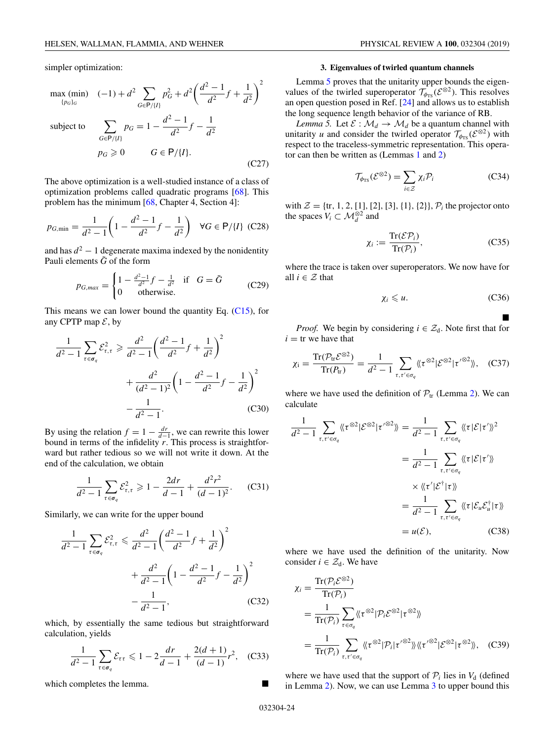simpler optimization:

$$\max_{\{p_G\}_G} \text{(min)} \quad (-1) + d^2 \sum_{G\in \mathsf{P}/\{I\}} p_G^2 + d^2\left(\frac{d^2-1}{d^2}f + \frac{1}{d^2}\right)^2$$

$$\text{subject to} \quad \sum_{G\in \mathsf{P}/\{I\}} p_G = 1 - \frac{d^2-1}{d^2}f - \frac{1}{d^2}$$

$$p_G \geqslant 0 \qquad G \in \mathsf{P}/\{I\}. \tag{C27}$$

The above optimization is a well-studied instance of a class of optimization problems called quadratic programs [68]. This problem has the minimum [68, Chapter 4, Section 4]:

$$p_{G,\min} = \frac{1}{d^2-1}\left(1 - \frac{d^2-1}{d^2}f - \frac{1}{d^2}\right) \quad \forall G \in \mathsf{P}/\{I\} \tag{C28}$$

and has $d^2-1$ degenerate maxima indexed by the nonidentity Pauli elements $\tilde{G}$ of the form

$$p_{G,max} = \begin{cases} 1 - \frac{d^2-1}{d^2}f - \frac{1}{d^2} & \text{if} \quad G = \tilde{G} \\ 0 & \text{otherwise.}\end{cases} \tag{C29}$$

This means we can lower bound the quantity Eq. (C15), for any CPTP map $\mathcal{E}$, by

$$\frac{1}{d^2-1}\sum_{\tau\in\sigma_q}\mathcal{E}^2_{\tau,\tau} \geqslant \frac{d^2}{d^2-1}\left(\frac{d^2-1}{d^2}f + \frac{1}{d^2}\right)^2 + \frac{d^2}{(d^2-1)^2}\left(1 - \frac{d^2-1}{d^2}f - \frac{1}{d^2}\right)^2 - \frac{1}{d^2-1}. \tag{C30}$$

By using the relation $f = 1 - \frac{dr}{d-1}$, we can rewrite this lower bound in terms of the infidelity $r$. This process is straightforward but rather tedious so we will not write it down. At the end of the calculation, we obtain

$$\frac{1}{d^2-1}\sum_{\tau\in\sigma_q}\mathcal{E}^2_{\tau,\tau} \geqslant 1 - \frac{2dr}{d-1} + \frac{d^2r^2}{(d-1)^2}. \tag{C31}$$

Similarly, we can write for the upper bound

$$\frac{1}{d^2-1}\sum_{\tau\in\sigma_q}\mathcal{E}^2_{\tau,\tau} \leqslant \frac{d^2}{d^2-1}\left(\frac{d^2-1}{d^2}f + \frac{1}{d^2}\right)^2 + \frac{d^2}{d^2-1}\left(1 - \frac{d^2-1}{d^2}f - \frac{1}{d^2}\right)^2 - \frac{1}{d^2-1}, \tag{C32}$$

which, by essentially the same tedious but straightforward calculation, yields

$$\frac{1}{d^2-1}\sum_{\tau\in\sigma_q}\mathcal{E}_{\tau\tau} \leqslant 1 - 2\frac{dr}{d-1} + \frac{2(d+1)}{(d-1)}r^2, \tag{C33}$$

which completes the lemma. ■

### 3. Eigenvalues of twirled quantum channels

Lemma 5 proves that the unitarity upper bounds the eigenvalues of the twirled superoperator $\mathcal{T}_{\phi_{\text{TS}}}(\mathcal{E}^{\otimes 2})$. This resolves an open question posed in Ref. [24] and allows us to establish the long sequence length behavior of the variance of RB.

*Lemma 5.* Let $\mathcal{E}: \mathcal{M}_d \to \mathcal{M}_d$ be a quantum channel with unitarity $u$ and consider the twirled operator $\mathcal{T}_{\phi_{\text{TS}}}(\mathcal{E}^{\otimes 2})$ with respect to the traceless-symmetric representation. This operator can then be written as (Lemmas 1 and 2)

$$\mathcal{T}_{\phi_{\text{TS}}}(\mathcal{E}^{\otimes 2}) = \sum_{i\in\mathcal{Z}}\chi_i\mathcal{P}_i \tag{C34}$$

with $\mathcal{Z} = \{\text{tr}, 1, 2, [1], [2], [3], \{1\}, \{2\}\}$, $\mathcal{P}_i$ the projector onto the spaces $V_i \subset \mathcal{M}_d^{\otimes 2}$ and

$$\chi_i := \frac{\text{Tr}(\mathcal{E}\mathcal{P}_i)}{\text{Tr}(\mathcal{P}_i)}, \tag{C35}$$

where the trace is taken over superoperators. We now have for all $i \in \mathcal{Z}$ that

$$\chi_i \leqslant u. \tag{C36}$$

■

*Proof.* We begin by considering $i \in \mathcal{Z}_{\text{d}}$. Note first that for $i = \text{tr}$ we have that

$$\chi_{\text{i}} = \frac{\text{Tr}(\mathcal{P}_{\text{tr}}\mathcal{E}^{\otimes 2})}{\text{Tr}(P_{\text{tr}})} = \frac{1}{d^2-1}\sum_{\tau,\tau'\in\sigma_q}\langle\langle\tau^{\otimes 2}|\mathcal{E}^{\otimes 2}|\tau'^{\otimes 2}\rangle\rangle, \tag{C37}$$

where we have used the definition of $\mathcal{P}_{\text{tr}}$ (Lemma 2). We can calculate

$$\begin{aligned}\frac{1}{d^2-1}\sum_{\tau,\tau'\in\sigma_q}\langle\langle\tau^{\otimes 2}|\mathcal{E}^{\otimes 2}|\tau'^{\otimes 2}\rangle\rangle &= \frac{1}{d^2-1}\sum_{\tau,\tau'\in\sigma_q}\langle\langle\tau|\mathcal{E}|\tau'\rangle\rangle^2 \\ &= \frac{1}{d^2-1}\sum_{\tau,\tau'\in\sigma_q}\langle\langle\tau|\mathcal{E}|\tau'\rangle\rangle \\ &\quad\times\langle\langle\tau'|\mathcal{E}^\dagger|\tau\rangle\rangle \\ &= \frac{1}{d^2-1}\sum_{\tau,\tau'\in\sigma_q}\langle\langle\tau|\mathcal{E}_u\mathcal{E}_u^\dagger|\tau\rangle\rangle \\ &= u(\mathcal{E}),\end{aligned} \tag{C38}$$

where we have used the definition of the unitarity. Now consider $i \in \mathcal{Z}_{\text{d}}$. We have

$$\begin{aligned}\chi_i &= \frac{\text{Tr}(\mathcal{P}_i\mathcal{E}^{\otimes 2})}{\text{Tr}(\mathcal{P}_i)} \\ &= \frac{1}{\text{Tr}(\mathcal{P}_i)}\sum_{\tau\in\sigma_q}\langle\langle\tau^{\otimes 2}|\mathcal{P}_i\mathcal{E}^{\otimes 2}|\tau^{\otimes 2}\rangle\rangle \\ &= \frac{1}{\text{Tr}(\mathcal{P}_i)}\sum_{\tau,\tau'\in\sigma_q}\langle\langle\tau^{\otimes 2}|\mathcal{P}_i|\tau'^{\otimes 2}\rangle\rangle\langle\langle\tau'^{\otimes 2}|\mathcal{E}^{\otimes 2}|\tau^{\otimes 2}\rangle\rangle,\end{aligned} \tag{C39}$$

where we have used that the support of $\mathcal{P}_i$ lies in $V_{\text{d}}$ (defined in Lemma 2). Now, we can use Lemma 3 to upper bound this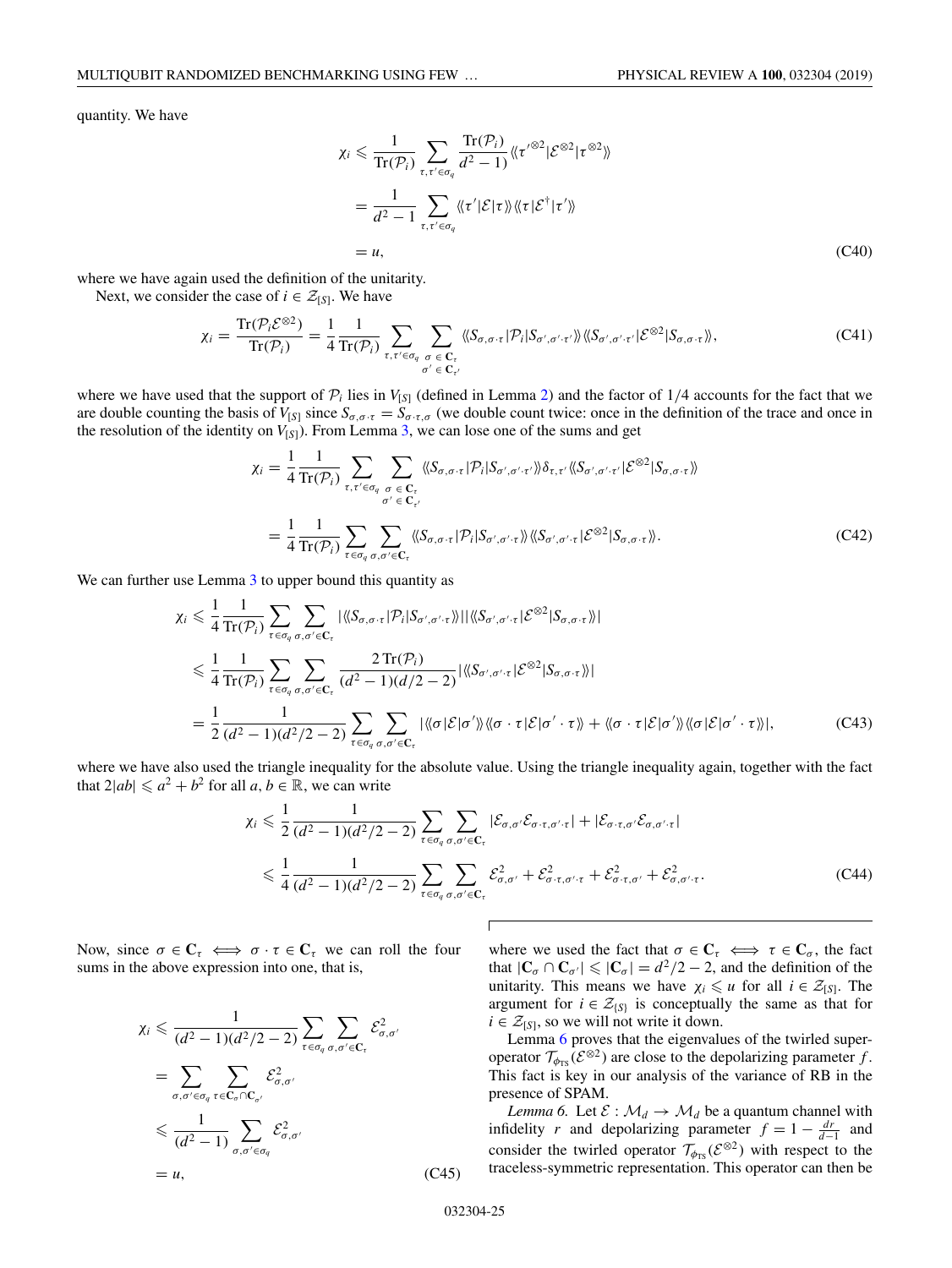quantity. We have

$$
\begin{aligned}
\chi_i &\leqslant \frac{1}{\mathrm{Tr}(\mathcal{P}_i)} \sum_{\tau,\tau' \in \sigma_q} \frac{\mathrm{Tr}(\mathcal{P}_i)}{d^2-1} \langle\langle \tau'^{\otimes 2} | \mathcal{E}^{\otimes 2} | \tau^{\otimes 2} \rangle\rangle \\
&= \frac{1}{d^2-1} \sum_{\tau,\tau' \in \sigma_q} \langle\langle \tau' | \mathcal{E} | \tau \rangle\rangle \langle\langle \tau | \mathcal{E}^\dagger | \tau' \rangle\rangle \\
&= u,
\end{aligned}
\tag{C40}
$$

where we have again used the definition of the unitarity.

Next, we consider the case of $i \in \mathcal{Z}_{[S]}$. We have

$$
\chi_i = \frac{\mathrm{Tr}(\mathcal{P}_i \mathcal{E}^{\otimes 2})}{\mathrm{Tr}(\mathcal{P}_i)} = \frac{1}{4} \frac{1}{\mathrm{Tr}(\mathcal{P}_i)} \sum_{\tau,\tau' \in \sigma_q} \sum_{\substack{\sigma \in \mathbf{C}_\tau \\ \sigma' \in \mathbf{C}_{\tau'}}} \langle\langle S_{\sigma,\sigma\cdot\tau} | \mathcal{P}_i | S_{\sigma',\sigma'\cdot\tau'} \rangle\rangle \langle\langle S_{\sigma',\sigma'\cdot\tau'} | \mathcal{E}^{\otimes 2} | S_{\sigma,\sigma\cdot\tau} \rangle\rangle,
\tag{C41}
$$

where we have used that the support of $\mathcal{P}_i$ lies in $V_{[S]}$ (defined in Lemma 2) and the factor of 1/4 accounts for the fact that we are double counting the basis of $V_{[S]}$ since $S_{\sigma,\sigma\cdot\tau} = S_{\sigma\cdot\tau,\sigma}$ (we double count twice: once in the definition of the trace and once in the resolution of the identity on $V_{[S]}$). From Lemma 3, we can lose one of the sums and get

$$
\begin{aligned}
\chi_i &= \frac{1}{4} \frac{1}{\mathrm{Tr}(\mathcal{P}_i)} \sum_{\tau,\tau' \in \sigma_q} \sum_{\substack{\sigma \in \mathbf{C}_\tau \\ \sigma' \in \mathbf{C}_{\tau'}}} \langle\langle S_{\sigma,\sigma\cdot\tau} | \mathcal{P}_i | S_{\sigma',\sigma'\cdot\tau'} \rangle\rangle \delta_{\tau,\tau'} \langle\langle S_{\sigma',\sigma'\cdot\tau'} | \mathcal{E}^{\otimes 2} | S_{\sigma,\sigma\cdot\tau} \rangle\rangle \\
&= \frac{1}{4} \frac{1}{\mathrm{Tr}(\mathcal{P}_i)} \sum_{\tau \in \sigma_q} \sum_{\sigma,\sigma' \in \mathbf{C}_\tau} \langle\langle S_{\sigma,\sigma\cdot\tau} | \mathcal{P}_i | S_{\sigma',\sigma'\cdot\tau} \rangle\rangle \langle\langle S_{\sigma',\sigma'\cdot\tau} | \mathcal{E}^{\otimes 2} | S_{\sigma,\sigma\cdot\tau} \rangle\rangle.
\end{aligned}
\tag{C42}
$$

We can further use Lemma 3 to upper bound this quantity as

$$
\begin{aligned}
\chi_i &\leqslant \frac{1}{4} \frac{1}{\mathrm{Tr}(\mathcal{P}_i)} \sum_{\tau \in \sigma_q} \sum_{\sigma,\sigma' \in \mathbf{C}_\tau} |\langle\langle S_{\sigma,\sigma\cdot\tau} | \mathcal{P}_i | S_{\sigma',\sigma'\cdot\tau} \rangle\rangle| |\langle\langle S_{\sigma',\sigma'\cdot\tau} | \mathcal{E}^{\otimes 2} | S_{\sigma,\sigma\cdot\tau} \rangle\rangle| \\
&\leqslant \frac{1}{4} \frac{1}{\mathrm{Tr}(\mathcal{P}_i)} \sum_{\tau \in \sigma_q} \sum_{\sigma,\sigma' \in \mathbf{C}_\tau} \frac{2\,\mathrm{Tr}(\mathcal{P}_i)}{(d^2-1)(d/2-2)} |\langle\langle S_{\sigma',\sigma'\cdot\tau} | \mathcal{E}^{\otimes 2} | S_{\sigma,\sigma\cdot\tau} \rangle\rangle| \\
&= \frac{1}{2} \frac{1}{(d^2-1)(d^2/2-2)} \sum_{\tau \in \sigma_q} \sum_{\sigma,\sigma' \in \mathbf{C}_\tau} |\langle\langle \sigma | \mathcal{E} | \sigma' \rangle\rangle \langle\langle \sigma\cdot\tau | \mathcal{E} | \sigma'\cdot\tau \rangle\rangle + \langle\langle \sigma\cdot\tau | \mathcal{E} | \sigma' \rangle\rangle \langle\langle \sigma | \mathcal{E} | \sigma'\cdot\tau \rangle\rangle|,
\end{aligned}
\tag{C43}
$$

where we have also used the triangle inequality for the absolute value. Using the triangle inequality again, together with the fact that $2|ab| \leqslant a^2 + b^2$ for all $a, b \in \mathbb{R}$, we can write

$$
\begin{aligned}
\chi_i &\leqslant \frac{1}{2} \frac{1}{(d^2-1)(d^2/2-2)} \sum_{\tau \in \sigma_q} \sum_{\sigma,\sigma' \in \mathbf{C}_\tau} |\mathcal{E}_{\sigma,\sigma'} \mathcal{E}_{\sigma\cdot\tau,\sigma'\cdot\tau}| + |\mathcal{E}_{\sigma\cdot\tau,\sigma'} \mathcal{E}_{\sigma,\sigma'\cdot\tau}| \\
&\leqslant \frac{1}{4} \frac{1}{(d^2-1)(d^2/2-2)} \sum_{\tau \in \sigma_q} \sum_{\sigma,\sigma' \in \mathbf{C}_\tau} \mathcal{E}_{\sigma,\sigma'}^2 + \mathcal{E}_{\sigma\cdot\tau,\sigma'\cdot\tau}^2 + \mathcal{E}_{\sigma\cdot\tau,\sigma'}^2 + \mathcal{E}_{\sigma,\sigma'\cdot\tau}^2.
\end{aligned}
\tag{C44}
$$

Now, since $\sigma \in \mathbf{C}_\tau \iff \sigma\cdot\tau \in \mathbf{C}_\tau$ we can roll the four sums in the above expression into one, that is,

$$
\begin{aligned}
\chi_i &\leqslant \frac{1}{(d^2-1)(d^2/2-2)} \sum_{\tau \in \sigma_q} \sum_{\sigma,\sigma' \in \mathbf{C}_\tau} \mathcal{E}_{\sigma,\sigma'}^2 \\
&= \sum_{\sigma,\sigma' \in \sigma_q} \sum_{\tau \in \mathbf{C}_\sigma \cap \mathbf{C}_{\sigma'}} \mathcal{E}_{\sigma,\sigma'}^2 \\
&\leqslant \frac{1}{(d^2-1)} \sum_{\sigma,\sigma' \in \sigma_q} \mathcal{E}_{\sigma,\sigma'}^2 \\
&= u,
\end{aligned}
\tag{C45}
$$

where we used the fact that $\sigma \in \mathbf{C}_\tau \iff \tau \in \mathbf{C}_\sigma$, the fact that $|\mathbf{C}_\sigma \cap \mathbf{C}_{\sigma'}| \leqslant |\mathbf{C}_\sigma| = d^2/2 - 2$, and the definition of the unitarity. This means we have $\chi_i \leqslant u$ for all $i \in \mathcal{Z}_{[S]}$. The argument for $i \in \mathcal{Z}_{\{S\}}$ is conceptually the same as that for $i \in \mathcal{Z}_{[S]}$, so we will not write it down.

Lemma 6 proves that the eigenvalues of the twirled superoperator $\mathcal{T}_{\phi_{\mathrm{TS}}}(\mathcal{E}^{\otimes 2})$ are close to the depolarizing parameter $f$. This fact is key in our analysis of the variance of RB in the presence of SPAM.

*Lemma 6.* Let $\mathcal{E} : \mathcal{M}_d \to \mathcal{M}_d$ be a quantum channel with infidelity $r$ and depolarizing parameter $f = 1 - \frac{dr}{d-1}$ and consider the twirled operator $\mathcal{T}_{\phi_{\mathrm{TS}}}(\mathcal{E}^{\otimes 2})$ with respect to the traceless-symmetric representation. This operator can then be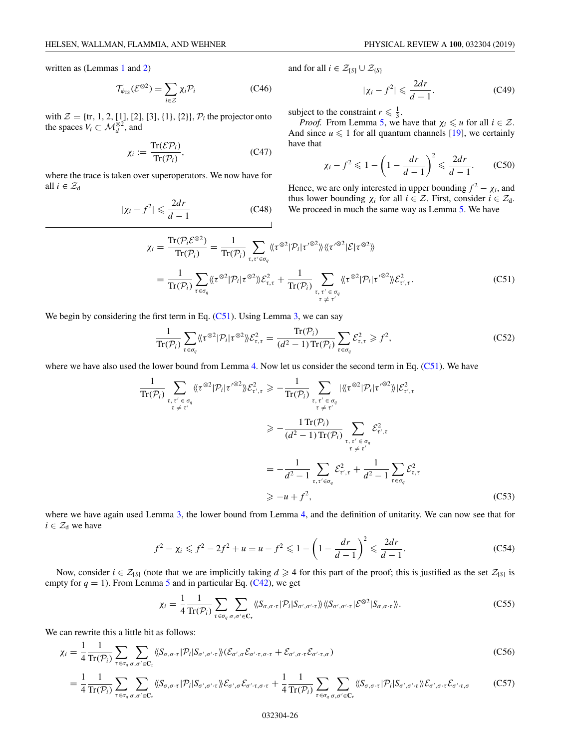written as (Lemmas 1 and 2)

$$\mathcal{T}_{\phi_{\rm TS}}(\mathcal{E}^{\otimes 2}) = \sum_{i\in\mathcal{Z}} \chi_i \mathcal{P}_i \tag{C46}$$

with $\mathcal{Z} = \{\text{tr}, 1, 2, [1], [2], [3], \{1\}, \{2\}\}$, $\mathcal{P}_i$ the projector onto the spaces $V_i \subset \mathcal{M}_d^{\otimes 2}$, and

$$\chi_i := \frac{\text{Tr}(\mathcal{E}\mathcal{P}_i)}{\text{Tr}(\mathcal{P}_i)}, \tag{C47}$$

where the trace is taken over superoperators. We now have for all $i \in \mathcal{Z}_{\rm d}$

$$|\chi_i - f^2| \leqslant \frac{2dr}{d-1} \tag{C48}$$

and for all $i \in \mathcal{Z}_{[S]} \cup \mathcal{Z}_{\{S\}}$

$$|\chi_i - f^2| \leqslant \frac{2dr}{d-1}. \tag{C49}$$

subject to the constraint $r \leqslant \frac{1}{3}$.

*Proof.* From Lemma 5, we have that $\chi_i \leqslant u$ for all $i \in \mathcal{Z}$. And since $u \leqslant 1$ for all quantum channels [19], we certainly have that

$$\chi_i - f^2 \leqslant 1 - \left(1 - \frac{dr}{d-1}\right)^2 \leqslant \frac{2dr}{d-1}. \tag{C50}$$

Hence, we are only interested in upper bounding $f^2 - \chi_i$, and thus lower bounding $\chi_i$ for all $i \in \mathcal{Z}$. First, consider $i \in \mathcal{Z}_{\rm d}$. We proceed in much the same way as Lemma 5. We have

$$\begin{aligned}
\chi_i &= \frac{\text{Tr}(\mathcal{P}_i\mathcal{E}^{\otimes 2})}{\text{Tr}(\mathcal{P}_i)} = \frac{1}{\text{Tr}(\mathcal{P}_i)} \sum_{\tau,\tau'\in\sigma_q} \langle\!\langle \tau^{\otimes 2}|\mathcal{P}_i|\tau'^{\otimes 2}\rangle\!\rangle \langle\!\langle \tau'^{\otimes 2}|\mathcal{E}|\tau^{\otimes 2}\rangle\!\rangle \\
&= \frac{1}{\text{Tr}(\mathcal{P}_i)} \sum_{\tau\in\sigma_q} \langle\!\langle \tau^{\otimes 2}|\mathcal{P}_i|\tau^{\otimes 2}\rangle\!\rangle \mathcal{E}_{\tau,\tau}^2 + \frac{1}{\text{Tr}(\mathcal{P}_i)} \sum_{\substack{\tau,\tau'\in\sigma_q\\ \tau\neq\tau'}} \langle\!\langle \tau^{\otimes 2}|\mathcal{P}_i|\tau'^{\otimes 2}\rangle\!\rangle \mathcal{E}_{\tau',\tau}^2.
\end{aligned} \tag{C51}$$

We begin by considering the first term in Eq. (C51). Using Lemma 3, we can say

$$\frac{1}{\text{Tr}(\mathcal{P}_i)} \sum_{\tau\in\sigma_q} \langle\!\langle \tau^{\otimes 2}|\mathcal{P}_i|\tau^{\otimes 2}\rangle\!\rangle \mathcal{E}_{\tau,\tau}^2 = \frac{\text{Tr}(\mathcal{P}_i)}{(d^2-1)\text{Tr}(\mathcal{P}_i)} \sum_{\tau\in\sigma_q} \mathcal{E}_{\tau,\tau}^2 \geqslant f^2, \tag{C52}$$

where we have also used the lower bound from Lemma 4. Now let us consider the second term in Eq. (C51). We have

$$\begin{aligned}
\frac{1}{\text{Tr}(\mathcal{P}_i)} \sum_{\substack{\tau,\tau'\in\sigma_q\\ \tau\neq\tau'}} \langle\!\langle \tau^{\otimes 2}|\mathcal{P}_i|\tau'^{\otimes 2}\rangle\!\rangle \mathcal{E}_{\tau',\tau}^2 &\geqslant -\frac{1}{\text{Tr}(\mathcal{P}_i)} \sum_{\substack{\tau,\tau'\in\sigma_q\\ \tau\neq\tau'}} |\langle\!\langle \tau^{\otimes 2}|\mathcal{P}_i|\tau'^{\otimes 2}\rangle\!\rangle| \mathcal{E}_{\tau',\tau}^2 \\
&\geqslant -\frac{1\,\text{Tr}(\mathcal{P}_i)}{(d^2-1)\text{Tr}(\mathcal{P}_i)} \sum_{\substack{\tau,\tau'\in\sigma_q\\ \tau\neq\tau'}} \mathcal{E}_{\tau',\tau}^2 \\
&= -\frac{1}{d^2-1} \sum_{\tau,\tau'\in\sigma_q} \mathcal{E}_{\tau',\tau}^2 + \frac{1}{d^2-1} \sum_{\tau\in\sigma_q} \mathcal{E}_{\tau,\tau}^2 \\
&\geqslant -u + f^2,
\end{aligned} \tag{C53}$$

where we have again used Lemma 3, the lower bound from Lemma 4, and the definition of unitarity. We can now see that for $i \in \mathcal{Z}_{\rm d}$ we have

$$f^2 - \chi_i \leqslant f^2 - 2f^2 + u = u - f^2 \leqslant 1 - \left(1 - \frac{dr}{d-1}\right)^2 \leqslant \frac{2dr}{d-1}. \tag{C54}$$

Now, consider $i \in \mathcal{Z}_{[S]}$ (note that we are implicitly taking $d \geqslant 4$ for this part of the proof; this is justified as the set $\mathcal{Z}_{[S]}$ is empty for $q = 1$). From Lemma 5 and in particular Eq. (C42), we get

$$\chi_i = \frac{1}{4}\frac{1}{\text{Tr}(\mathcal{P}_i)} \sum_{\tau\in\sigma_q} \sum_{\sigma,\sigma'\in\mathbf{C}_\tau} \langle\!\langle S_{\sigma,\sigma\cdot\tau}|\mathcal{P}_i|S_{\sigma',\sigma'\cdot\tau}\rangle\!\rangle \langle\!\langle S_{\sigma',\sigma'\cdot\tau}|\mathcal{E}^{\otimes 2}|S_{\sigma,\sigma\cdot\tau}\rangle\!\rangle. \tag{C55}$$

We can rewrite this a little bit as follows:

$$\begin{aligned}
\chi_i &= \frac{1}{4}\frac{1}{\text{Tr}(\mathcal{P}_i)} \sum_{\tau\in\sigma_q} \sum_{\sigma,\sigma'\in\mathbf{C}_\tau} \langle\!\langle S_{\sigma,\sigma\cdot\tau}|\mathcal{P}_i|S_{\sigma',\sigma'\cdot\tau}\rangle\!\rangle (\mathcal{E}_{\sigma',\sigma}\mathcal{E}_{\sigma'\cdot\tau,\sigma\cdot\tau} + \mathcal{E}_{\sigma',\sigma\cdot\tau}\mathcal{E}_{\sigma'\cdot\tau,\sigma}) &\text{(C56)}\\
&= \frac{1}{4}\frac{1}{\text{Tr}(\mathcal{P}_i)} \sum_{\tau\in\sigma_q} \sum_{\sigma,\sigma'\in\mathbf{C}_\tau} \langle\!\langle S_{\sigma,\sigma\cdot\tau}|\mathcal{P}_i|S_{\sigma',\sigma'\cdot\tau}\rangle\!\rangle \mathcal{E}_{\sigma',\sigma}\mathcal{E}_{\sigma'\cdot\tau,\sigma\cdot\tau} + \frac{1}{4}\frac{1}{\text{Tr}(\mathcal{P}_i)} \sum_{\tau\in\sigma_q} \sum_{\sigma,\sigma'\in\mathbf{C}_\tau} \langle\!\langle S_{\sigma,\sigma\cdot\tau}|\mathcal{P}_i|S_{\sigma',\sigma'\cdot\tau}\rangle\!\rangle \mathcal{E}_{\sigma',\sigma\cdot\tau}\mathcal{E}_{\sigma'\cdot\tau,\sigma} &\text{(C57)}
\end{aligned}$$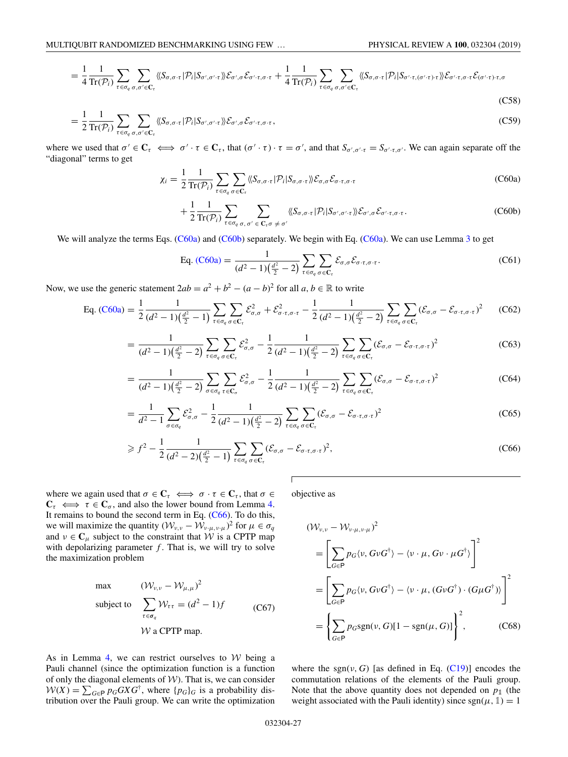$$= \frac{1}{4}\frac{1}{\mathrm{Tr}(\mathcal{P}_i)}\sum_{\tau\in\sigma_q}\sum_{\sigma,\sigma'\in\mathbf{C}_\tau}\langle\langle S_{\sigma,\sigma\cdot\tau}|\mathcal{P}_i|S_{\sigma',\sigma'\cdot\tau}\rangle\rangle\mathcal{E}_{\sigma',\sigma}\mathcal{E}_{\sigma'\cdot\tau,\sigma\cdot\tau} + \frac{1}{4}\frac{1}{\mathrm{Tr}(\mathcal{P}_i)}\sum_{\tau\in\sigma_q}\sum_{\sigma,\sigma'\in\mathbf{C}_\tau}\langle\langle S_{\sigma,\sigma\cdot\tau}|\mathcal{P}_i|S_{\sigma'\cdot\tau,(\sigma'\cdot\tau)\cdot\tau}\rangle\rangle\mathcal{E}_{\sigma'\cdot\tau,\sigma\cdot\tau}\mathcal{E}_{(\sigma'\cdot\tau)\cdot\tau,\sigma} \tag{C58}$$

$$= \frac{1}{2}\frac{1}{\mathrm{Tr}(\mathcal{P}_i)}\sum_{\tau\in\sigma_q}\sum_{\sigma,\sigma'\in\mathbf{C}_\tau}\langle\langle S_{\sigma,\sigma\cdot\tau}|\mathcal{P}_i|S_{\sigma',\sigma'\cdot\tau}\rangle\rangle\mathcal{E}_{\sigma',\sigma}\mathcal{E}_{\sigma'\cdot\tau,\sigma\cdot\tau}, \tag{C59}$$

where we used that $\sigma'\in\mathbf{C}_\tau \iff \sigma'\cdot\tau\in\mathbf{C}_\tau$, that $(\sigma'\cdot\tau)\cdot\tau=\sigma'$, and that $S_{\sigma',\sigma'\cdot\tau}=S_{\sigma'\cdot\tau,\sigma'}$. We can again separate off the "diagonal" terms to get

$$\chi_i = \frac{1}{2}\frac{1}{\mathrm{Tr}(\mathcal{P}_i)}\sum_{\tau\in\sigma_q}\sum_{\sigma\in\mathbf{C}_\tau}\langle\langle S_{\sigma,\sigma\cdot\tau}|\mathcal{P}_i|S_{\sigma,\sigma\cdot\tau}\rangle\rangle\mathcal{E}_{\sigma,\sigma}\mathcal{E}_{\sigma\cdot\tau,\sigma\cdot\tau} \tag{C60a}$$

$$+ \frac{1}{2}\frac{1}{\mathrm{Tr}(\mathcal{P}_i)}\sum_{\tau\in\sigma_q}\sum_{\sigma,\,\sigma'\,\in\,\mathbf{C}_\tau\sigma\neq\sigma'}\langle\langle S_{\sigma,\sigma\cdot\tau}|\mathcal{P}_i|S_{\sigma',\sigma'\cdot\tau}\rangle\rangle\mathcal{E}_{\sigma',\sigma}\mathcal{E}_{\sigma'\cdot\tau,\sigma\cdot\tau}. \tag{C60b}$$

We will analyze the terms Eqs. (C60a) and (C60b) separately. We begin with Eq. (C60a). We can use Lemma 3 to get

$$\text{Eq. (C60a)} = \frac{1}{(d^2-1)\left(\frac{d^2}{2}-2\right)}\sum_{\tau\in\sigma_q}\sum_{\sigma\in\mathbf{C}_\tau}\mathcal{E}_{\sigma,\sigma}\mathcal{E}_{\sigma\cdot\tau,\sigma\cdot\tau}. \tag{C61}$$

Now, we use the generic statement $2ab=a^2+b^2-(a-b)^2$ for all $a,b\in\mathbb{R}$ to write

$$\text{Eq. (C60a)} = \frac{1}{2}\frac{1}{(d^2-1)\left(\frac{d^2}{2}-1\right)}\sum_{\tau\in\sigma_q}\sum_{\sigma\in\mathbf{C}_\tau}\mathcal{E}_{\sigma,\sigma}^2+\mathcal{E}_{\sigma\cdot\tau,\sigma\cdot\tau}^2 - \frac{1}{2}\frac{1}{(d^2-1)\left(\frac{d^2}{2}-2\right)}\sum_{\tau\in\sigma_q}\sum_{\sigma\in\mathbf{C}_\tau}(\mathcal{E}_{\sigma,\sigma}-\mathcal{E}_{\sigma\cdot\tau,\sigma\cdot\tau})^2 \tag{C62}$$

$$= \frac{1}{(d^2-1)\left(\frac{d^2}{2}-2\right)}\sum_{\tau\in\sigma_q}\sum_{\sigma\in\mathbf{C}_\tau}\mathcal{E}_{\sigma,\sigma}^2 - \frac{1}{2}\frac{1}{(d^2-1)\left(\frac{d^2}{2}-2\right)}\sum_{\tau\in\sigma_q}\sum_{\sigma\in\mathbf{C}_\tau}(\mathcal{E}_{\sigma,\sigma}-\mathcal{E}_{\sigma\cdot\tau,\sigma\cdot\tau})^2 \tag{C63}$$

$$= \frac{1}{(d^2-1)\left(\frac{d^2}{2}-2\right)}\sum_{\sigma\in\sigma_q}\sum_{\tau\in\mathbf{C}_\sigma}\mathcal{E}_{\sigma,\sigma}^2 - \frac{1}{2}\frac{1}{(d^2-1)\left(\frac{d^2}{2}-2\right)}\sum_{\tau\in\sigma_q}\sum_{\sigma\in\mathbf{C}_\tau}(\mathcal{E}_{\sigma,\sigma}-\mathcal{E}_{\sigma\cdot\tau,\sigma\cdot\tau})^2 \tag{C64}$$

$$= \frac{1}{d^2-1}\sum_{\sigma\in\sigma_q}\mathcal{E}_{\sigma,\sigma}^2 - \frac{1}{2}\frac{1}{(d^2-1)\left(\frac{d^2}{2}-2\right)}\sum_{\tau\in\sigma_q}\sum_{\sigma\in\mathbf{C}_\tau}(\mathcal{E}_{\sigma,\sigma}-\mathcal{E}_{\sigma\cdot\tau,\sigma\cdot\tau})^2 \tag{C65}$$

$$\geqslant f^2 - \frac{1}{2}\frac{1}{(d^2-2)\left(\frac{d^2}{2}-1\right)}\sum_{\tau\in\sigma_q}\sum_{\sigma\in\mathbf{C}_\tau}(\mathcal{E}_{\sigma,\sigma}-\mathcal{E}_{\sigma\cdot\tau,\sigma\cdot\tau})^2, \tag{C66}$$

where we again used that $\sigma\in\mathbf{C}_\tau \iff \sigma\cdot\tau\in\mathbf{C}_\tau$, that $\sigma\in\mathbf{C}_\tau \iff \tau\in\mathbf{C}_\sigma$, and also the lower bound from Lemma 4. It remains to bound the second term in Eq. (C66). To do this, we will maximize the quantity $(\mathcal{W}_{\nu,\nu}-\mathcal{W}_{\nu\cdot\mu,\nu\cdot\mu})^2$ for $\mu\in\sigma_q$ and $\nu\in\mathbf{C}_\mu$ subject to the constraint that $\mathcal{W}$ is a CPTP map with depolarizing parameter $f$. That is, we will try to solve the maximization problem

$$\begin{aligned}
\max \quad & (\mathcal{W}_{\nu,\nu}-\mathcal{W}_{\mu,\mu})^2 \\
\text{subject to} \quad & \sum_{\tau\in\boldsymbol{\sigma}_q}\mathcal{W}_{\tau\tau}=(d^2-1)f \\
& \mathcal{W}\ \text{a CPTP map.}
\end{aligned} \tag{C67}$$

As in Lemma 4, we can restrict ourselves to $\mathcal{W}$ being a Pauli channel (since the optimization function is a function of only the diagonal elements of $\mathcal{W}$). That is, we can consider $\mathcal{W}(X)=\sum_{G\in\mathsf{P}}p_G G X G^\dagger$, where $\{p_G\}_G$ is a probability distribution over the Pauli group. We can write the optimization objective as

$$\begin{aligned}
&(\mathcal{W}_{\nu,\nu}-\mathcal{W}_{\nu\cdot\mu,\nu\cdot\mu})^2 \\
&= \left[\sum_{G\in\mathsf{P}}p_G\langle\nu,G\nu G^\dagger\rangle-\langle\nu\cdot\mu,G\nu\cdot\mu G^\dagger\rangle\right]^2 \\
&= \left[\sum_{G\in\mathsf{P}}p_G\langle\nu,G\nu G^\dagger\rangle-\langle\nu\cdot\mu,(G\nu G^\dagger)\cdot(G\mu G^\dagger)\rangle\right]^2 \\
&= \left\{\sum_{G\in\mathsf{P}}p_G\,\mathrm{sgn}(\nu,G)[1-\mathrm{sgn}(\mu,G)]\right\}^2,
\end{aligned} \tag{C68}$$

where the $\mathrm{sgn}(\nu,G)$ [as defined in Eq. (C19)] encodes the commutation relations of the elements of the Pauli group. Note that the above quantity does not depended on $p_{\mathbb{1}}$ (the weight associated with the Pauli identity) since $\mathrm{sgn}(\mu,\mathbb{1})=1$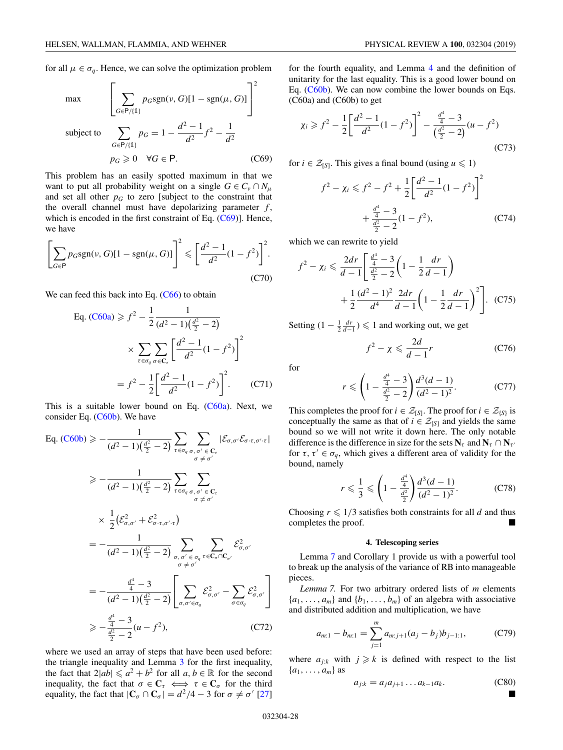for all $\mu \in \sigma_q$. Hence, we can solve the optimization problem

$$
\begin{aligned}
\max \quad & \left[\sum_{G\in \mathsf{P}/\{\mathbb{1}\}} p_G \mathrm{sgn}(\nu, G)[1-\mathrm{sgn}(\mu, G)]\right]^2 \\
\text{subject to} \quad & \sum_{G\in \mathsf{P}/\{\mathbb{1}\}} p_G = 1 - \frac{d^2-1}{d^2}f^2 - \frac{1}{d^2} \\
& p_G \geqslant 0 \quad \forall G \in \mathsf{P}.
\end{aligned}
\tag{C69}
$$

This problem has an easily spotted maximum in that we want to put all probability weight on a single $G \in C_\nu \cap N_\mu$ and set all other $p_G$ to zero [subject to the constraint that the overall channel must have depolarizing parameter $f$, which is encoded in the first constraint of Eq. (C69)]. Hence, we have

$$
\left[\sum_{G\in \mathsf{P}} p_G \mathrm{sgn}(\nu, G)[1-\mathrm{sgn}(\mu, G)]\right]^2 \leqslant \left[\frac{d^2-1}{d^2}(1-f^2)\right]^2. \tag{C70}
$$

We can feed this back into Eq. (C66) to obtain

$$
\begin{aligned}
\text{Eq. (C60a)} &\geqslant f^2 - \frac{1}{2}\frac{1}{(d^2-1)\left(\frac{d^2}{2}-2\right)} \\
&\quad \times \sum_{\tau\in\sigma_q}\sum_{\sigma\in\mathbf{C}_\tau}\left[\frac{d^2-1}{d^2}(1-f^2)\right]^2 \\
&= f^2 - \frac{1}{2}\left[\frac{d^2-1}{d^2}(1-f^2)\right]^2.
\end{aligned}
\tag{C71}
$$

This is a suitable lower bound on Eq. (C60a). Next, we consider Eq. (C60b). We have

$$
\begin{aligned}
\text{Eq. (C60b)} &\geqslant -\frac{1}{(d^2-1)\left(\frac{d^2}{2}-2\right)}\sum_{\tau\in\sigma_q}\sum_{\substack{\sigma,\sigma'\in\mathbf{C}_\tau\\ \sigma\neq\sigma'}} |\mathcal{E}_{\sigma,\sigma'}\mathcal{E}_{\sigma\cdot\tau,\sigma'\cdot\tau}| \\
&\geqslant -\frac{1}{(d^2-1)\left(\frac{d^2}{2}-2\right)}\sum_{\tau\in\sigma_q}\sum_{\substack{\sigma,\sigma'\in\mathbf{C}_\tau\\ \sigma\neq\sigma'}} \\
&\quad \times \frac{1}{2}\left(\mathcal{E}_{\sigma,\sigma'}^2 + \mathcal{E}_{\sigma\cdot\tau,\sigma'\cdot\tau}^2\right) \\
&= -\frac{1}{(d^2-1)\left(\frac{d^2}{2}-2\right)}\sum_{\substack{\sigma,\sigma'\in\sigma_q\\ \sigma\neq\sigma'}}\sum_{\tau\in\mathbf{C}_\sigma\cap\mathbf{C}_{\sigma'}} \mathcal{E}_{\sigma,\sigma'}^2 \\
&= -\frac{\frac{d^4}{4}-3}{(d^2-1)\left(\frac{d^2}{2}-2\right)}\left[\sum_{\sigma,\sigma'\in\sigma_q}\mathcal{E}_{\sigma,\sigma'}^2 - \sum_{\sigma\in\sigma_q}\mathcal{E}_{\sigma,\sigma'}^2\right] \\
&\geqslant -\frac{\frac{d^4}{4}-3}{\frac{d^2}{2}-2}(u-f^2),
\end{aligned}
\tag{C72}
$$

where we used an array of steps that have been used before: the triangle inequality and Lemma 3 for the first inequality, the fact that $2|ab| \leqslant a^2 + b^2$ for all $a, b \in \mathbb{R}$ for the second inequality, the fact that $\sigma \in \mathbf{C}_\tau \iff \tau \in \mathbf{C}_\sigma$ for the third equality, the fact that $|\mathbf{C}_\sigma \cap \mathbf{C}_\sigma| = d^2/4 - 3$ for $\sigma \neq \sigma'$ [27] for the fourth equality, and Lemma 4 and the definition of unitarity for the last equality. This is a good lower bound on Eq. (C60b). We can now combine the lower bounds on Eqs. (C60a) and (C60b) to get

$$
\chi_i \geqslant f^2 - \frac{1}{2}\left[\frac{d^2-1}{d^2}(1-f^2)\right]^2 - \frac{\frac{d^4}{4}-3}{\left(\frac{d^2}{2}-2\right)}(u-f^2) \tag{C73}
$$

for $i \in \mathcal{Z}_{[S]}$. This gives a final bound (using $u \leqslant 1$)

$$
\begin{aligned}
f^2 - \chi_i &\leqslant f^2 - f^2 + \frac{1}{2}\left[\frac{d^2-1}{d^2}(1-f^2)\right]^2 \\
&\quad + \frac{\frac{d^4}{4}-3}{\frac{d^2}{2}-2}(1-f^2),
\end{aligned}
\tag{C74}
$$

which we can rewrite to yield

$$
\begin{aligned}
f^2 - \chi_i \leqslant \frac{2dr}{d-1}&\left[\frac{\frac{d^4}{4}-3}{\frac{d^2}{2}-2}\left(1 - \frac{1}{2}\frac{dr}{d-1}\right)\right. \\
&\left. + \frac{1}{2}\frac{(d^2-1)^2}{d^4}\frac{2dr}{d-1}\left(1 - \frac{1}{2}\frac{dr}{d-1}\right)^2\right].
\end{aligned}
\tag{C75}
$$

Setting $(1 - \frac{1}{2}\frac{dr}{d-1}) \leqslant 1$ and working out, we get

$$
f^2 - \chi \leqslant \frac{2d}{d-1}r \tag{C76}
$$

for

$$
r \leqslant \left(1 - \frac{\frac{d^4}{4}-3}{\frac{d^2}{2}-2}\right)\frac{d^3(d-1)}{(d^2-1)^2}. \tag{C77}
$$

This completes the proof for $i \in \mathcal{Z}_{[S]}$. The proof for $i \in \mathcal{Z}_{\{S\}}$ is conceptually the same as that of $i \in \mathcal{Z}_{[S]}$ and yields the same bound so we will not write it down here. The only notable difference is the difference in size for the sets $\mathbf{N}_\tau$ and $\mathbf{N}_\tau \cap \mathbf{N}_{\tau'}$ for $\tau, \tau' \in \sigma_q$, which gives a different area of validity for the bound, namely

$$
r \leqslant \frac{1}{3} \leqslant \left(1 - \frac{\frac{d^4}{4}}{\frac{d^2}{2}}\right)\frac{d^3(d-1)}{(d^2-1)^2}. \tag{C78}
$$

Choosing $r \leqslant 1/3$ satisfies both constraints for all $d$ and thus completes the proof. ■

#### 4. Telescoping series

Lemma 7 and Corollary 1 provide us with a powerful tool to break up the analysis of the variance of RB into manageable pieces.

*Lemma 7.* For two arbitrary ordered lists of $m$ elements $\{a_1, \ldots, a_m\}$ and $\{b_1, \ldots, b_m\}$ of an algebra with associative and distributed addition and multiplication, we have

$$
a_{m:1} - b_{m:1} = \sum_{j=1}^{m} a_{m:j+1}(a_j - b_j)b_{j-1:1}, \tag{C79}
$$

where $a_{j:k}$ with $j \geqslant k$ is defined with respect to the list $\{a_1, \ldots, a_m\}$ as

$$
a_{j:k} = a_j a_{j+1} \ldots a_{k-1} a_k. \tag{C80}
$$

■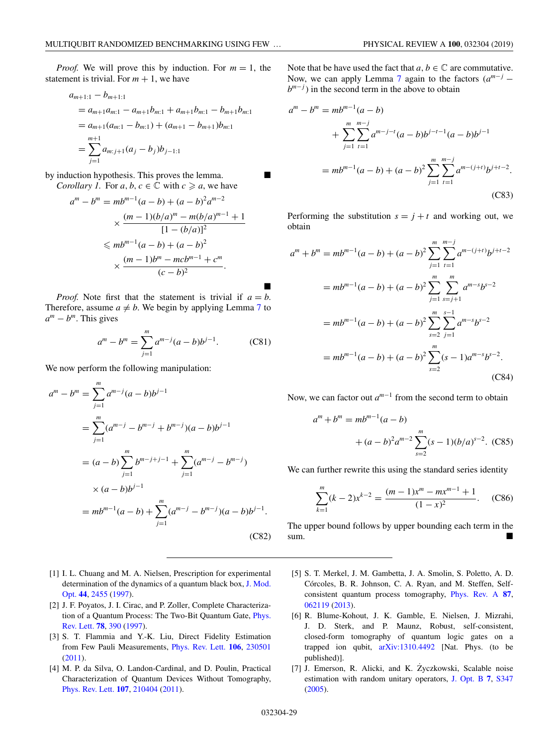*Proof.* We will prove this by induction. For $m = 1$, the statement is trivial. For $m + 1$, we have

$$\begin{aligned}
&a_{m+1:1} - b_{m+1:1} \\
&= a_{m+1}a_{m:1} - a_{m+1}b_{m:1} + a_{m+1}b_{m:1} - b_{m+1}b_{m:1} \\
&= a_{m+1}(a_{m:1} - b_{m:1}) + (a_{m+1} - b_{m+1})b_{m:1} \\
&= \sum_{j=1}^{m+1} a_{m:j+1}(a_j - b_j)b_{j-1:1}
\end{aligned}$$

by induction hypothesis. This proves the lemma. ■

*Corollary 1.* For $a, b, c \in \mathbb{C}$ with $c \geqslant a$, we have

$$\begin{aligned}
a^m - b^m &= mb^{m-1}(a-b) + (a-b)^2 a^{m-2} \\
&\quad \times \frac{(m-1)(b/a)^m - m(b/a)^{m-1} + 1}{[1-(b/a)]^2} \\
&\leqslant mb^{m-1}(a-b) + (a-b)^2 \\
&\quad \times \frac{(m-1)b^m - mcb^{m-1} + c^m}{(c-b)^2}.
\end{aligned}$$

■

*Proof.* Note first that the statement is trivial if $a = b$. Therefore, assume $a \neq b$. We begin by applying Lemma 7 to $a^m - b^m$. This gives

$$a^m - b^m = \sum_{j=1}^{m} a^{m-j}(a-b)b^{j-1}. \tag{C81}$$

We now perform the following manipulation:

$$\begin{aligned}
a^m - b^m &= \sum_{j=1}^{m} a^{m-j}(a-b)b^{j-1} \\
&= \sum_{j=1}^{m} (a^{m-j} - b^{m-j} + b^{m-j})(a-b)b^{j-1} \\
&= (a-b)\sum_{j=1}^{m} b^{m-j+j-1} + \sum_{j=1}^{m}(a^{m-j} - b^{m-j}) \\
&\quad \times (a-b)b^{j-1} \\
&= mb^{m-1}(a-b) + \sum_{j=1}^{m}(a^{m-j} - b^{m-j})(a-b)b^{j-1}.
\end{aligned} \tag{C82}$$

Note that be have used the fact that $a, b \in \mathbb{C}$ are commutative. Now, we can apply Lemma 7 again to the factors $(a^{m-j} - b^{m-j})$ in the second term in the above to obtain

$$\begin{aligned}
a^m - b^m &= mb^{m-1}(a-b) \\
&\quad + \sum_{j=1}^{m}\sum_{t=1}^{m-j} a^{m-j-t}(a-b)b^{j-t-1}(a-b)b^{j-1} \\
&= mb^{m-1}(a-b) + (a-b)^2 \sum_{j=1}^{m}\sum_{t=1}^{m-j} a^{m-(j+t)}b^{j+t-2}.
\end{aligned} \tag{C83}$$

Performing the substitution $s = j + t$ and working out, we obtain

$$\begin{aligned}
a^m + b^m &= mb^{m-1}(a-b) + (a-b)^2 \sum_{j=1}^{m}\sum_{t=1}^{m-j} a^{m-(j+t)}b^{j+t-2} \\
&= mb^{m-1}(a-b) + (a-b)^2 \sum_{j=1}^{m}\sum_{s=j+1}^{m} a^{m-s}b^{s-2} \\
&= mb^{m-1}(a-b) + (a-b)^2 \sum_{s=2}^{m}\sum_{j=1}^{s-1} a^{m-s}b^{s-2} \\
&= mb^{m-1}(a-b) + (a-b)^2 \sum_{s=2}^{m}(s-1)a^{m-s}b^{s-2}.
\end{aligned} \tag{C84}$$

Now, we can factor out $a^{m-1}$ from the second term to obtain

$$\begin{aligned}
a^m + b^m &= mb^{m-1}(a-b) \\
&\quad + (a-b)^2 a^{m-2} \sum_{s=2}^{m}(s-1)(b/a)^{s-2}.
\end{aligned} \tag{C85}$$

We can further rewrite this using the standard series identity

$$\sum_{k=1}^{m}(k-2)x^{k-2} = \frac{(m-1)x^m - mx^{m-1} + 1}{(1-x)^2}. \tag{C86}$$

The upper bound follows by upper bounding each term in the sum. ■

---

[1] I. L. Chuang and M. A. Nielsen, Prescription for experimental determination of the dynamics of a quantum black box, J. Mod. Opt. **44**, 2455 (1997).

[2] J. F. Poyatos, J. I. Cirac, and P. Zoller, Complete Characterization of a Quantum Process: The Two-Bit Quantum Gate, Phys. Rev. Lett. **78**, 390 (1997).

[3] S. T. Flammia and Y.-K. Liu, Direct Fidelity Estimation from Few Pauli Measurements, Phys. Rev. Lett. **106**, 230501 (2011).

[4] M. P. da Silva, O. Landon-Cardinal, and D. Poulin, Practical Characterization of Quantum Devices Without Tomography, Phys. Rev. Lett. **107**, 210404 (2011).

[5] S. T. Merkel, J. M. Gambetta, J. A. Smolin, S. Poletto, A. D. Córcoles, B. R. Johnson, C. A. Ryan, and M. Steffen, Self-consistent quantum process tomography, Phys. Rev. A **87**, 062119 (2013).

[6] R. Blume-Kohout, J. K. Gamble, E. Nielsen, J. Mizrahi, J. D. Sterk, and P. Maunz, Robust, self-consistent, closed-form tomography of quantum logic gates on a trapped ion qubit, arXiv:1310.4492 [Nat. Phys. (to be published)].

[7] J. Emerson, R. Alicki, and K. Życzkowski, Scalable noise estimation with random unitary operators, J. Opt. B **7**, S347 (2005).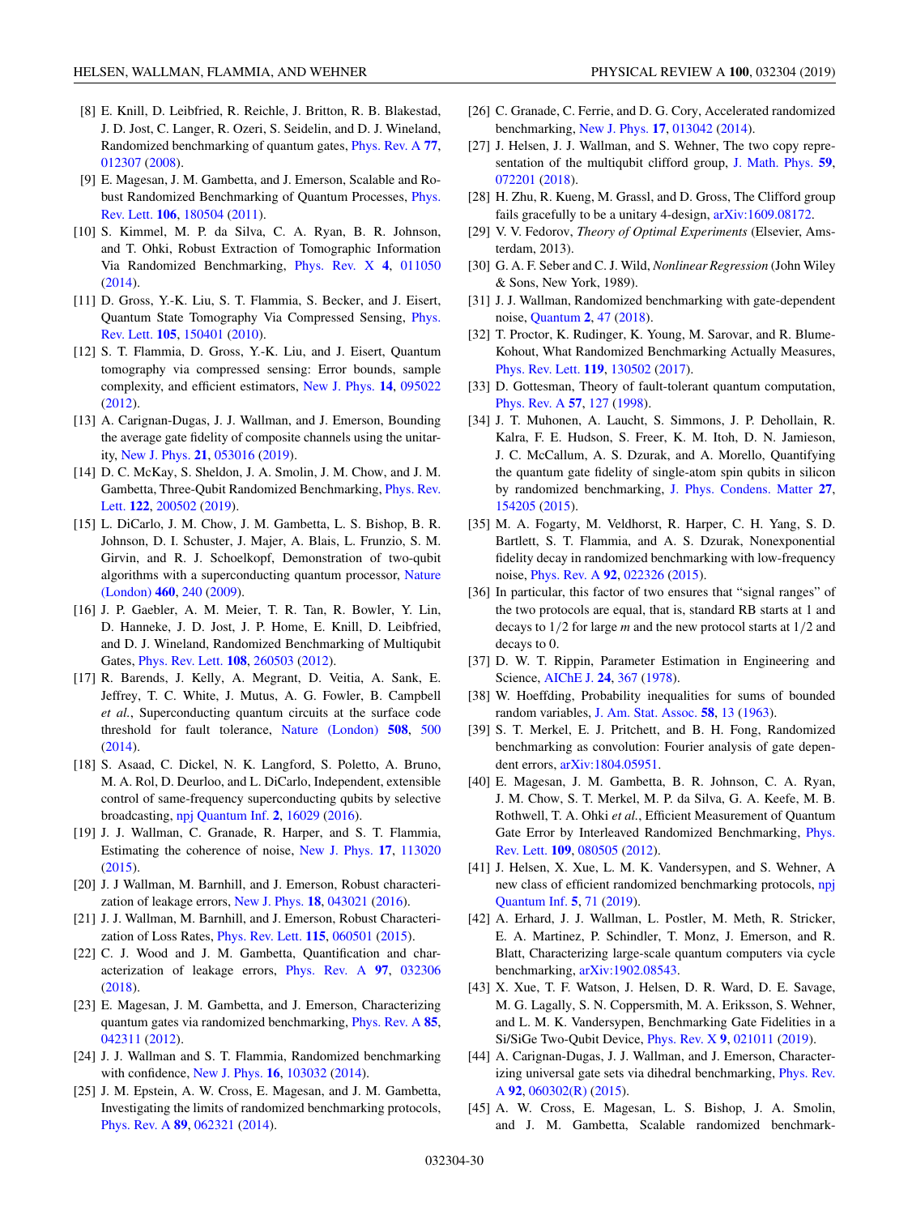[8] E. Knill, D. Leibfried, R. Reichle, J. Britton, R. B. Blakestad, J. D. Jost, C. Langer, R. Ozeri, S. Seidelin, and D. J. Wineland, Randomized benchmarking of quantum gates, Phys. Rev. A **77**, 012307 (2008).

[9] E. Magesan, J. M. Gambetta, and J. Emerson, Scalable and Robust Randomized Benchmarking of Quantum Processes, Phys. Rev. Lett. **106**, 180504 (2011).

[10] S. Kimmel, M. P. da Silva, C. A. Ryan, B. R. Johnson, and T. Ohki, Robust Extraction of Tomographic Information Via Randomized Benchmarking, Phys. Rev. X **4**, 011050 (2014).

[11] D. Gross, Y.-K. Liu, S. T. Flammia, S. Becker, and J. Eisert, Quantum State Tomography Via Compressed Sensing, Phys. Rev. Lett. **105**, 150401 (2010).

[12] S. T. Flammia, D. Gross, Y.-K. Liu, and J. Eisert, Quantum tomography via compressed sensing: Error bounds, sample complexity, and efficient estimators, New J. Phys. **14**, 095022 (2012).

[13] A. Carignan-Dugas, J. J. Wallman, and J. Emerson, Bounding the average gate fidelity of composite channels using the unitarity, New J. Phys. **21**, 053016 (2019).

[14] D. C. McKay, S. Sheldon, J. A. Smolin, J. M. Chow, and J. M. Gambetta, Three-Qubit Randomized Benchmarking, Phys. Rev. Lett. **122**, 200502 (2019).

[15] L. DiCarlo, J. M. Chow, J. M. Gambetta, L. S. Bishop, B. R. Johnson, D. I. Schuster, J. Majer, A. Blais, L. Frunzio, S. M. Girvin, and R. J. Schoelkopf, Demonstration of two-qubit algorithms with a superconducting quantum processor, Nature (London) **460**, 240 (2009).

[16] J. P. Gaebler, A. M. Meier, T. R. Tan, R. Bowler, Y. Lin, D. Hanneke, J. D. Jost, J. P. Home, E. Knill, D. Leibfried, and D. J. Wineland, Randomized Benchmarking of Multiqubit Gates, Phys. Rev. Lett. **108**, 260503 (2012).

[17] R. Barends, J. Kelly, A. Megrant, D. Veitia, A. Sank, E. Jeffrey, T. C. White, J. Mutus, A. G. Fowler, B. Campbell *et al.*, Superconducting quantum circuits at the surface code threshold for fault tolerance, Nature (London) **508**, 500 (2014).

[18] S. Asaad, C. Dickel, N. K. Langford, S. Poletto, A. Bruno, M. A. Rol, D. Deurloo, and L. DiCarlo, Independent, extensible control of same-frequency superconducting qubits by selective broadcasting, npj Quantum Inf. **2**, 16029 (2016).

[19] J. J. Wallman, C. Granade, R. Harper, and S. T. Flammia, Estimating the coherence of noise, New J. Phys. **17**, 113020 (2015).

[20] J. J Wallman, M. Barnhill, and J. Emerson, Robust characterization of leakage errors, New J. Phys. **18**, 043021 (2016).

[21] J. J. Wallman, M. Barnhill, and J. Emerson, Robust Characterization of Loss Rates, Phys. Rev. Lett. **115**, 060501 (2015).

[22] C. J. Wood and J. M. Gambetta, Quantification and characterization of leakage errors, Phys. Rev. A **97**, 032306 (2018).

[23] E. Magesan, J. M. Gambetta, and J. Emerson, Characterizing quantum gates via randomized benchmarking, Phys. Rev. A **85**, 042311 (2012).

[24] J. J. Wallman and S. T. Flammia, Randomized benchmarking with confidence, New J. Phys. **16**, 103032 (2014).

[25] J. M. Epstein, A. W. Cross, E. Magesan, and J. M. Gambetta, Investigating the limits of randomized benchmarking protocols, Phys. Rev. A **89**, 062321 (2014).

[26] C. Granade, C. Ferrie, and D. G. Cory, Accelerated randomized benchmarking, New J. Phys. **17**, 013042 (2014).

[27] J. Helsen, J. J. Wallman, and S. Wehner, The two copy representation of the multiqubit clifford group, J. Math. Phys. **59**, 072201 (2018).

[28] H. Zhu, R. Kueng, M. Grassl, and D. Gross, The Clifford group fails gracefully to be a unitary 4-design, arXiv:1609.08172.

[29] V. V. Fedorov, *Theory of Optimal Experiments* (Elsevier, Amsterdam, 2013).

[30] G. A. F. Seber and C. J. Wild, *Nonlinear Regression* (John Wiley & Sons, New York, 1989).

[31] J. J. Wallman, Randomized benchmarking with gate-dependent noise, Quantum **2**, 47 (2018).

[32] T. Proctor, K. Rudinger, K. Young, M. Sarovar, and R. Blume-Kohout, What Randomized Benchmarking Actually Measures, Phys. Rev. Lett. **119**, 130502 (2017).

[33] D. Gottesman, Theory of fault-tolerant quantum computation, Phys. Rev. A **57**, 127 (1998).

[34] J. T. Muhonen, A. Laucht, S. Simmons, J. P. Dehollain, R. Kalra, F. E. Hudson, S. Freer, K. M. Itoh, D. N. Jamieson, J. C. McCallum, A. S. Dzurak, and A. Morello, Quantifying the quantum gate fidelity of single-atom spin qubits in silicon by randomized benchmarking, J. Phys. Condens. Matter **27**, 154205 (2015).

[35] M. A. Fogarty, M. Veldhorst, R. Harper, C. H. Yang, S. D. Bartlett, S. T. Flammia, and A. S. Dzurak, Nonexponential fidelity decay in randomized benchmarking with low-frequency noise, Phys. Rev. A **92**, 022326 (2015).

[36] In particular, this factor of two ensures that "signal ranges" of the two protocols are equal, that is, standard RB starts at 1 and decays to $1/2$ for large $m$ and the new protocol starts at $1/2$ and decays to 0.

[37] D. W. T. Rippin, Parameter Estimation in Engineering and Science, AIChE J. **24**, 367 (1978).

[38] W. Hoeffding, Probability inequalities for sums of bounded random variables, J. Am. Stat. Assoc. **58**, 13 (1963).

[39] S. T. Merkel, E. J. Pritchett, and B. H. Fong, Randomized benchmarking as convolution: Fourier analysis of gate dependent errors, arXiv:1804.05951.

[40] E. Magesan, J. M. Gambetta, B. R. Johnson, C. A. Ryan, J. M. Chow, S. T. Merkel, M. P. da Silva, G. A. Keefe, M. B. Rothwell, T. A. Ohki *et al.*, Efficient Measurement of Quantum Gate Error by Interleaved Randomized Benchmarking, Phys. Rev. Lett. **109**, 080505 (2012).

[41] J. Helsen, X. Xue, L. M. K. Vandersypen, and S. Wehner, A new class of efficient randomized benchmarking protocols, npj Quantum Inf. **5**, 71 (2019).

[42] A. Erhard, J. J. Wallman, L. Postler, M. Meth, R. Stricker, E. A. Martinez, P. Schindler, T. Monz, J. Emerson, and R. Blatt, Characterizing large-scale quantum computers via cycle benchmarking, arXiv:1902.08543.

[43] X. Xue, T. F. Watson, J. Helsen, D. R. Ward, D. E. Savage, M. G. Lagally, S. N. Coppersmith, M. A. Eriksson, S. Wehner, and L. M. K. Vandersypen, Benchmarking Gate Fidelities in a Si/SiGe Two-Qubit Device, Phys. Rev. X **9**, 021011 (2019).

[44] A. Carignan-Dugas, J. J. Wallman, and J. Emerson, Characterizing universal gate sets via dihedral benchmarking, Phys. Rev. A **92**, 060302(R) (2015).

[45] A. W. Cross, E. Magesan, L. S. Bishop, J. A. Smolin, and J. M. Gambetta, Scalable randomized benchmark-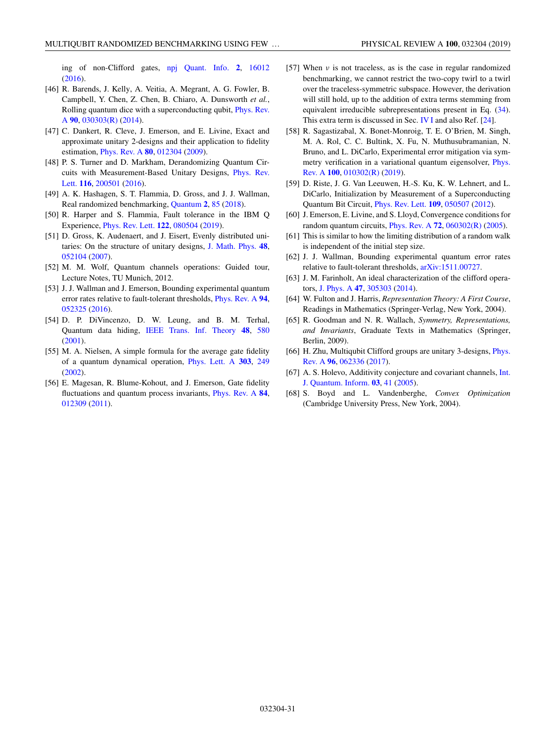ing of non-Clifford gates, npj Quant. Info. **2**, 16012 (2016).

[46] R. Barends, J. Kelly, A. Veitia, A. Megrant, A. G. Fowler, B. Campbell, Y. Chen, Z. Chen, B. Chiaro, A. Dunsworth *et al.*, Rolling quantum dice with a superconducting qubit, Phys. Rev. A **90**, 030303(R) (2014).

[47] C. Dankert, R. Cleve, J. Emerson, and E. Livine, Exact and approximate unitary 2-designs and their application to fidelity estimation, Phys. Rev. A **80**, 012304 (2009).

[48] P. S. Turner and D. Markham, Derandomizing Quantum Circuits with Measurement-Based Unitary Designs, Phys. Rev. Lett. **116**, 200501 (2016).

[49] A. K. Hashagen, S. T. Flammia, D. Gross, and J. J. Wallman, Real randomized benchmarking, Quantum **2**, 85 (2018).

[50] R. Harper and S. Flammia, Fault tolerance in the IBM Q Experience, Phys. Rev. Lett. **122**, 080504 (2019).

[51] D. Gross, K. Audenaert, and J. Eisert, Evenly distributed unitaries: On the structure of unitary designs, J. Math. Phys. **48**, 052104 (2007).

[52] M. M. Wolf, Quantum channels operations: Guided tour, Lecture Notes, TU Munich, 2012.

[53] J. J. Wallman and J. Emerson, Bounding experimental quantum error rates relative to fault-tolerant thresholds, Phys. Rev. A **94**, 052325 (2016).

[54] D. P. DiVincenzo, D. W. Leung, and B. M. Terhal, Quantum data hiding, IEEE Trans. Inf. Theory **48**, 580 (2001).

[55] M. A. Nielsen, A simple formula for the average gate fidelity of a quantum dynamical operation, Phys. Lett. A **303**, 249 (2002).

[56] E. Magesan, R. Blume-Kohout, and J. Emerson, Gate fidelity fluctuations and quantum process invariants, Phys. Rev. A **84**, 012309 (2011).

[57] When $\nu$ is not traceless, as is the case in regular randomized benchmarking, we cannot restrict the two-copy twirl to a twirl over the traceless-symmetric subspace. However, the derivation will still hold, up to the addition of extra terms stemming from equivalent irreducible subrepresentations present in Eq. (34). This extra term is discussed in Sec. IV I and also Ref. [24].

[58] R. Sagastizabal, X. Bonet-Monroig, T. E. O'Brien, M. Singh, M. A. Rol, C. C. Bultink, X. Fu, N. Muthusubramanian, N. Bruno, and L. DiCarlo, Experimental error mitigation via symmetry verification in a variational quantum eigensolver, Phys. Rev. A **100**, 010302(R) (2019).

[59] D. Riste, J. G. Van Leeuwen, H.-S. Ku, K. W. Lehnert, and L. DiCarlo, Initialization by Measurement of a Superconducting Quantum Bit Circuit, Phys. Rev. Lett. **109**, 050507 (2012).

[60] J. Emerson, E. Livine, and S. Lloyd, Convergence conditions for random quantum circuits, Phys. Rev. A **72**, 060302(R) (2005).

[61] This is similar to how the limiting distribution of a random walk is independent of the initial step size.

[62] J. J. Wallman, Bounding experimental quantum error rates relative to fault-tolerant thresholds, arXiv:1511.00727.

[63] J. M. Farinholt, An ideal characterization of the clifford operators, J. Phys. A **47**, 305303 (2014).

[64] W. Fulton and J. Harris, *Representation Theory: A First Course*, Readings in Mathematics (Springer-Verlag, New York, 2004).

[65] R. Goodman and N. R. Wallach, *Symmetry, Representations, and Invariants*, Graduate Texts in Mathematics (Springer, Berlin, 2009).

[66] H. Zhu, Multiqubit Clifford groups are unitary 3-designs, Phys. Rev. A **96**, 062336 (2017).

[67] A. S. Holevo, Additivity conjecture and covariant channels, Int. J. Quantum. Inform. **03**, 41 (2005).

[68] S. Boyd and L. Vandenberghe, *Convex Optimization* (Cambridge University Press, New York, 2004).